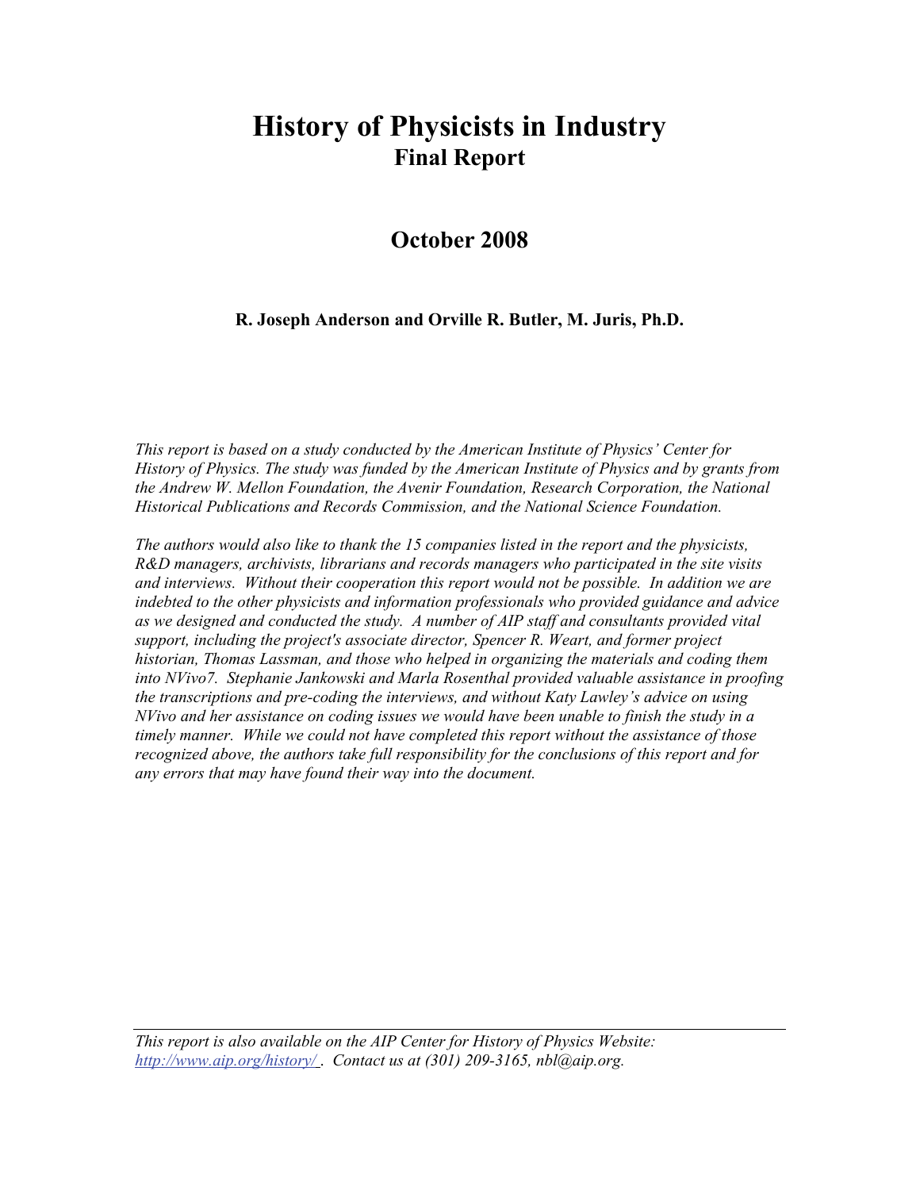# History of Physicists in Industry

## Final Report

## October 2008

**R. Joseph Anderson and Orville R. Butler, M. Juris, Ph.D.**

*This report is based on a study conducted by the American Institute of Physics' Center for History of Physics. The study was funded by the American Institute of Physics and by grants from the Andrew W. Mellon Foundation, the Avenir Foundation, Research Corporation, the National Historical Publications and Records Commission, and the National Science Foundation.*

*The authors would also like to thank the 15 companies listed in the report and the physicists, R&D managers, archivists, librarians and records managers who participated in the site visits and interviews. Without their cooperation this report would not be possible. In addition we are indebted to the other physicists and information professionals who provided guidance and advice as we designed and conducted the study. A number of AIP staff and consultants provided vital support, including the project's associate director, Spencer R. Weart, and former project historian, Thomas Lassman, and those who helped in organizing the materials and coding them into NVivo7. Stephanie Jankowski and Marla Rosenthal provided valuable assistance in proofing the transcriptions and pre-coding the interviews, and without Katy Lawley's advice on using NVivo and her assistance on coding issues we would have been unable to finish the study in a timely manner. While we could not have completed this report without the assistance of those recognized above, the authors take full responsibility for the conclusions of this report and for any errors that may have found their way into the document.*

---

*This report is also available on the AIP Center for History of Physics Website: [http://www.aip.org/history/](http://www.aip.org/history/) . Contact us at (301) 209-3165, nbl@aip.org.*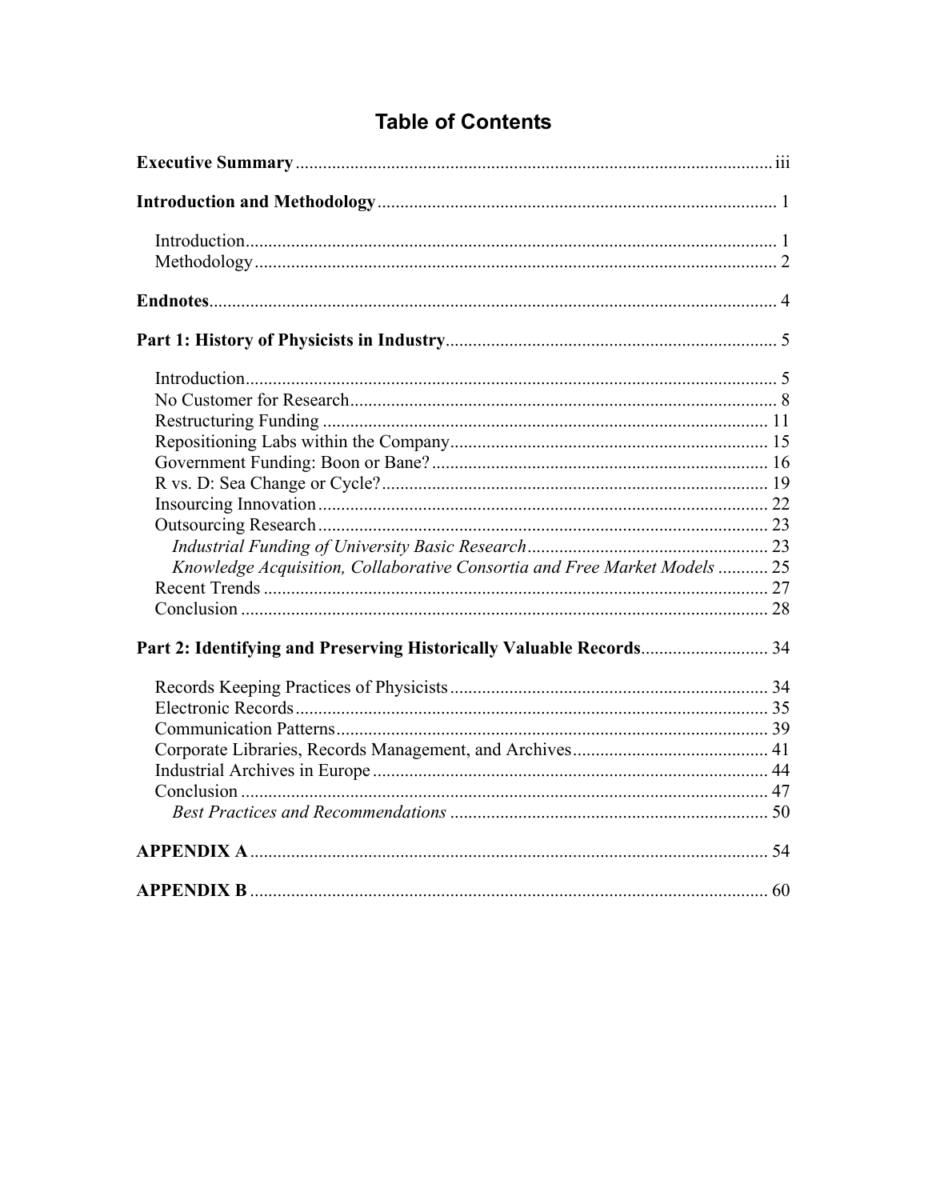# Table of Contents

**Executive Summary** ........ iii

**Introduction and Methodology** ........ 1

- Introduction ........ 1
- Methodology ........ 2

**Endnotes** ........ 4

**Part 1: History of Physicists in Industry** ........ 5

- Introduction ........ 5
- No Customer for Research ........ 8
- Restructuring Funding ........ 11
- Repositioning Labs within the Company ........ 15
- Government Funding: Boon or Bane? ........ 16
- R vs. D: Sea Change or Cycle? ........ 19
- Insourcing Innovation ........ 22
- Outsourcing Research ........ 23
  - *Industrial Funding of University Basic Research* ........ 23
  - *Knowledge Acquisition, Collaborative Consortia and Free Market Models* ........ 25
- Recent Trends ........ 27
- Conclusion ........ 28

**Part 2: Identifying and Preserving Historically Valuable Records** ........ 34

- Records Keeping Practices of Physicists ........ 34
- Electronic Records ........ 35
- Communication Patterns ........ 39
- Corporate Libraries, Records Management, and Archives ........ 41
- Industrial Archives in Europe ........ 44
- Conclusion ........ 47
  - *Best Practices and Recommendations* ........ 50

**APPENDIX A** ........ 54

**APPENDIX B** ........ 60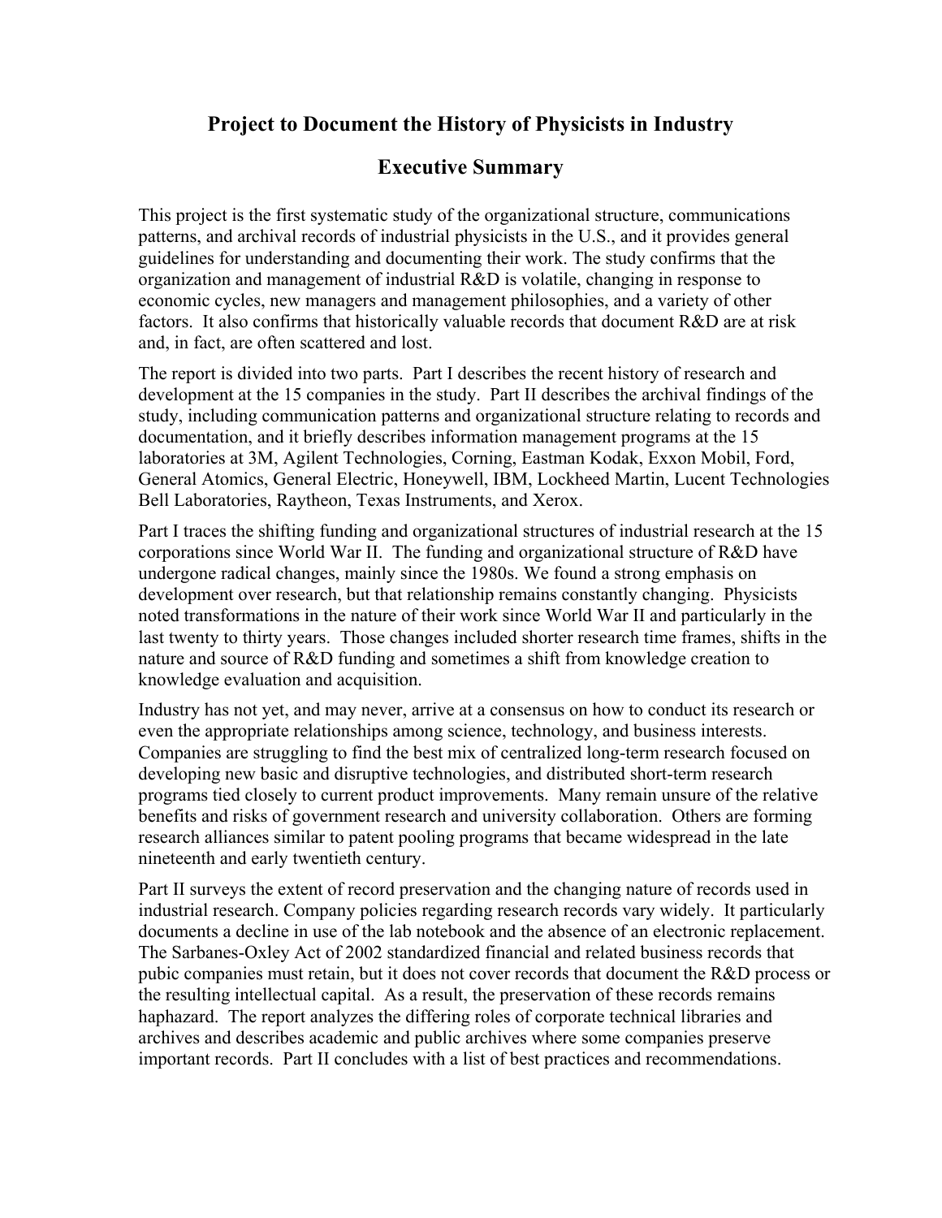# Project to Document the History of Physicists in Industry

## Executive Summary

This project is the first systematic study of the organizational structure, communications patterns, and archival records of industrial physicists in the U.S., and it provides general guidelines for understanding and documenting their work. The study confirms that the organization and management of industrial R&D is volatile, changing in response to economic cycles, new managers and management philosophies, and a variety of other factors. It also confirms that historically valuable records that document R&D are at risk and, in fact, are often scattered and lost.

The report is divided into two parts. Part I describes the recent history of research and development at the 15 companies in the study. Part II describes the archival findings of the study, including communication patterns and organizational structure relating to records and documentation, and it briefly describes information management programs at the 15 laboratories at 3M, Agilent Technologies, Corning, Eastman Kodak, Exxon Mobil, Ford, General Atomics, General Electric, Honeywell, IBM, Lockheed Martin, Lucent Technologies Bell Laboratories, Raytheon, Texas Instruments, and Xerox.

Part I traces the shifting funding and organizational structures of industrial research at the 15 corporations since World War II. The funding and organizational structure of R&D have undergone radical changes, mainly since the 1980s. We found a strong emphasis on development over research, but that relationship remains constantly changing. Physicists noted transformations in the nature of their work since World War II and particularly in the last twenty to thirty years. Those changes included shorter research time frames, shifts in the nature and source of R&D funding and sometimes a shift from knowledge creation to knowledge evaluation and acquisition.

Industry has not yet, and may never, arrive at a consensus on how to conduct its research or even the appropriate relationships among science, technology, and business interests. Companies are struggling to find the best mix of centralized long-term research focused on developing new basic and disruptive technologies, and distributed short-term research programs tied closely to current product improvements. Many remain unsure of the relative benefits and risks of government research and university collaboration. Others are forming research alliances similar to patent pooling programs that became widespread in the late nineteenth and early twentieth century.

Part II surveys the extent of record preservation and the changing nature of records used in industrial research. Company policies regarding research records vary widely. It particularly documents a decline in use of the lab notebook and the absence of an electronic replacement. The Sarbanes-Oxley Act of 2002 standardized financial and related business records that pubic companies must retain, but it does not cover records that document the R&D process or the resulting intellectual capital. As a result, the preservation of these records remains haphazard. The report analyzes the differing roles of corporate technical libraries and archives and describes academic and public archives where some companies preserve important records. Part II concludes with a list of best practices and recommendations.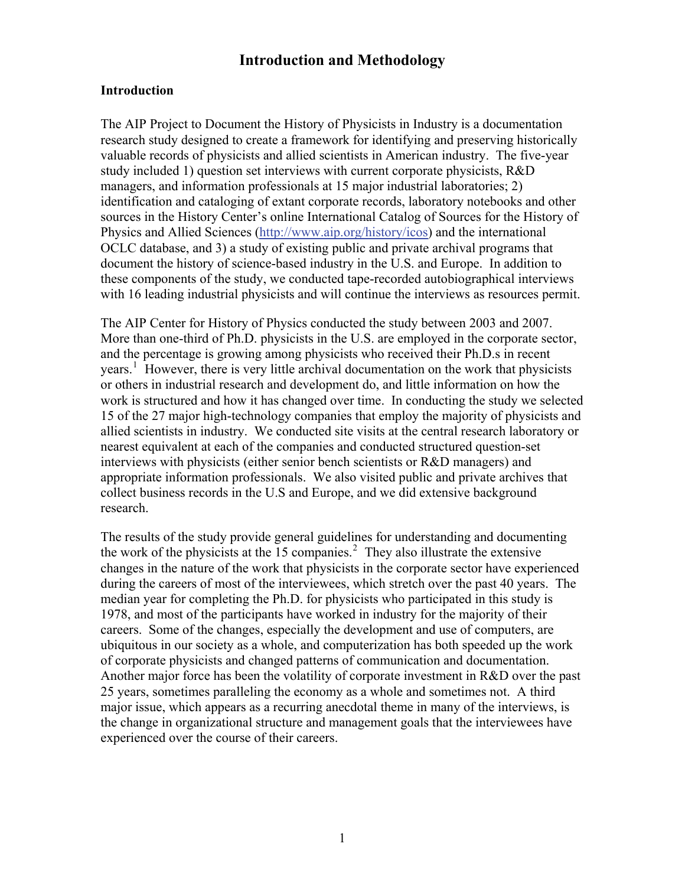# Introduction and Methodology

## Introduction

The AIP Project to Document the History of Physicists in Industry is a documentation research study designed to create a framework for identifying and preserving historically valuable records of physicists and allied scientists in American industry. The five-year study included 1) question set interviews with current corporate physicists, R&D managers, and information professionals at 15 major industrial laboratories; 2) identification and cataloging of extant corporate records, laboratory notebooks and other sources in the History Center's online International Catalog of Sources for the History of Physics and Allied Sciences (http://www.aip.org/history/icos) and the international OCLC database, and 3) a study of existing public and private archival programs that document the history of science-based industry in the U.S. and Europe. In addition to these components of the study, we conducted tape-recorded autobiographical interviews with 16 leading industrial physicists and will continue the interviews as resources permit.

The AIP Center for History of Physics conducted the study between 2003 and 2007. More than one-third of Ph.D. physicists in the U.S. are employed in the corporate sector, and the percentage is growing among physicists who received their Ph.D.s in recent years.[1] However, there is very little archival documentation on the work that physicists or others in industrial research and development do, and little information on how the work is structured and how it has changed over time. In conducting the study we selected 15 of the 27 major high-technology companies that employ the majority of physicists and allied scientists in industry. We conducted site visits at the central research laboratory or nearest equivalent at each of the companies and conducted structured question-set interviews with physicists (either senior bench scientists or R&D managers) and appropriate information professionals. We also visited public and private archives that collect business records in the U.S and Europe, and we did extensive background research.

The results of the study provide general guidelines for understanding and documenting the work of the physicists at the 15 companies.[2] They also illustrate the extensive changes in the nature of the work that physicists in the corporate sector have experienced during the careers of most of the interviewees, which stretch over the past 40 years. The median year for completing the Ph.D. for physicists who participated in this study is 1978, and most of the participants have worked in industry for the majority of their careers. Some of the changes, especially the development and use of computers, are ubiquitous in our society as a whole, and computerization has both speeded up the work of corporate physicists and changed patterns of communication and documentation. Another major force has been the volatility of corporate investment in R&D over the past 25 years, sometimes paralleling the economy as a whole and sometimes not. A third major issue, which appears as a recurring anecdotal theme in many of the interviews, is the change in organizational structure and management goals that the interviewees have experienced over the course of their careers.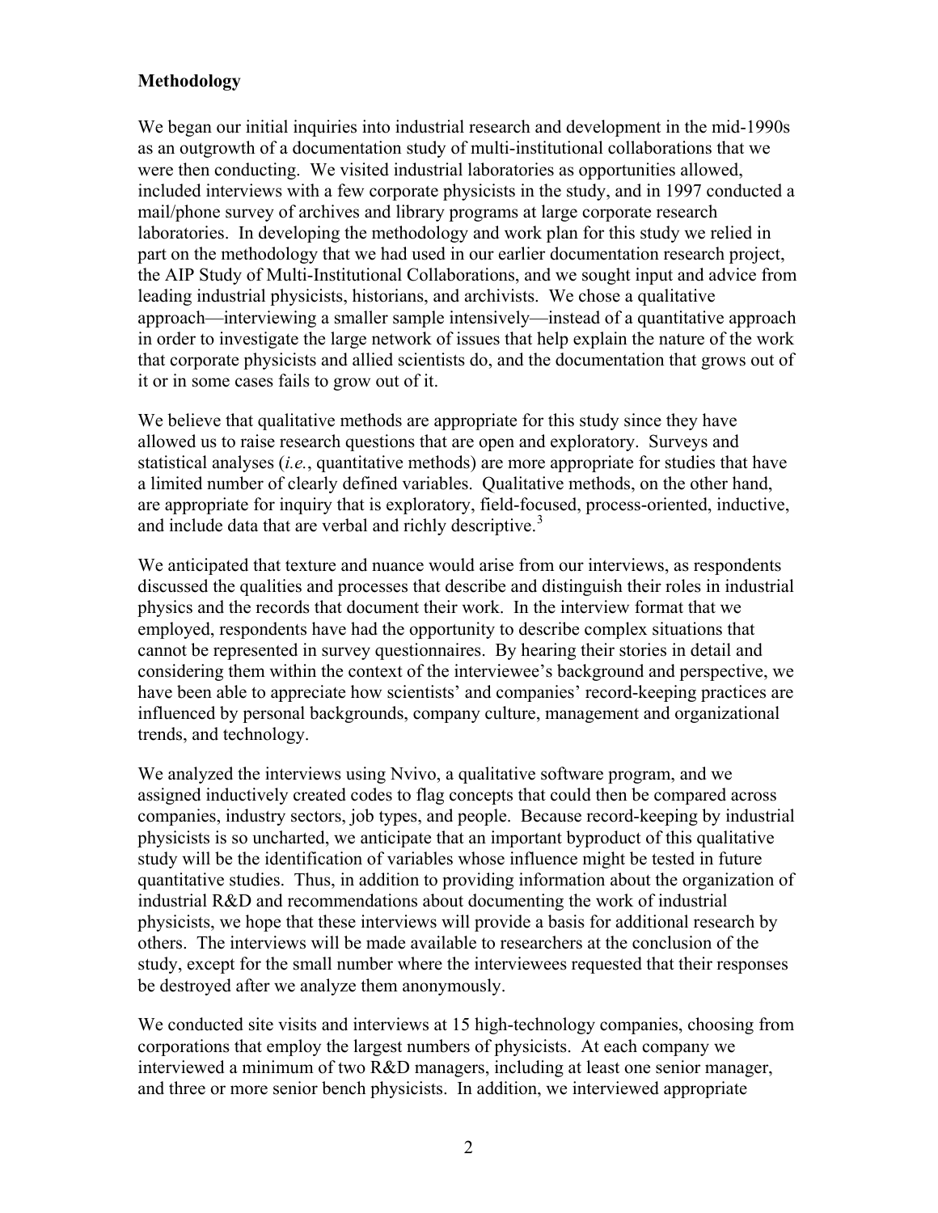## Methodology

We began our initial inquiries into industrial research and development in the mid-1990s as an outgrowth of a documentation study of multi-institutional collaborations that we were then conducting. We visited industrial laboratories as opportunities allowed, included interviews with a few corporate physicists in the study, and in 1997 conducted a mail/phone survey of archives and library programs at large corporate research laboratories. In developing the methodology and work plan for this study we relied in part on the methodology that we had used in our earlier documentation research project, the AIP Study of Multi-Institutional Collaborations, and we sought input and advice from leading industrial physicists, historians, and archivists. We chose a qualitative approach—interviewing a smaller sample intensively—instead of a quantitative approach in order to investigate the large network of issues that help explain the nature of the work that corporate physicists and allied scientists do, and the documentation that grows out of it or in some cases fails to grow out of it.

We believe that qualitative methods are appropriate for this study since they have allowed us to raise research questions that are open and exploratory. Surveys and statistical analyses (*i.e.*, quantitative methods) are more appropriate for studies that have a limited number of clearly defined variables. Qualitative methods, on the other hand, are appropriate for inquiry that is exploratory, field-focused, process-oriented, inductive, and include data that are verbal and richly descriptive.[3]

We anticipated that texture and nuance would arise from our interviews, as respondents discussed the qualities and processes that describe and distinguish their roles in industrial physics and the records that document their work. In the interview format that we employed, respondents have had the opportunity to describe complex situations that cannot be represented in survey questionnaires. By hearing their stories in detail and considering them within the context of the interviewee's background and perspective, we have been able to appreciate how scientists' and companies' record-keeping practices are influenced by personal backgrounds, company culture, management and organizational trends, and technology.

We analyzed the interviews using Nvivo, a qualitative software program, and we assigned inductively created codes to flag concepts that could then be compared across companies, industry sectors, job types, and people. Because record-keeping by industrial physicists is so uncharted, we anticipate that an important byproduct of this qualitative study will be the identification of variables whose influence might be tested in future quantitative studies. Thus, in addition to providing information about the organization of industrial R&D and recommendations about documenting the work of industrial physicists, we hope that these interviews will provide a basis for additional research by others. The interviews will be made available to researchers at the conclusion of the study, except for the small number where the interviewees requested that their responses be destroyed after we analyze them anonymously.

We conducted site visits and interviews at 15 high-technology companies, choosing from corporations that employ the largest numbers of physicists. At each company we interviewed a minimum of two R&D managers, including at least one senior manager, and three or more senior bench physicists. In addition, we interviewed appropriate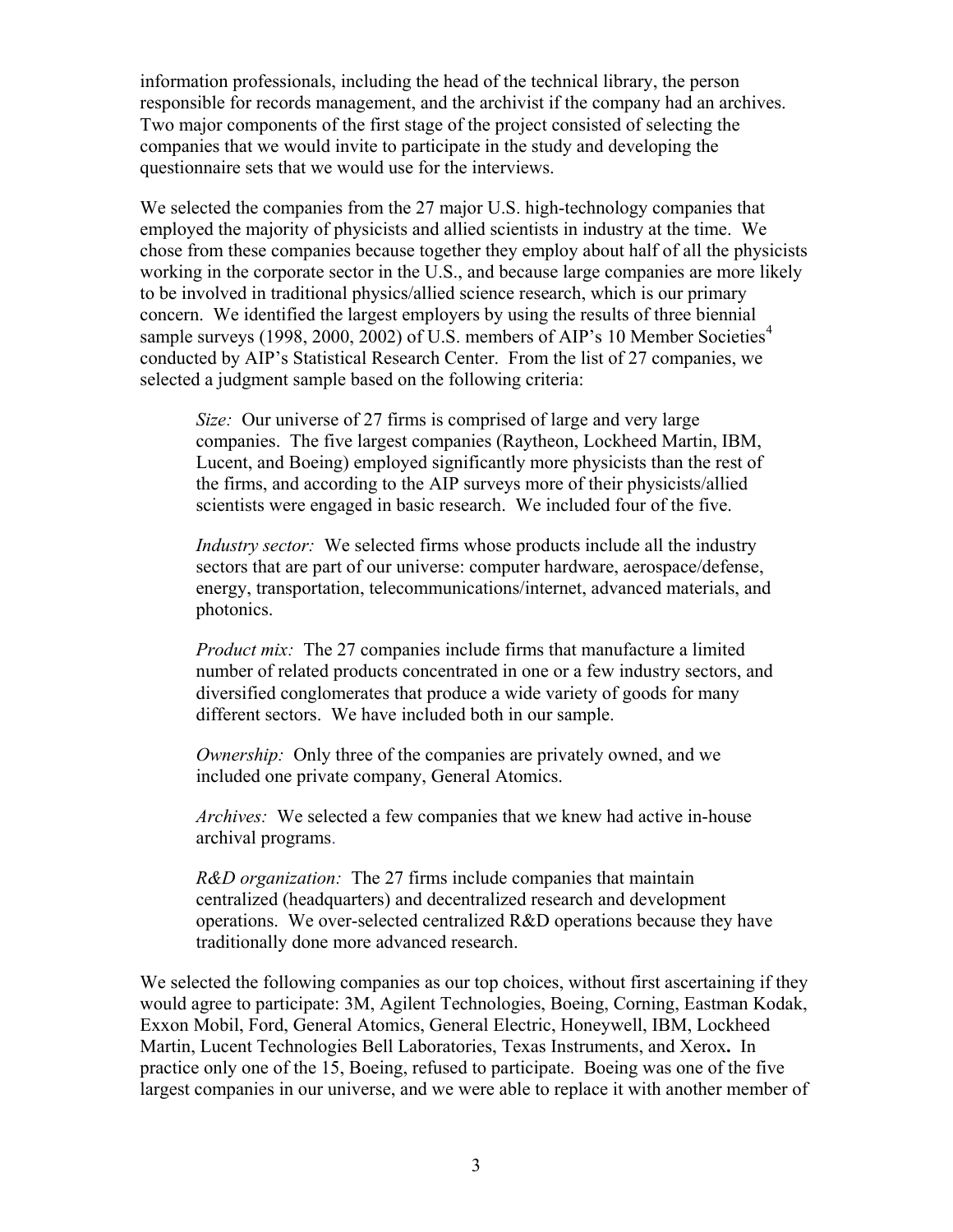information professionals, including the head of the technical library, the person responsible for records management, and the archivist if the company had an archives. Two major components of the first stage of the project consisted of selecting the companies that we would invite to participate in the study and developing the questionnaire sets that we would use for the interviews.

We selected the companies from the 27 major U.S. high-technology companies that employed the majority of physicists and allied scientists in industry at the time. We chose from these companies because together they employ about half of all the physicists working in the corporate sector in the U.S., and because large companies are more likely to be involved in traditional physics/allied science research, which is our primary concern. We identified the largest employers by using the results of three biennial sample surveys (1998, 2000, 2002) of U.S. members of AIP's 10 Member Societies[4] conducted by AIP's Statistical Research Center. From the list of 27 companies, we selected a judgment sample based on the following criteria:

> *Size:* Our universe of 27 firms is comprised of large and very large companies. The five largest companies (Raytheon, Lockheed Martin, IBM, Lucent, and Boeing) employed significantly more physicists than the rest of the firms, and according to the AIP surveys more of their physicists/allied scientists were engaged in basic research. We included four of the five.
>
> *Industry sector:* We selected firms whose products include all the industry sectors that are part of our universe: computer hardware, aerospace/defense, energy, transportation, telecommunications/internet, advanced materials, and photonics.
>
> *Product mix:* The 27 companies include firms that manufacture a limited number of related products concentrated in one or a few industry sectors, and diversified conglomerates that produce a wide variety of goods for many different sectors. We have included both in our sample.
>
> *Ownership:* Only three of the companies are privately owned, and we included one private company, General Atomics.
>
> *Archives:* We selected a few companies that we knew had active in-house archival programs.
>
> *R&D organization:* The 27 firms include companies that maintain centralized (headquarters) and decentralized research and development operations. We over-selected centralized R&D operations because they have traditionally done more advanced research.

We selected the following companies as our top choices, without first ascertaining if they would agree to participate: 3M, Agilent Technologies, Boeing, Corning, Eastman Kodak, Exxon Mobil, Ford, General Atomics, General Electric, Honeywell, IBM, Lockheed Martin, Lucent Technologies Bell Laboratories, Texas Instruments, and Xerox**.** In practice only one of the 15, Boeing, refused to participate. Boeing was one of the five largest companies in our universe, and we were able to replace it with another member of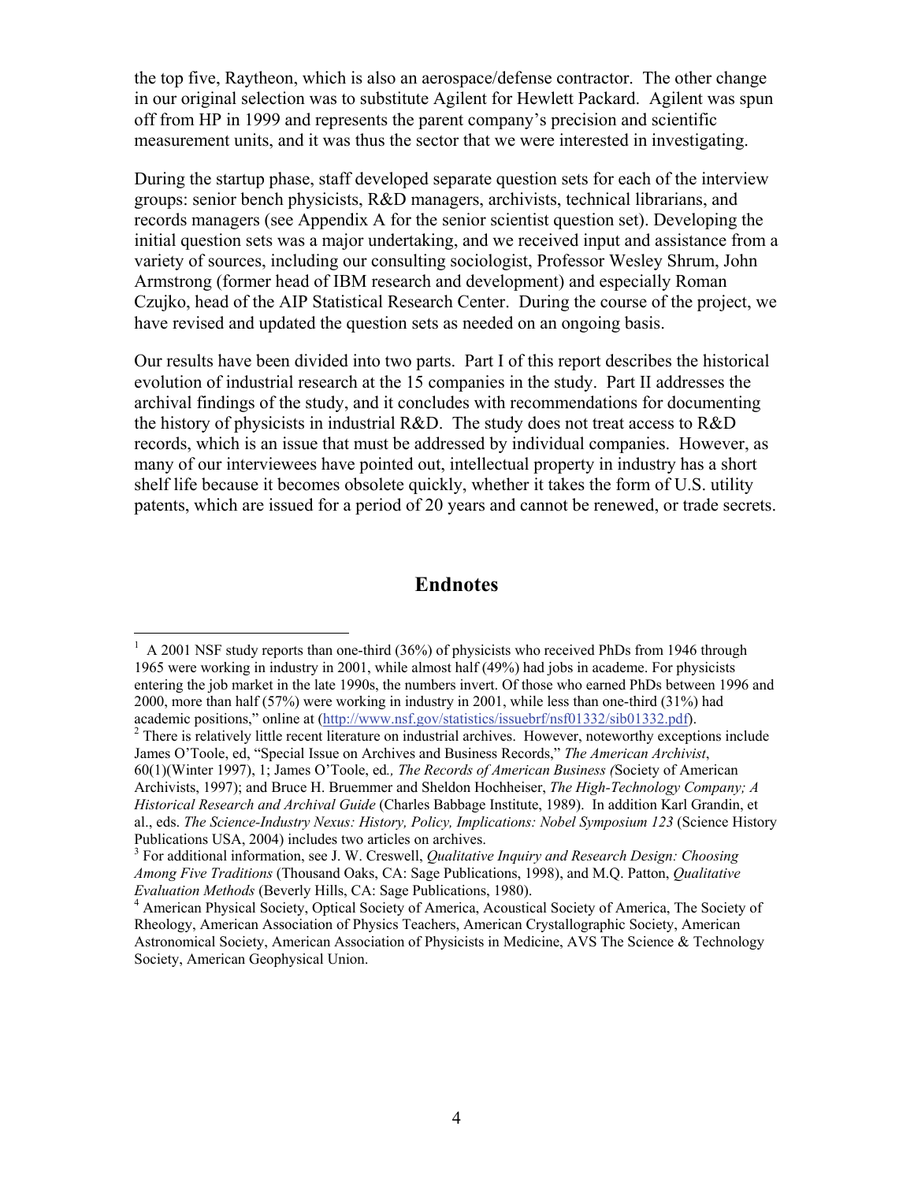the top five, Raytheon, which is also an aerospace/defense contractor. The other change in our original selection was to substitute Agilent for Hewlett Packard. Agilent was spun off from HP in 1999 and represents the parent company's precision and scientific measurement units, and it was thus the sector that we were interested in investigating.

During the startup phase, staff developed separate question sets for each of the interview groups: senior bench physicists, R&D managers, archivists, technical librarians, and records managers (see Appendix A for the senior scientist question set). Developing the initial question sets was a major undertaking, and we received input and assistance from a variety of sources, including our consulting sociologist, Professor Wesley Shrum, John Armstrong (former head of IBM research and development) and especially Roman Czujko, head of the AIP Statistical Research Center. During the course of the project, we have revised and updated the question sets as needed on an ongoing basis.

Our results have been divided into two parts. Part I of this report describes the historical evolution of industrial research at the 15 companies in the study. Part II addresses the archival findings of the study, and it concludes with recommendations for documenting the history of physicists in industrial R&D. The study does not treat access to R&D records, which is an issue that must be addressed by individual companies. However, as many of our interviewees have pointed out, intellectual property in industry has a short shelf life because it becomes obsolete quickly, whether it takes the form of U.S. utility patents, which are issued for a period of 20 years and cannot be renewed, or trade secrets.

## Endnotes

[1] A 2001 NSF study reports than one-third (36%) of physicists who received PhDs from 1946 through 1965 were working in industry in 2001, while almost half (49%) had jobs in academe. For physicists entering the job market in the late 1990s, the numbers invert. Of those who earned PhDs between 1996 and 2000, more than half (57%) were working in industry in 2001, while less than one-third (31%) had academic positions," online at (http://www.nsf.gov/statistics/issuebrf/nsf01332/sib01332.pdf).

[2] There is relatively little recent literature on industrial archives. However, noteworthy exceptions include James O'Toole, ed, "Special Issue on Archives and Business Records," *The American Archivist*, 60(1)(Winter 1997), 1; James O'Toole, ed., *The Records of American Business (*Society of American Archivists, 1997); and Bruce H. Bruemmer and Sheldon Hochheiser, *The High-Technology Company; A Historical Research and Archival Guide* (Charles Babbage Institute, 1989). In addition Karl Grandin, et al., eds. *The Science-Industry Nexus: History, Policy, Implications: Nobel Symposium 123* (Science History Publications USA, 2004) includes two articles on archives.

[3] For additional information, see J. W. Creswell, *Qualitative Inquiry and Research Design: Choosing Among Five Traditions* (Thousand Oaks, CA: Sage Publications, 1998), and M.Q. Patton, *Qualitative Evaluation Methods* (Beverly Hills, CA: Sage Publications, 1980).

[4] American Physical Society, Optical Society of America, Acoustical Society of America, The Society of Rheology, American Association of Physics Teachers, American Crystallographic Society, American Astronomical Society, American Association of Physicists in Medicine, AVS The Science & Technology Society, American Geophysical Union.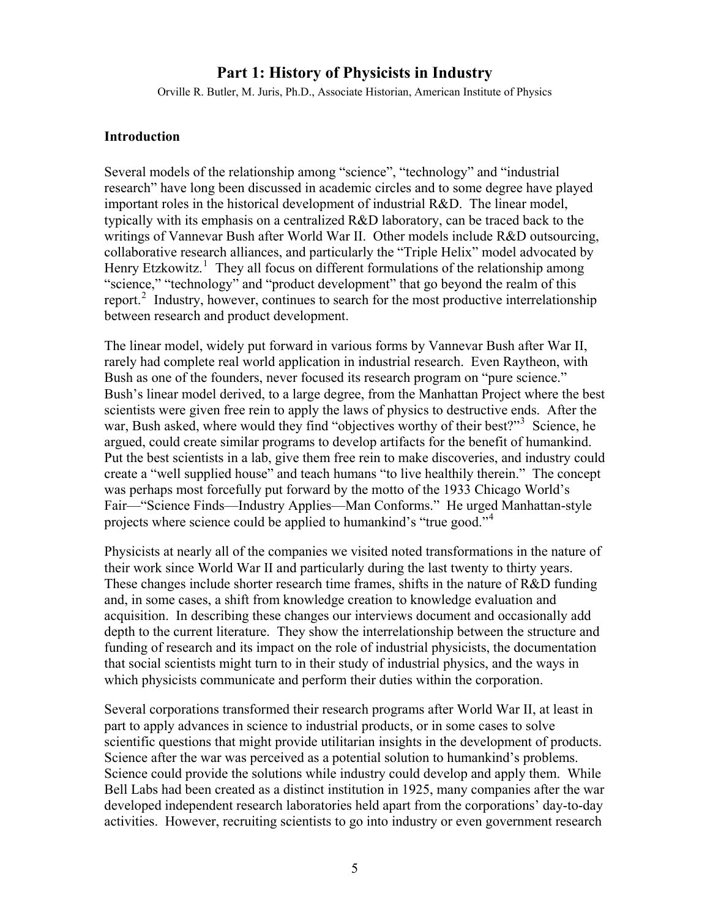# Part 1: History of Physicists in Industry

Orville R. Butler, M. Juris, Ph.D., Associate Historian, American Institute of Physics

## Introduction

Several models of the relationship among "science", "technology" and "industrial research" have long been discussed in academic circles and to some degree have played important roles in the historical development of industrial R&D. The linear model, typically with its emphasis on a centralized R&D laboratory, can be traced back to the writings of Vannevar Bush after World War II. Other models include R&D outsourcing, collaborative research alliances, and particularly the "Triple Helix" model advocated by Henry Etzkowitz.[1] They all focus on different formulations of the relationship among "science," "technology" and "product development" that go beyond the realm of this report.[2] Industry, however, continues to search for the most productive interrelationship between research and product development.

The linear model, widely put forward in various forms by Vannevar Bush after War II, rarely had complete real world application in industrial research. Even Raytheon, with Bush as one of the founders, never focused its research program on "pure science." Bush's linear model derived, to a large degree, from the Manhattan Project where the best scientists were given free rein to apply the laws of physics to destructive ends. After the war, Bush asked, where would they find "objectives worthy of their best?"[3] Science, he argued, could create similar programs to develop artifacts for the benefit of humankind. Put the best scientists in a lab, give them free rein to make discoveries, and industry could create a "well supplied house" and teach humans "to live healthily therein." The concept was perhaps most forcefully put forward by the motto of the 1933 Chicago World's Fair—"Science Finds—Industry Applies—Man Conforms." He urged Manhattan-style projects where science could be applied to humankind's "true good."[4]

Physicists at nearly all of the companies we visited noted transformations in the nature of their work since World War II and particularly during the last twenty to thirty years. These changes include shorter research time frames, shifts in the nature of R&D funding and, in some cases, a shift from knowledge creation to knowledge evaluation and acquisition. In describing these changes our interviews document and occasionally add depth to the current literature. They show the interrelationship between the structure and funding of research and its impact on the role of industrial physicists, the documentation that social scientists might turn to in their study of industrial physics, and the ways in which physicists communicate and perform their duties within the corporation.

Several corporations transformed their research programs after World War II, at least in part to apply advances in science to industrial products, or in some cases to solve scientific questions that might provide utilitarian insights in the development of products. Science after the war was perceived as a potential solution to humankind's problems. Science could provide the solutions while industry could develop and apply them. While Bell Labs had been created as a distinct institution in 1925, many companies after the war developed independent research laboratories held apart from the corporations' day-to-day activities. However, recruiting scientists to go into industry or even government research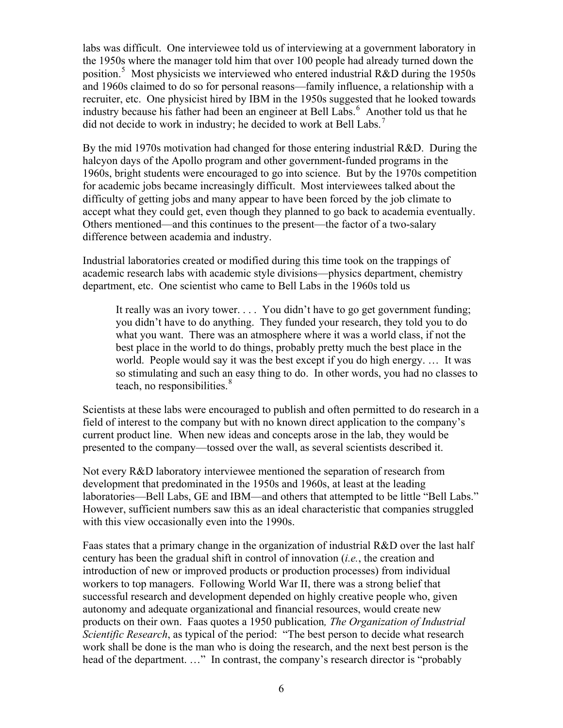labs was difficult. One interviewee told us of interviewing at a government laboratory in the 1950s where the manager told him that over 100 people had already turned down the position.[5] Most physicists we interviewed who entered industrial R&D during the 1950s and 1960s claimed to do so for personal reasons—family influence, a relationship with a recruiter, etc. One physicist hired by IBM in the 1950s suggested that he looked towards industry because his father had been an engineer at Bell Labs.[6] Another told us that he did not decide to work in industry; he decided to work at Bell Labs.[7]

By the mid 1970s motivation had changed for those entering industrial R&D. During the halcyon days of the Apollo program and other government-funded programs in the 1960s, bright students were encouraged to go into science. But by the 1970s competition for academic jobs became increasingly difficult. Most interviewees talked about the difficulty of getting jobs and many appear to have been forced by the job climate to accept what they could get, even though they planned to go back to academia eventually. Others mentioned—and this continues to the present—the factor of a two-salary difference between academia and industry.

Industrial laboratories created or modified during this time took on the trappings of academic research labs with academic style divisions—physics department, chemistry department, etc. One scientist who came to Bell Labs in the 1960s told us

> It really was an ivory tower. . . . You didn't have to go get government funding; you didn't have to do anything. They funded your research, they told you to do what you want. There was an atmosphere where it was a world class, if not the best place in the world to do things, probably pretty much the best place in the world. People would say it was the best except if you do high energy. … It was so stimulating and such an easy thing to do. In other words, you had no classes to teach, no responsibilities.[8]

Scientists at these labs were encouraged to publish and often permitted to do research in a field of interest to the company but with no known direct application to the company's current product line. When new ideas and concepts arose in the lab, they would be presented to the company—tossed over the wall, as several scientists described it.

Not every R&D laboratory interviewee mentioned the separation of research from development that predominated in the 1950s and 1960s, at least at the leading laboratories—Bell Labs, GE and IBM—and others that attempted to be little "Bell Labs." However, sufficient numbers saw this as an ideal characteristic that companies struggled with this view occasionally even into the 1990s.

Faas states that a primary change in the organization of industrial R&D over the last half century has been the gradual shift in control of innovation (*i.e.*, the creation and introduction of new or improved products or production processes) from individual workers to top managers. Following World War II, there was a strong belief that successful research and development depended on highly creative people who, given autonomy and adequate organizational and financial resources, would create new products on their own. Faas quotes a 1950 publication*, The Organization of Industrial Scientific Research*, as typical of the period: "The best person to decide what research work shall be done is the man who is doing the research, and the next best person is the head of the department. …" In contrast, the company's research director is "probably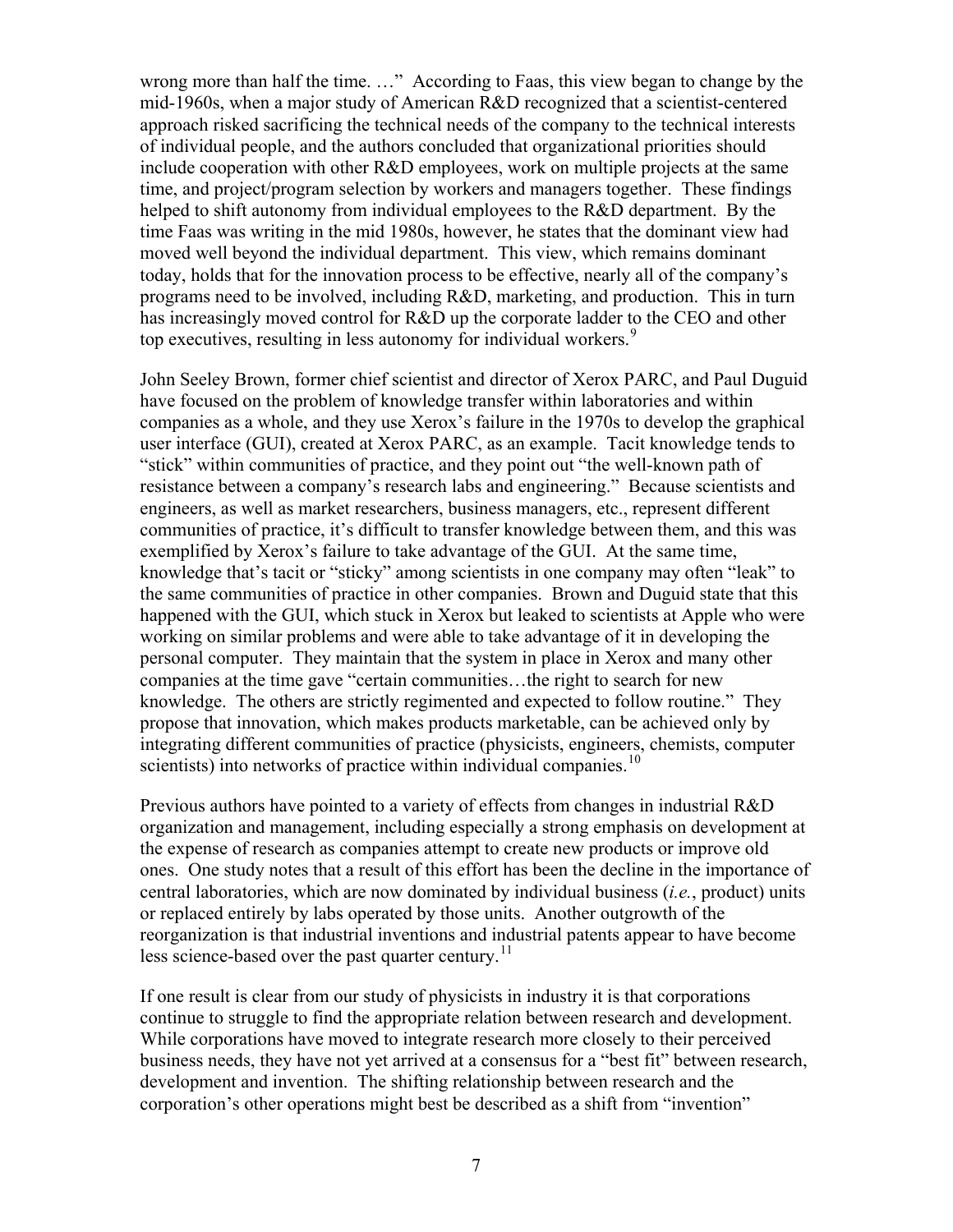wrong more than half the time. …" According to Faas, this view began to change by the mid-1960s, when a major study of American R&D recognized that a scientist-centered approach risked sacrificing the technical needs of the company to the technical interests of individual people, and the authors concluded that organizational priorities should include cooperation with other R&D employees, work on multiple projects at the same time, and project/program selection by workers and managers together. These findings helped to shift autonomy from individual employees to the R&D department. By the time Faas was writing in the mid 1980s, however, he states that the dominant view had moved well beyond the individual department. This view, which remains dominant today, holds that for the innovation process to be effective, nearly all of the company's programs need to be involved, including R&D, marketing, and production. This in turn has increasingly moved control for R&D up the corporate ladder to the CEO and other top executives, resulting in less autonomy for individual workers.[9]

John Seeley Brown, former chief scientist and director of Xerox PARC, and Paul Duguid have focused on the problem of knowledge transfer within laboratories and within companies as a whole, and they use Xerox's failure in the 1970s to develop the graphical user interface (GUI), created at Xerox PARC, as an example. Tacit knowledge tends to "stick" within communities of practice, and they point out "the well-known path of resistance between a company's research labs and engineering." Because scientists and engineers, as well as market researchers, business managers, etc., represent different communities of practice, it's difficult to transfer knowledge between them, and this was exemplified by Xerox's failure to take advantage of the GUI. At the same time, knowledge that's tacit or "sticky" among scientists in one company may often "leak" to the same communities of practice in other companies. Brown and Duguid state that this happened with the GUI, which stuck in Xerox but leaked to scientists at Apple who were working on similar problems and were able to take advantage of it in developing the personal computer. They maintain that the system in place in Xerox and many other companies at the time gave "certain communities…the right to search for new knowledge. The others are strictly regimented and expected to follow routine." They propose that innovation, which makes products marketable, can be achieved only by integrating different communities of practice (physicists, engineers, chemists, computer scientists) into networks of practice within individual companies.[10]

Previous authors have pointed to a variety of effects from changes in industrial R&D organization and management, including especially a strong emphasis on development at the expense of research as companies attempt to create new products or improve old ones. One study notes that a result of this effort has been the decline in the importance of central laboratories, which are now dominated by individual business (*i.e.*, product) units or replaced entirely by labs operated by those units. Another outgrowth of the reorganization is that industrial inventions and industrial patents appear to have become less science-based over the past quarter century.[11]

If one result is clear from our study of physicists in industry it is that corporations continue to struggle to find the appropriate relation between research and development. While corporations have moved to integrate research more closely to their perceived business needs, they have not yet arrived at a consensus for a "best fit" between research, development and invention. The shifting relationship between research and the corporation's other operations might best be described as a shift from "invention"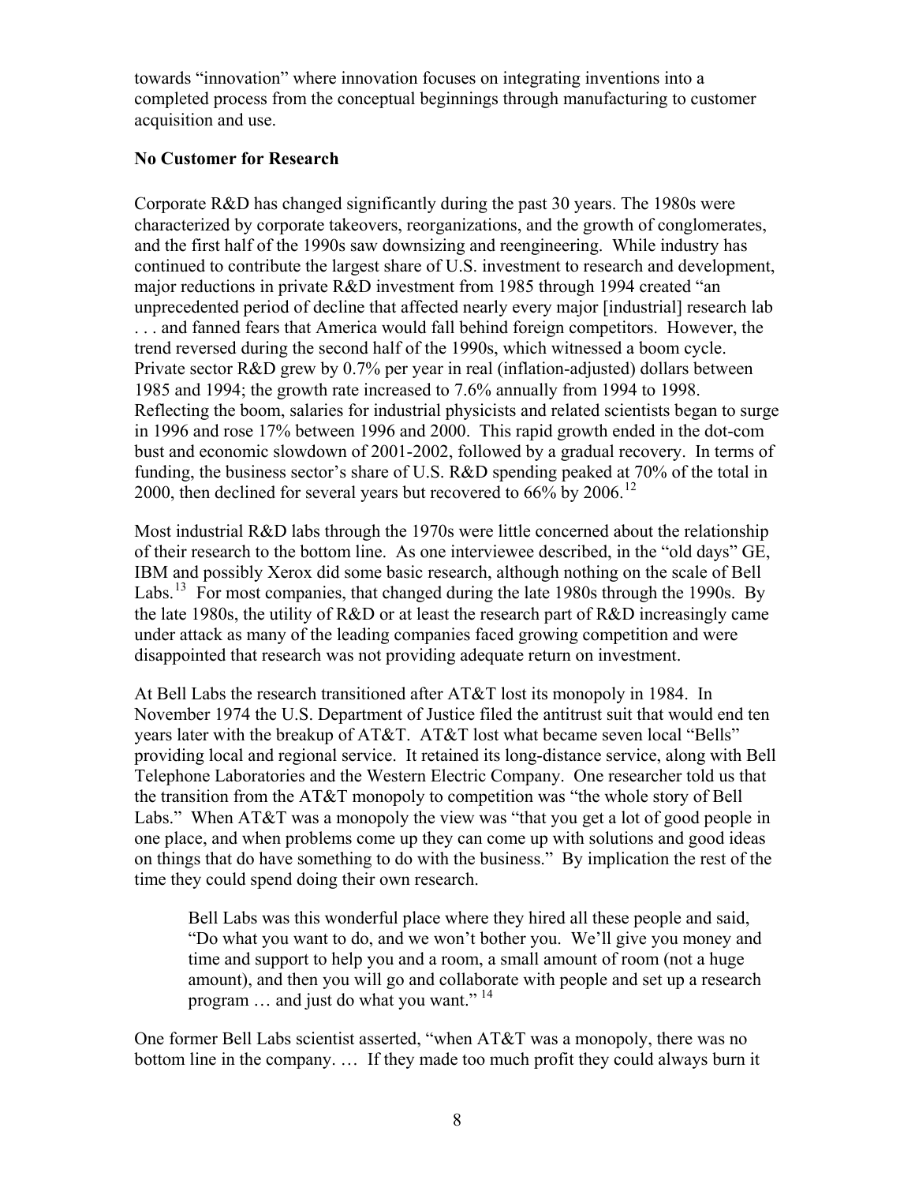towards "innovation" where innovation focuses on integrating inventions into a completed process from the conceptual beginnings through manufacturing to customer acquisition and use.

### No Customer for Research

Corporate R&D has changed significantly during the past 30 years. The 1980s were characterized by corporate takeovers, reorganizations, and the growth of conglomerates, and the first half of the 1990s saw downsizing and reengineering. While industry has continued to contribute the largest share of U.S. investment to research and development, major reductions in private R&D investment from 1985 through 1994 created "an unprecedented period of decline that affected nearly every major [industrial] research lab . . . and fanned fears that America would fall behind foreign competitors. However, the trend reversed during the second half of the 1990s, which witnessed a boom cycle. Private sector R&D grew by 0.7% per year in real (inflation-adjusted) dollars between 1985 and 1994; the growth rate increased to 7.6% annually from 1994 to 1998. Reflecting the boom, salaries for industrial physicists and related scientists began to surge in 1996 and rose 17% between 1996 and 2000. This rapid growth ended in the dot-com bust and economic slowdown of 2001-2002, followed by a gradual recovery. In terms of funding, the business sector's share of U.S. R&D spending peaked at 70% of the total in 2000, then declined for several years but recovered to 66% by 2006.[12]

Most industrial R&D labs through the 1970s were little concerned about the relationship of their research to the bottom line. As one interviewee described, in the "old days" GE, IBM and possibly Xerox did some basic research, although nothing on the scale of Bell Labs.[13] For most companies, that changed during the late 1980s through the 1990s. By the late 1980s, the utility of R&D or at least the research part of R&D increasingly came under attack as many of the leading companies faced growing competition and were disappointed that research was not providing adequate return on investment.

At Bell Labs the research transitioned after AT&T lost its monopoly in 1984. In November 1974 the U.S. Department of Justice filed the antitrust suit that would end ten years later with the breakup of AT&T. AT&T lost what became seven local "Bells" providing local and regional service. It retained its long-distance service, along with Bell Telephone Laboratories and the Western Electric Company. One researcher told us that the transition from the AT&T monopoly to competition was "the whole story of Bell Labs." When AT&T was a monopoly the view was "that you get a lot of good people in one place, and when problems come up they can come up with solutions and good ideas on things that do have something to do with the business." By implication the rest of the time they could spend doing their own research.

> Bell Labs was this wonderful place where they hired all these people and said, "Do what you want to do, and we won't bother you. We'll give you money and time and support to help you and a room, a small amount of room (not a huge amount), and then you will go and collaborate with people and set up a research program … and just do what you want."[14]

One former Bell Labs scientist asserted, "when AT&T was a monopoly, there was no bottom line in the company. … If they made too much profit they could always burn it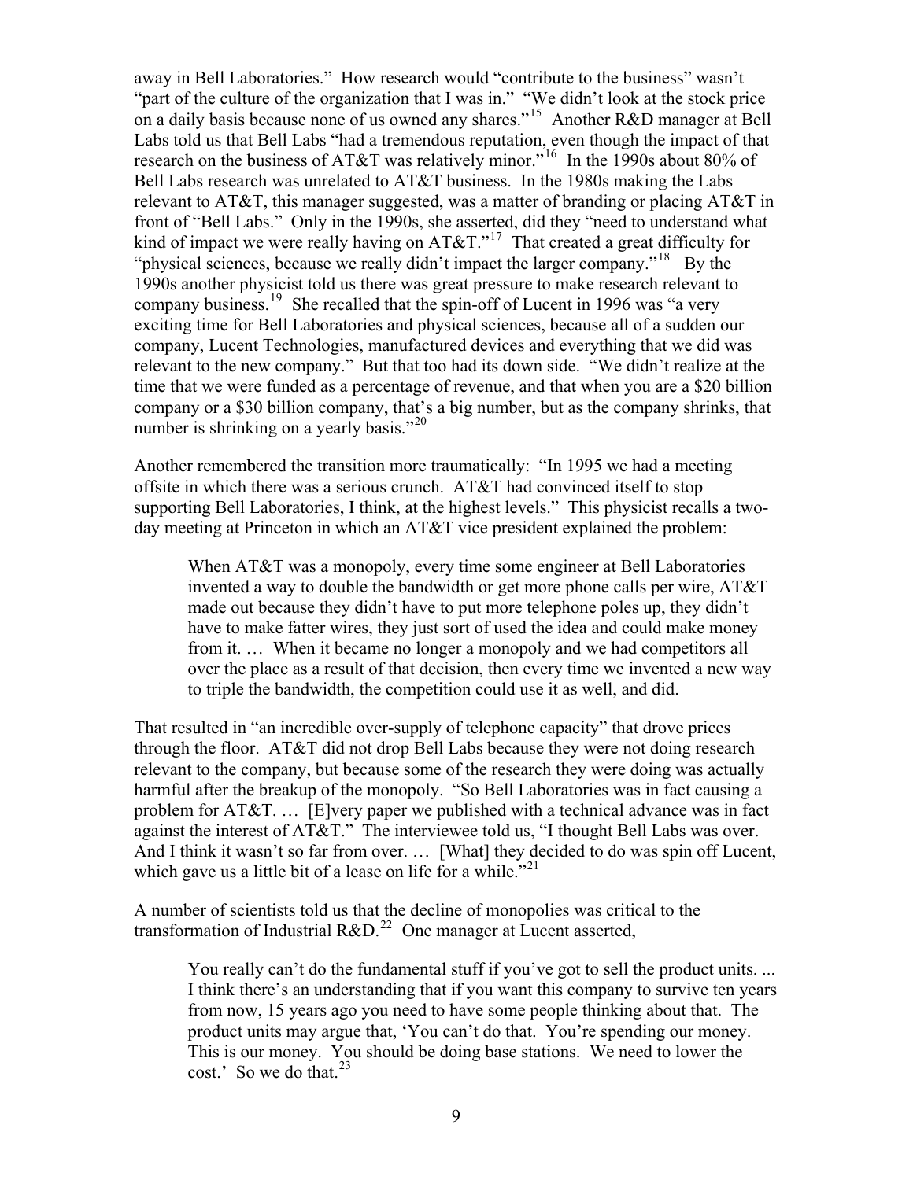away in Bell Laboratories." How research would "contribute to the business" wasn't "part of the culture of the organization that I was in." "We didn't look at the stock price on a daily basis because none of us owned any shares."[15] Another R&D manager at Bell Labs told us that Bell Labs "had a tremendous reputation, even though the impact of that research on the business of AT&T was relatively minor."[16] In the 1990s about 80% of Bell Labs research was unrelated to AT&T business. In the 1980s making the Labs relevant to AT&T, this manager suggested, was a matter of branding or placing AT&T in front of "Bell Labs." Only in the 1990s, she asserted, did they "need to understand what kind of impact we were really having on AT&T."[17] That created a great difficulty for "physical sciences, because we really didn't impact the larger company."[18] By the 1990s another physicist told us there was great pressure to make research relevant to company business.[19] She recalled that the spin-off of Lucent in 1996 was "a very exciting time for Bell Laboratories and physical sciences, because all of a sudden our company, Lucent Technologies, manufactured devices and everything that we did was relevant to the new company." But that too had its down side. "We didn't realize at the time that we were funded as a percentage of revenue, and that when you are a $20 billion company or a $30 billion company, that's a big number, but as the company shrinks, that number is shrinking on a yearly basis."[20]

Another remembered the transition more traumatically: "In 1995 we had a meeting offsite in which there was a serious crunch. AT&T had convinced itself to stop supporting Bell Laboratories, I think, at the highest levels." This physicist recalls a two-day meeting at Princeton in which an AT&T vice president explained the problem:

> When AT&T was a monopoly, every time some engineer at Bell Laboratories invented a way to double the bandwidth or get more phone calls per wire, AT&T made out because they didn't have to put more telephone poles up, they didn't have to make fatter wires, they just sort of used the idea and could make money from it. … When it became no longer a monopoly and we had competitors all over the place as a result of that decision, then every time we invented a new way to triple the bandwidth, the competition could use it as well, and did.

That resulted in "an incredible over-supply of telephone capacity" that drove prices through the floor. AT&T did not drop Bell Labs because they were not doing research relevant to the company, but because some of the research they were doing was actually harmful after the breakup of the monopoly. "So Bell Laboratories was in fact causing a problem for AT&T. … [E]very paper we published with a technical advance was in fact against the interest of AT&T." The interviewee told us, "I thought Bell Labs was over. And I think it wasn't so far from over. … [What] they decided to do was spin off Lucent, which gave us a little bit of a lease on life for a while."[21]

A number of scientists told us that the decline of monopolies was critical to the transformation of Industrial R&D.[22] One manager at Lucent asserted,

> You really can't do the fundamental stuff if you've got to sell the product units. ... I think there's an understanding that if you want this company to survive ten years from now, 15 years ago you need to have some people thinking about that. The product units may argue that, 'You can't do that. You're spending our money. This is our money. You should be doing base stations. We need to lower the cost.' So we do that.[23]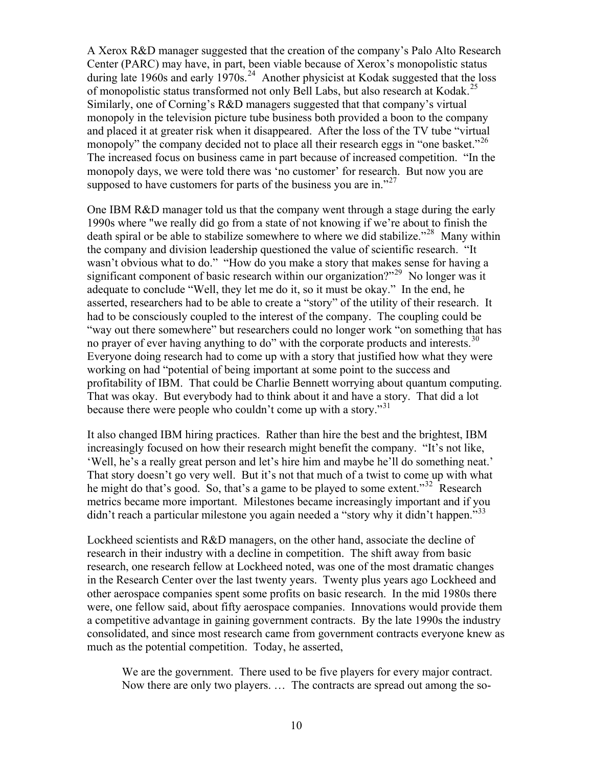A Xerox R&D manager suggested that the creation of the company's Palo Alto Research Center (PARC) may have, in part, been viable because of Xerox's monopolistic status during late 1960s and early 1970s.[24] Another physicist at Kodak suggested that the loss of monopolistic status transformed not only Bell Labs, but also research at Kodak.[25] Similarly, one of Corning's R&D managers suggested that that company's virtual monopoly in the television picture tube business both provided a boon to the company and placed it at greater risk when it disappeared. After the loss of the TV tube "virtual monopoly" the company decided not to place all their research eggs in "one basket."[26] The increased focus on business came in part because of increased competition. "In the monopoly days, we were told there was 'no customer' for research. But now you are supposed to have customers for parts of the business you are in."[27]

One IBM R&D manager told us that the company went through a stage during the early 1990s where "we really did go from a state of not knowing if we're about to finish the death spiral or be able to stabilize somewhere to where we did stabilize."[28] Many within the company and division leadership questioned the value of scientific research. "It wasn't obvious what to do." "How do you make a story that makes sense for having a significant component of basic research within our organization?"[29] No longer was it adequate to conclude "Well, they let me do it, so it must be okay." In the end, he asserted, researchers had to be able to create a "story" of the utility of their research. It had to be consciously coupled to the interest of the company. The coupling could be "way out there somewhere" but researchers could no longer work "on something that has no prayer of ever having anything to do" with the corporate products and interests.[30] Everyone doing research had to come up with a story that justified how what they were working on had "potential of being important at some point to the success and profitability of IBM. That could be Charlie Bennett worrying about quantum computing. That was okay. But everybody had to think about it and have a story. That did a lot because there were people who couldn't come up with a story."[31]

It also changed IBM hiring practices. Rather than hire the best and the brightest, IBM increasingly focused on how their research might benefit the company. "It's not like, 'Well, he's a really great person and let's hire him and maybe he'll do something neat.' That story doesn't go very well. But it's not that much of a twist to come up with what he might do that's good. So, that's a game to be played to some extent."[32] Research metrics became more important. Milestones became increasingly important and if you didn't reach a particular milestone you again needed a "story why it didn't happen."[33]

Lockheed scientists and R&D managers, on the other hand, associate the decline of research in their industry with a decline in competition. The shift away from basic research, one research fellow at Lockheed noted, was one of the most dramatic changes in the Research Center over the last twenty years. Twenty plus years ago Lockheed and other aerospace companies spent some profits on basic research. In the mid 1980s there were, one fellow said, about fifty aerospace companies. Innovations would provide them a competitive advantage in gaining government contracts. By the late 1990s the industry consolidated, and since most research came from government contracts everyone knew as much as the potential competition. Today, he asserted,

> We are the government. There used to be five players for every major contract. Now there are only two players. … The contracts are spread out among the so-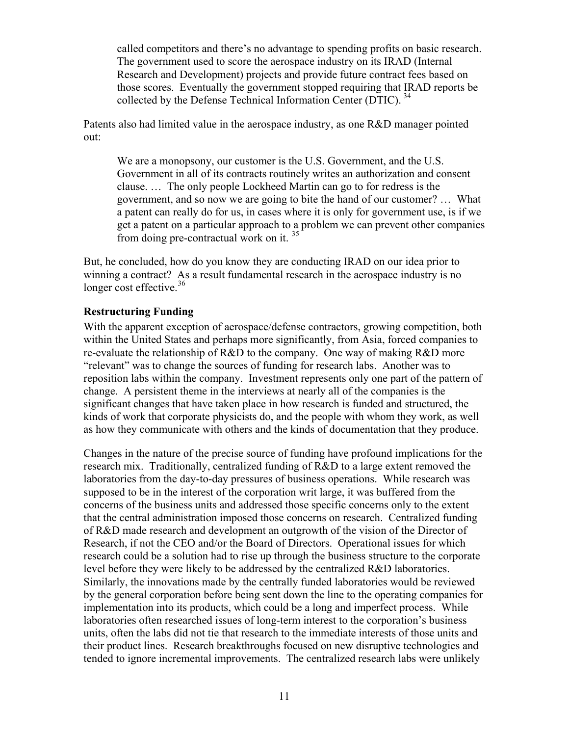> called competitors and there's no advantage to spending profits on basic research. The government used to score the aerospace industry on its IRAD (Internal Research and Development) projects and provide future contract fees based on those scores. Eventually the government stopped requiring that IRAD reports be collected by the Defense Technical Information Center (DTIC). [34]

Patents also had limited value in the aerospace industry, as one R&D manager pointed out:

> We are a monopsony, our customer is the U.S. Government, and the U.S. Government in all of its contracts routinely writes an authorization and consent clause. … The only people Lockheed Martin can go to for redress is the government, and so now we are going to bite the hand of our customer? … What a patent can really do for us, in cases where it is only for government use, is if we get a patent on a particular approach to a problem we can prevent other companies from doing pre-contractual work on it. [35]

But, he concluded, how do you know they are conducting IRAD on our idea prior to winning a contract? As a result fundamental research in the aerospace industry is no longer cost effective.[36]

**Restructuring Funding**

With the apparent exception of aerospace/defense contractors, growing competition, both within the United States and perhaps more significantly, from Asia, forced companies to re-evaluate the relationship of R&D to the company. One way of making R&D more "relevant" was to change the sources of funding for research labs. Another was to reposition labs within the company. Investment represents only one part of the pattern of change. A persistent theme in the interviews at nearly all of the companies is the significant changes that have taken place in how research is funded and structured, the kinds of work that corporate physicists do, and the people with whom they work, as well as how they communicate with others and the kinds of documentation that they produce.

Changes in the nature of the precise source of funding have profound implications for the research mix. Traditionally, centralized funding of R&D to a large extent removed the laboratories from the day-to-day pressures of business operations. While research was supposed to be in the interest of the corporation writ large, it was buffered from the concerns of the business units and addressed those specific concerns only to the extent that the central administration imposed those concerns on research. Centralized funding of R&D made research and development an outgrowth of the vision of the Director of Research, if not the CEO and/or the Board of Directors. Operational issues for which research could be a solution had to rise up through the business structure to the corporate level before they were likely to be addressed by the centralized R&D laboratories. Similarly, the innovations made by the centrally funded laboratories would be reviewed by the general corporation before being sent down the line to the operating companies for implementation into its products, which could be a long and imperfect process. While laboratories often researched issues of long-term interest to the corporation's business units, often the labs did not tie that research to the immediate interests of those units and their product lines. Research breakthroughs focused on new disruptive technologies and tended to ignore incremental improvements. The centralized research labs were unlikely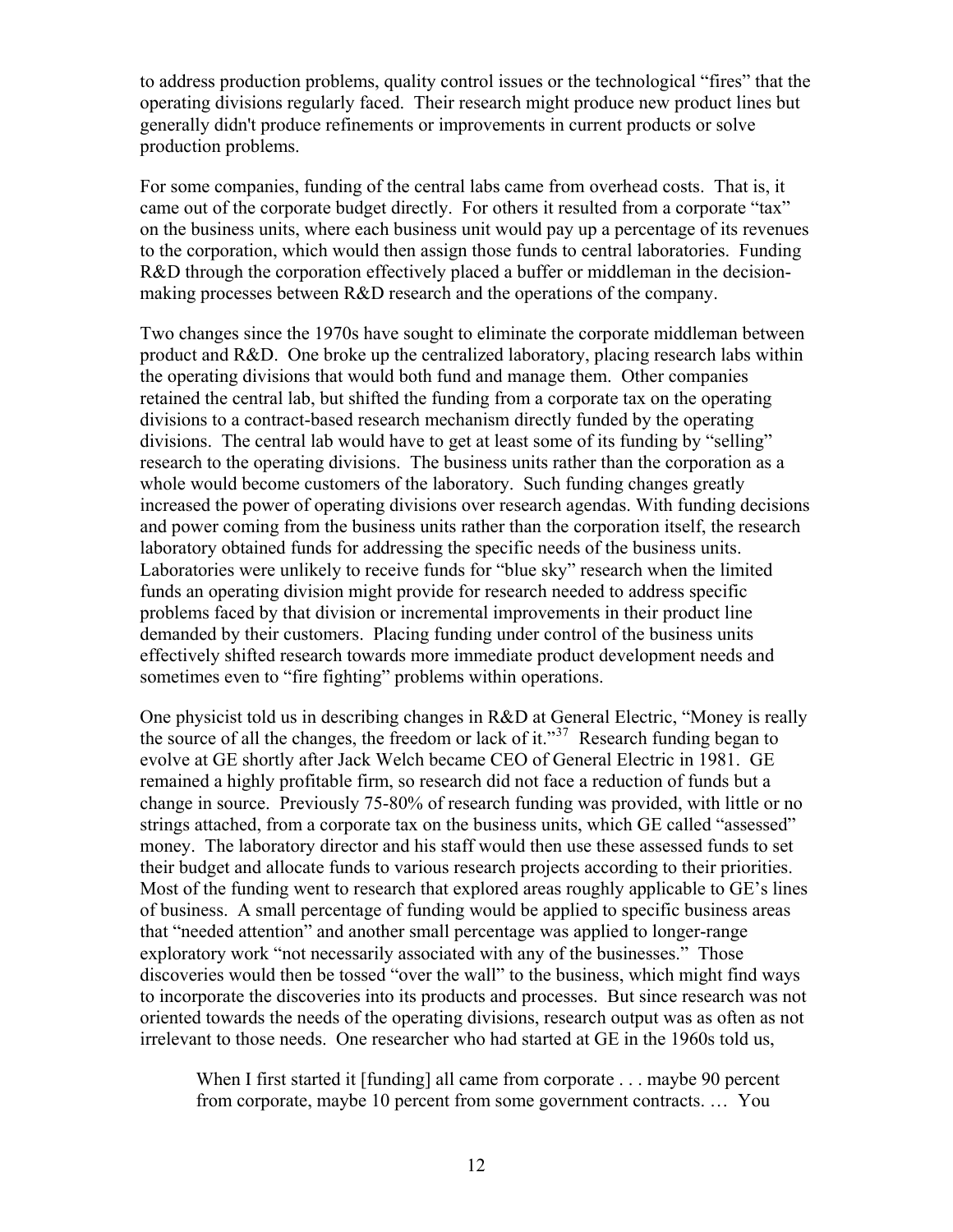to address production problems, quality control issues or the technological "fires" that the operating divisions regularly faced. Their research might produce new product lines but generally didn't produce refinements or improvements in current products or solve production problems.

For some companies, funding of the central labs came from overhead costs. That is, it came out of the corporate budget directly. For others it resulted from a corporate "tax" on the business units, where each business unit would pay up a percentage of its revenues to the corporation, which would then assign those funds to central laboratories. Funding R&D through the corporation effectively placed a buffer or middleman in the decision-making processes between R&D research and the operations of the company.

Two changes since the 1970s have sought to eliminate the corporate middleman between product and R&D. One broke up the centralized laboratory, placing research labs within the operating divisions that would both fund and manage them. Other companies retained the central lab, but shifted the funding from a corporate tax on the operating divisions to a contract-based research mechanism directly funded by the operating divisions. The central lab would have to get at least some of its funding by "selling" research to the operating divisions. The business units rather than the corporation as a whole would become customers of the laboratory. Such funding changes greatly increased the power of operating divisions over research agendas. With funding decisions and power coming from the business units rather than the corporation itself, the research laboratory obtained funds for addressing the specific needs of the business units. Laboratories were unlikely to receive funds for "blue sky" research when the limited funds an operating division might provide for research needed to address specific problems faced by that division or incremental improvements in their product line demanded by their customers. Placing funding under control of the business units effectively shifted research towards more immediate product development needs and sometimes even to "fire fighting" problems within operations.

One physicist told us in describing changes in R&D at General Electric, "Money is really the source of all the changes, the freedom or lack of it."[37] Research funding began to evolve at GE shortly after Jack Welch became CEO of General Electric in 1981. GE remained a highly profitable firm, so research did not face a reduction of funds but a change in source. Previously 75-80% of research funding was provided, with little or no strings attached, from a corporate tax on the business units, which GE called "assessed" money. The laboratory director and his staff would then use these assessed funds to set their budget and allocate funds to various research projects according to their priorities. Most of the funding went to research that explored areas roughly applicable to GE's lines of business. A small percentage of funding would be applied to specific business areas that "needed attention" and another small percentage was applied to longer-range exploratory work "not necessarily associated with any of the businesses." Those discoveries would then be tossed "over the wall" to the business, which might find ways to incorporate the discoveries into its products and processes. But since research was not oriented towards the needs of the operating divisions, research output was as often as not irrelevant to those needs. One researcher who had started at GE in the 1960s told us,

> When I first started it [funding] all came from corporate . . . maybe 90 percent from corporate, maybe 10 percent from some government contracts. … You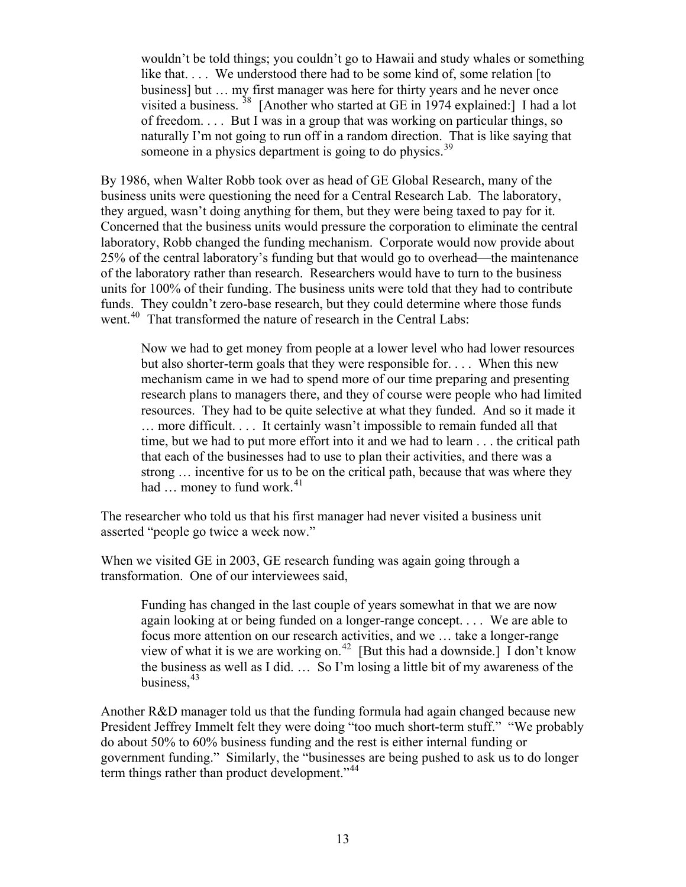> wouldn't be told things; you couldn't go to Hawaii and study whales or something like that. . . . We understood there had to be some kind of, some relation [to business] but … my first manager was here for thirty years and he never once visited a business. [38] [Another who started at GE in 1974 explained:] I had a lot of freedom. . . . But I was in a group that was working on particular things, so naturally I'm not going to run off in a random direction. That is like saying that someone in a physics department is going to do physics.[39]

By 1986, when Walter Robb took over as head of GE Global Research, many of the business units were questioning the need for a Central Research Lab. The laboratory, they argued, wasn't doing anything for them, but they were being taxed to pay for it. Concerned that the business units would pressure the corporation to eliminate the central laboratory, Robb changed the funding mechanism. Corporate would now provide about 25% of the central laboratory's funding but that would go to overhead—the maintenance of the laboratory rather than research. Researchers would have to turn to the business units for 100% of their funding. The business units were told that they had to contribute funds. They couldn't zero-base research, but they could determine where those funds went.[40] That transformed the nature of research in the Central Labs:

> Now we had to get money from people at a lower level who had lower resources but also shorter-term goals that they were responsible for. . . . When this new mechanism came in we had to spend more of our time preparing and presenting research plans to managers there, and they of course were people who had limited resources. They had to be quite selective at what they funded. And so it made it … more difficult. . . . It certainly wasn't impossible to remain funded all that time, but we had to put more effort into it and we had to learn . . . the critical path that each of the businesses had to use to plan their activities, and there was a strong … incentive for us to be on the critical path, because that was where they had … money to fund work.[41]

The researcher who told us that his first manager had never visited a business unit asserted "people go twice a week now."

When we visited GE in 2003, GE research funding was again going through a transformation. One of our interviewees said,

> Funding has changed in the last couple of years somewhat in that we are now again looking at or being funded on a longer-range concept. . . . We are able to focus more attention on our research activities, and we … take a longer-range view of what it is we are working on.[42] [But this had a downside.] I don't know the business as well as I did. … So I'm losing a little bit of my awareness of the business,[43]

Another R&D manager told us that the funding formula had again changed because new President Jeffrey Immelt felt they were doing "too much short-term stuff." "We probably do about 50% to 60% business funding and the rest is either internal funding or government funding." Similarly, the "businesses are being pushed to ask us to do longer term things rather than product development."[44]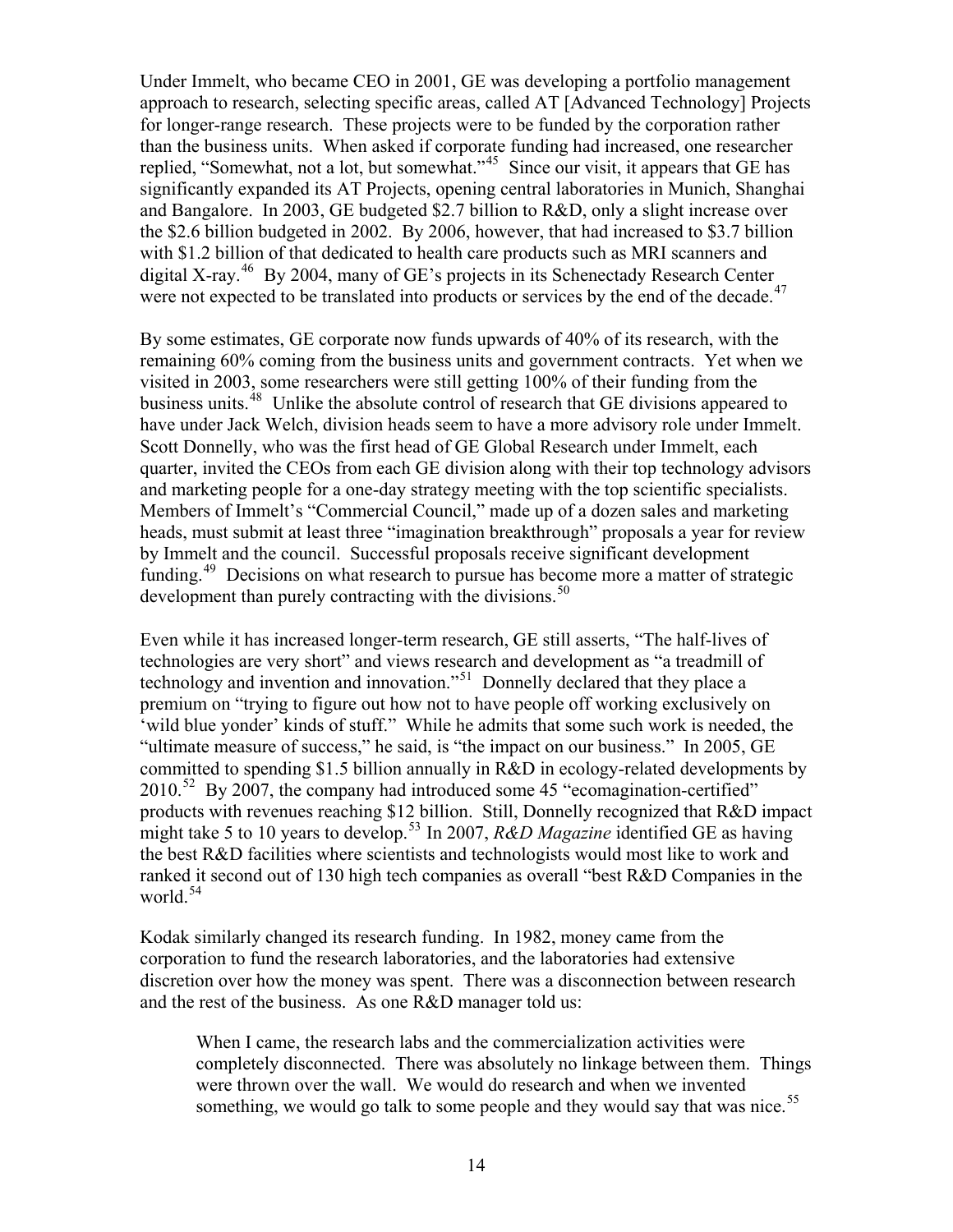Under Immelt, who became CEO in 2001, GE was developing a portfolio management approach to research, selecting specific areas, called AT [Advanced Technology] Projects for longer-range research. These projects were to be funded by the corporation rather than the business units. When asked if corporate funding had increased, one researcher replied, "Somewhat, not a lot, but somewhat."[45] Since our visit, it appears that GE has significantly expanded its AT Projects, opening central laboratories in Munich, Shanghai and Bangalore. In 2003, GE budgeted $2.7 billion to R&D, only a slight increase over the $2.6 billion budgeted in 2002. By 2006, however, that had increased to $3.7 billion with $1.2 billion of that dedicated to health care products such as MRI scanners and digital X-ray.[46] By 2004, many of GE's projects in its Schenectady Research Center were not expected to be translated into products or services by the end of the decade.[47]

By some estimates, GE corporate now funds upwards of 40% of its research, with the remaining 60% coming from the business units and government contracts. Yet when we visited in 2003, some researchers were still getting 100% of their funding from the business units.[48] Unlike the absolute control of research that GE divisions appeared to have under Jack Welch, division heads seem to have a more advisory role under Immelt. Scott Donnelly, who was the first head of GE Global Research under Immelt, each quarter, invited the CEOs from each GE division along with their top technology advisors and marketing people for a one-day strategy meeting with the top scientific specialists. Members of Immelt's "Commercial Council," made up of a dozen sales and marketing heads, must submit at least three "imagination breakthrough" proposals a year for review by Immelt and the council. Successful proposals receive significant development funding.[49] Decisions on what research to pursue has become more a matter of strategic development than purely contracting with the divisions.[50]

Even while it has increased longer-term research, GE still asserts, "The half-lives of technologies are very short" and views research and development as "a treadmill of technology and invention and innovation."[51] Donnelly declared that they place a premium on "trying to figure out how not to have people off working exclusively on 'wild blue yonder' kinds of stuff." While he admits that some such work is needed, the "ultimate measure of success," he said, is "the impact on our business." In 2005, GE committed to spending $1.5 billion annually in R&D in ecology-related developments by 2010.[52] By 2007, the company had introduced some 45 "ecomagination-certified" products with revenues reaching $12 billion. Still, Donnelly recognized that R&D impact might take 5 to 10 years to develop.[53] In 2007, *R&D Magazine* identified GE as having the best R&D facilities where scientists and technologists would most like to work and ranked it second out of 130 high tech companies as overall "best R&D Companies in the world.[54]

Kodak similarly changed its research funding. In 1982, money came from the corporation to fund the research laboratories, and the laboratories had extensive discretion over how the money was spent. There was a disconnection between research and the rest of the business. As one R&D manager told us:

> When I came, the research labs and the commercialization activities were completely disconnected. There was absolutely no linkage between them. Things were thrown over the wall. We would do research and when we invented something, we would go talk to some people and they would say that was nice.[55]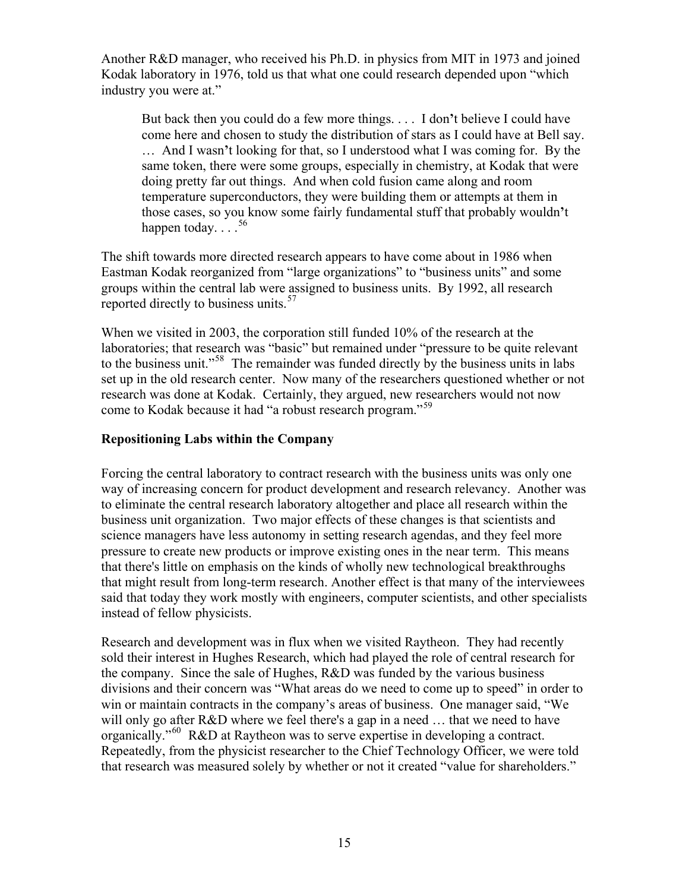Another R&D manager, who received his Ph.D. in physics from MIT in 1973 and joined Kodak laboratory in 1976, told us that what one could research depended upon "which industry you were at."

> But back then you could do a few more things. . . . I don't believe I could have come here and chosen to study the distribution of stars as I could have at Bell say. … And I wasn't looking for that, so I understood what I was coming for. By the same token, there were some groups, especially in chemistry, at Kodak that were doing pretty far out things. And when cold fusion came along and room temperature superconductors, they were building them or attempts at them in those cases, so you know some fairly fundamental stuff that probably wouldn't happen today. . . .[56]

The shift towards more directed research appears to have come about in 1986 when Eastman Kodak reorganized from "large organizations" to "business units" and some groups within the central lab were assigned to business units. By 1992, all research reported directly to business units.[57]

When we visited in 2003, the corporation still funded 10% of the research at the laboratories; that research was "basic" but remained under "pressure to be quite relevant to the business unit."[58] The remainder was funded directly by the business units in labs set up in the old research center. Now many of the researchers questioned whether or not research was done at Kodak. Certainly, they argued, new researchers would not now come to Kodak because it had "a robust research program."[59]

### Repositioning Labs within the Company

Forcing the central laboratory to contract research with the business units was only one way of increasing concern for product development and research relevancy. Another was to eliminate the central research laboratory altogether and place all research within the business unit organization. Two major effects of these changes is that scientists and science managers have less autonomy in setting research agendas, and they feel more pressure to create new products or improve existing ones in the near term. This means that there's little on emphasis on the kinds of wholly new technological breakthroughs that might result from long-term research. Another effect is that many of the interviewees said that today they work mostly with engineers, computer scientists, and other specialists instead of fellow physicists.

Research and development was in flux when we visited Raytheon. They had recently sold their interest in Hughes Research, which had played the role of central research for the company. Since the sale of Hughes, R&D was funded by the various business divisions and their concern was "What areas do we need to come up to speed" in order to win or maintain contracts in the company's areas of business. One manager said, "We will only go after R&D where we feel there's a gap in a need … that we need to have organically."[60] R&D at Raytheon was to serve expertise in developing a contract. Repeatedly, from the physicist researcher to the Chief Technology Officer, we were told that research was measured solely by whether or not it created "value for shareholders."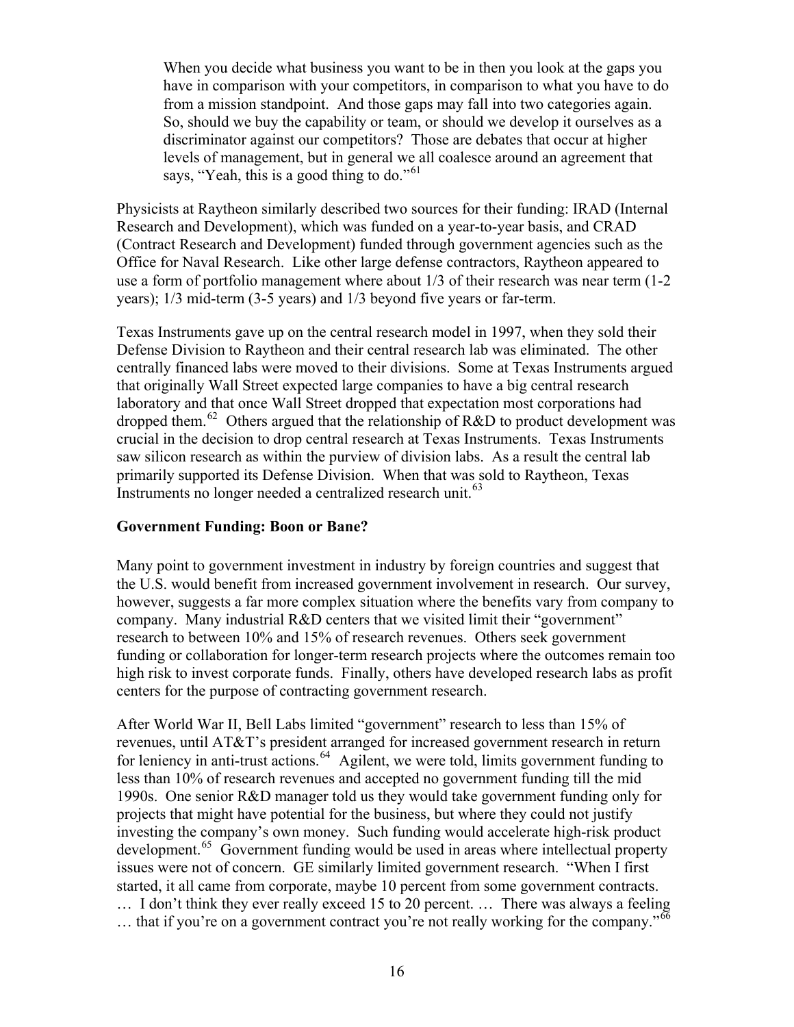> When you decide what business you want to be in then you look at the gaps you have in comparison with your competitors, in comparison to what you have to do from a mission standpoint. And those gaps may fall into two categories again. So, should we buy the capability or team, or should we develop it ourselves as a discriminator against our competitors? Those are debates that occur at higher levels of management, but in general we all coalesce around an agreement that says, "Yeah, this is a good thing to do."[61]

Physicists at Raytheon similarly described two sources for their funding: IRAD (Internal Research and Development), which was funded on a year-to-year basis, and CRAD (Contract Research and Development) funded through government agencies such as the Office for Naval Research. Like other large defense contractors, Raytheon appeared to use a form of portfolio management where about 1/3 of their research was near term (1-2 years); 1/3 mid-term (3-5 years) and 1/3 beyond five years or far-term.

Texas Instruments gave up on the central research model in 1997, when they sold their Defense Division to Raytheon and their central research lab was eliminated. The other centrally financed labs were moved to their divisions. Some at Texas Instruments argued that originally Wall Street expected large companies to have a big central research laboratory and that once Wall Street dropped that expectation most corporations had dropped them.[62] Others argued that the relationship of R&D to product development was crucial in the decision to drop central research at Texas Instruments. Texas Instruments saw silicon research as within the purview of division labs. As a result the central lab primarily supported its Defense Division. When that was sold to Raytheon, Texas Instruments no longer needed a centralized research unit.[63]

**Government Funding: Boon or Bane?**

Many point to government investment in industry by foreign countries and suggest that the U.S. would benefit from increased government involvement in research. Our survey, however, suggests a far more complex situation where the benefits vary from company to company. Many industrial R&D centers that we visited limit their "government" research to between 10% and 15% of research revenues. Others seek government funding or collaboration for longer-term research projects where the outcomes remain too high risk to invest corporate funds. Finally, others have developed research labs as profit centers for the purpose of contracting government research.

After World War II, Bell Labs limited "government" research to less than 15% of revenues, until AT&T's president arranged for increased government research in return for leniency in anti-trust actions.[64] Agilent, we were told, limits government funding to less than 10% of research revenues and accepted no government funding till the mid 1990s. One senior R&D manager told us they would take government funding only for projects that might have potential for the business, but where they could not justify investing the company's own money. Such funding would accelerate high-risk product development.[65] Government funding would be used in areas where intellectual property issues were not of concern. GE similarly limited government research. "When I first started, it all came from corporate, maybe 10 percent from some government contracts. … I don't think they ever really exceed 15 to 20 percent. … There was always a feeling … that if you're on a government contract you're not really working for the company."[66]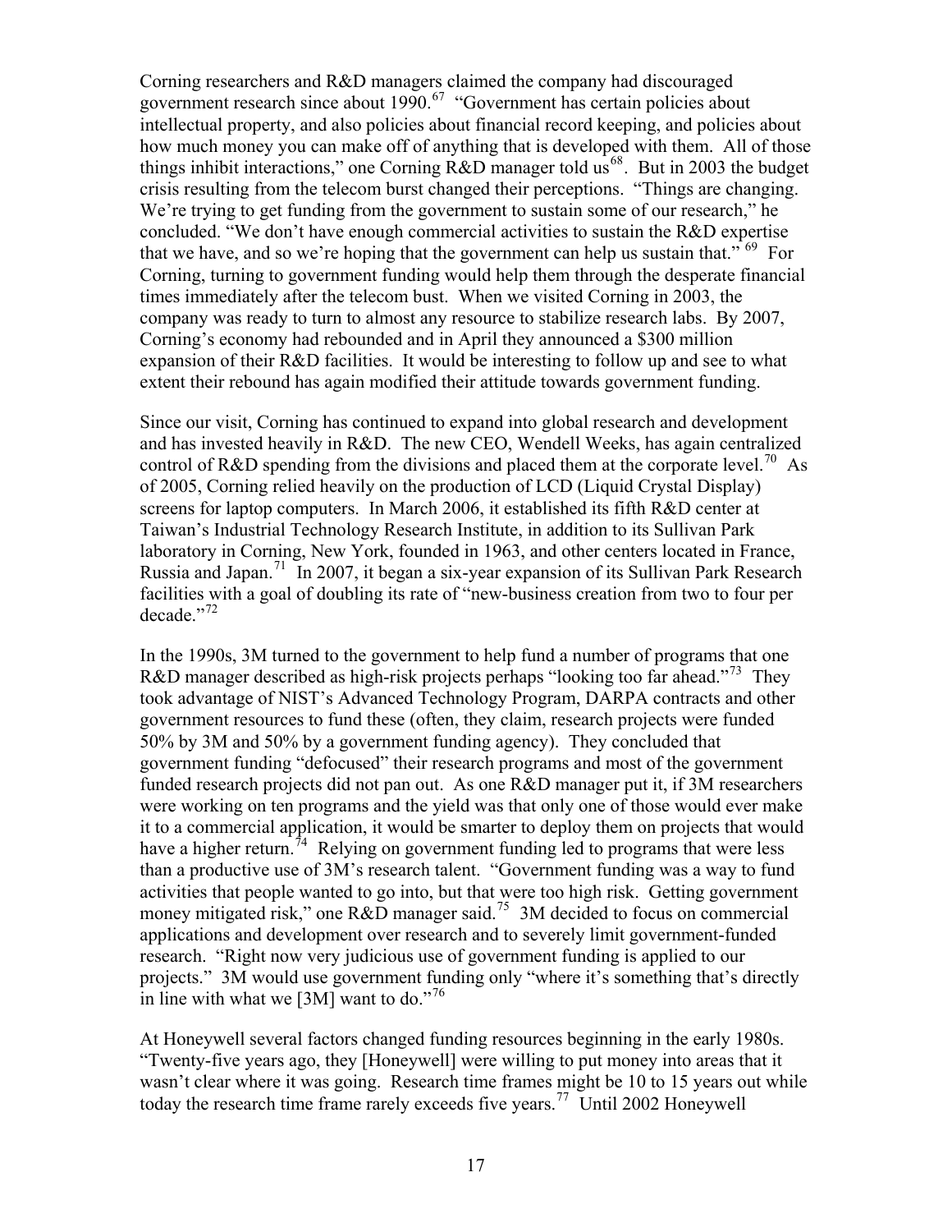Corning researchers and R&D managers claimed the company had discouraged government research since about 1990.[67] "Government has certain policies about intellectual property, and also policies about financial record keeping, and policies about how much money you can make off of anything that is developed with them. All of those things inhibit interactions," one Corning R&D manager told us[68]. But in 2003 the budget crisis resulting from the telecom burst changed their perceptions. "Things are changing. We're trying to get funding from the government to sustain some of our research," he concluded. "We don't have enough commercial activities to sustain the R&D expertise that we have, and so we're hoping that the government can help us sustain that." [69] For Corning, turning to government funding would help them through the desperate financial times immediately after the telecom bust. When we visited Corning in 2003, the company was ready to turn to almost any resource to stabilize research labs. By 2007, Corning's economy had rebounded and in April they announced a $300 million expansion of their R&D facilities. It would be interesting to follow up and see to what extent their rebound has again modified their attitude towards government funding.

Since our visit, Corning has continued to expand into global research and development and has invested heavily in R&D. The new CEO, Wendell Weeks, has again centralized control of R&D spending from the divisions and placed them at the corporate level.[70] As of 2005, Corning relied heavily on the production of LCD (Liquid Crystal Display) screens for laptop computers. In March 2006, it established its fifth R&D center at Taiwan's Industrial Technology Research Institute, in addition to its Sullivan Park laboratory in Corning, New York, founded in 1963, and other centers located in France, Russia and Japan.[71] In 2007, it began a six-year expansion of its Sullivan Park Research facilities with a goal of doubling its rate of "new-business creation from two to four per decade."[72]

In the 1990s, 3M turned to the government to help fund a number of programs that one R&D manager described as high-risk projects perhaps "looking too far ahead."[73] They took advantage of NIST's Advanced Technology Program, DARPA contracts and other government resources to fund these (often, they claim, research projects were funded 50% by 3M and 50% by a government funding agency). They concluded that government funding "defocused" their research programs and most of the government funded research projects did not pan out. As one R&D manager put it, if 3M researchers were working on ten programs and the yield was that only one of those would ever make it to a commercial application, it would be smarter to deploy them on projects that would have a higher return.[74] Relying on government funding led to programs that were less than a productive use of 3M's research talent. "Government funding was a way to fund activities that people wanted to go into, but that were too high risk. Getting government money mitigated risk," one R&D manager said.[75] 3M decided to focus on commercial applications and development over research and to severely limit government-funded research. "Right now very judicious use of government funding is applied to our projects." 3M would use government funding only "where it's something that's directly in line with what we [3M] want to do."[76]

At Honeywell several factors changed funding resources beginning in the early 1980s. "Twenty-five years ago, they [Honeywell] were willing to put money into areas that it wasn't clear where it was going. Research time frames might be 10 to 15 years out while today the research time frame rarely exceeds five years.[77] Until 2002 Honeywell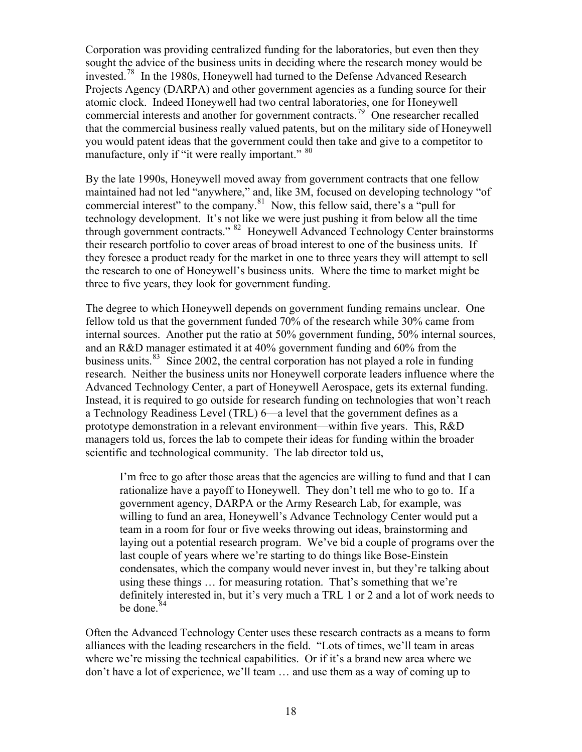Corporation was providing centralized funding for the laboratories, but even then they sought the advice of the business units in deciding where the research money would be invested.[78] In the 1980s, Honeywell had turned to the Defense Advanced Research Projects Agency (DARPA) and other government agencies as a funding source for their atomic clock. Indeed Honeywell had two central laboratories, one for Honeywell commercial interests and another for government contracts.[79] One researcher recalled that the commercial business really valued patents, but on the military side of Honeywell you would patent ideas that the government could then take and give to a competitor to manufacture, only if "it were really important." [80]

By the late 1990s, Honeywell moved away from government contracts that one fellow maintained had not led "anywhere," and, like 3M, focused on developing technology "of commercial interest" to the company.[81] Now, this fellow said, there's a "pull for technology development. It's not like we were just pushing it from below all the time through government contracts." [82] Honeywell Advanced Technology Center brainstorms their research portfolio to cover areas of broad interest to one of the business units. If they foresee a product ready for the market in one to three years they will attempt to sell the research to one of Honeywell's business units. Where the time to market might be three to five years, they look for government funding.

The degree to which Honeywell depends on government funding remains unclear. One fellow told us that the government funded 70% of the research while 30% came from internal sources. Another put the ratio at 50% government funding, 50% internal sources, and an R&D manager estimated it at 40% government funding and 60% from the business units.[83] Since 2002, the central corporation has not played a role in funding research. Neither the business units nor Honeywell corporate leaders influence where the Advanced Technology Center, a part of Honeywell Aerospace, gets its external funding. Instead, it is required to go outside for research funding on technologies that won't reach a Technology Readiness Level (TRL) 6—a level that the government defines as a prototype demonstration in a relevant environment—within five years. This, R&D managers told us, forces the lab to compete their ideas for funding within the broader scientific and technological community. The lab director told us,

> I'm free to go after those areas that the agencies are willing to fund and that I can rationalize have a payoff to Honeywell. They don't tell me who to go to. If a government agency, DARPA or the Army Research Lab, for example, was willing to fund an area, Honeywell's Advance Technology Center would put a team in a room for four or five weeks throwing out ideas, brainstorming and laying out a potential research program. We've bid a couple of programs over the last couple of years where we're starting to do things like Bose-Einstein condensates, which the company would never invest in, but they're talking about using these things … for measuring rotation. That's something that we're definitely interested in, but it's very much a TRL 1 or 2 and a lot of work needs to be done.[84]

Often the Advanced Technology Center uses these research contracts as a means to form alliances with the leading researchers in the field. "Lots of times, we'll team in areas where we're missing the technical capabilities. Or if it's a brand new area where we don't have a lot of experience, we'll team … and use them as a way of coming up to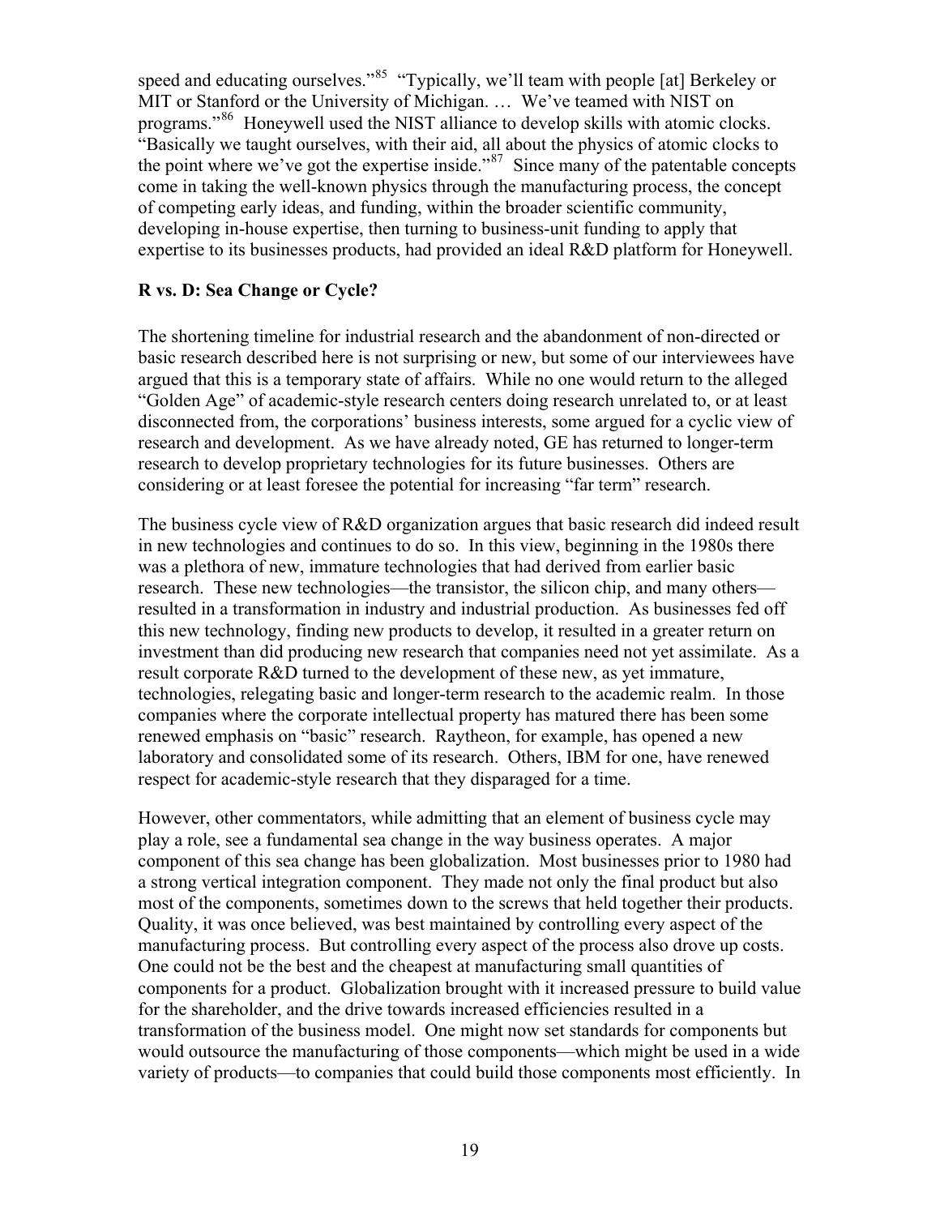speed and educating ourselves."[85] "Typically, we'll team with people [at] Berkeley or MIT or Stanford or the University of Michigan. … We've teamed with NIST on programs."[86] Honeywell used the NIST alliance to develop skills with atomic clocks. "Basically we taught ourselves, with their aid, all about the physics of atomic clocks to the point where we've got the expertise inside."[87] Since many of the patentable concepts come in taking the well-known physics through the manufacturing process, the concept of competing early ideas, and funding, within the broader scientific community, developing in-house expertise, then turning to business-unit funding to apply that expertise to its businesses products, had provided an ideal R&D platform for Honeywell.

### R vs. D: Sea Change or Cycle?

The shortening timeline for industrial research and the abandonment of non-directed or basic research described here is not surprising or new, but some of our interviewees have argued that this is a temporary state of affairs. While no one would return to the alleged "Golden Age" of academic-style research centers doing research unrelated to, or at least disconnected from, the corporations' business interests, some argued for a cyclic view of research and development. As we have already noted, GE has returned to longer-term research to develop proprietary technologies for its future businesses. Others are considering or at least foresee the potential for increasing "far term" research.

The business cycle view of R&D organization argues that basic research did indeed result in new technologies and continues to do so. In this view, beginning in the 1980s there was a plethora of new, immature technologies that had derived from earlier basic research. These new technologies—the transistor, the silicon chip, and many others—resulted in a transformation in industry and industrial production. As businesses fed off this new technology, finding new products to develop, it resulted in a greater return on investment than did producing new research that companies need not yet assimilate. As a result corporate R&D turned to the development of these new, as yet immature, technologies, relegating basic and longer-term research to the academic realm. In those companies where the corporate intellectual property has matured there has been some renewed emphasis on "basic" research. Raytheon, for example, has opened a new laboratory and consolidated some of its research. Others, IBM for one, have renewed respect for academic-style research that they disparaged for a time.

However, other commentators, while admitting that an element of business cycle may play a role, see a fundamental sea change in the way business operates. A major component of this sea change has been globalization. Most businesses prior to 1980 had a strong vertical integration component. They made not only the final product but also most of the components, sometimes down to the screws that held together their products. Quality, it was once believed, was best maintained by controlling every aspect of the manufacturing process. But controlling every aspect of the process also drove up costs. One could not be the best and the cheapest at manufacturing small quantities of components for a product. Globalization brought with it increased pressure to build value for the shareholder, and the drive towards increased efficiencies resulted in a transformation of the business model. One might now set standards for components but would outsource the manufacturing of those components—which might be used in a wide variety of products—to companies that could build those components most efficiently. In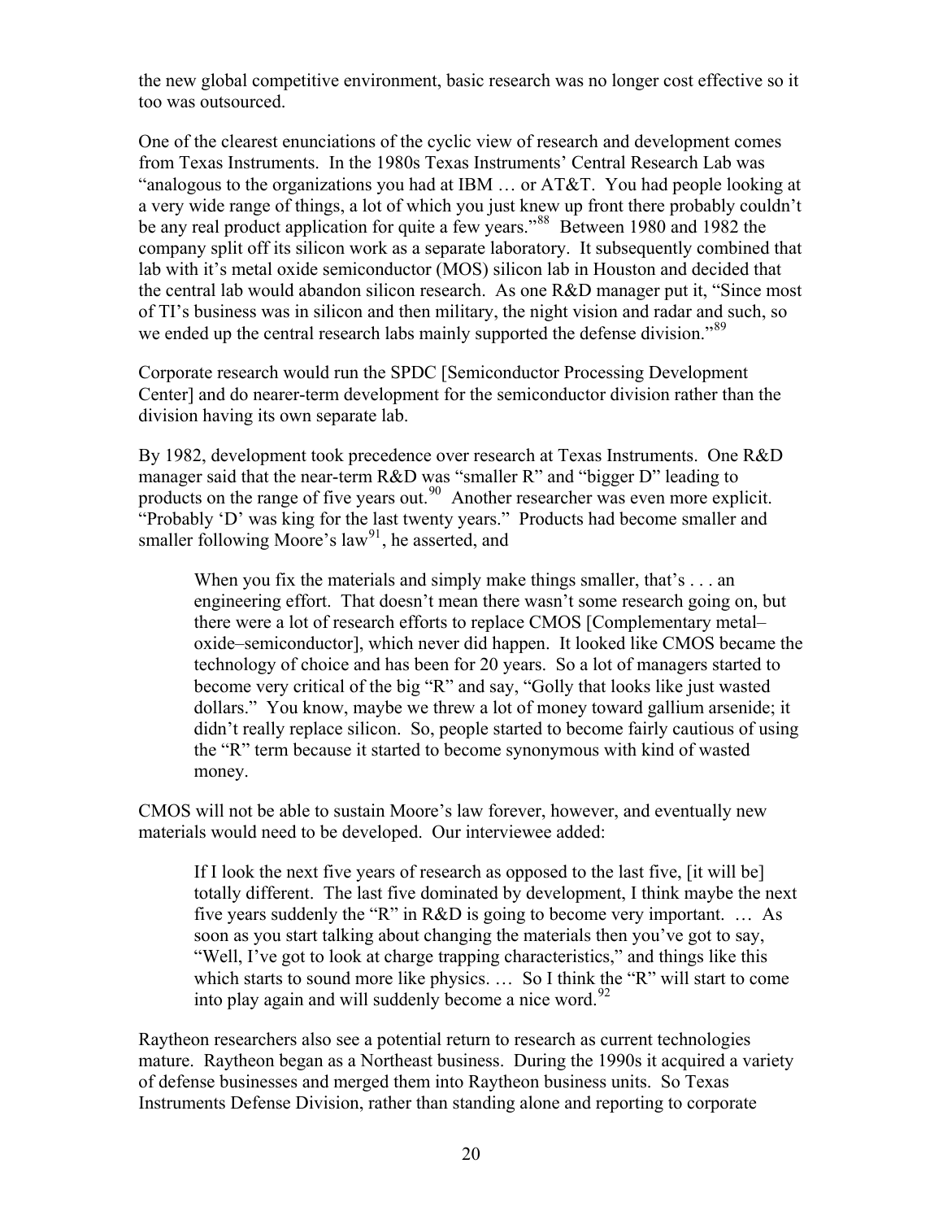the new global competitive environment, basic research was no longer cost effective so it too was outsourced.

One of the clearest enunciations of the cyclic view of research and development comes from Texas Instruments. In the 1980s Texas Instruments' Central Research Lab was "analogous to the organizations you had at IBM … or AT&T. You had people looking at a very wide range of things, a lot of which you just knew up front there probably couldn't be any real product application for quite a few years."[88] Between 1980 and 1982 the company split off its silicon work as a separate laboratory. It subsequently combined that lab with it's metal oxide semiconductor (MOS) silicon lab in Houston and decided that the central lab would abandon silicon research. As one R&D manager put it, "Since most of TI's business was in silicon and then military, the night vision and radar and such, so we ended up the central research labs mainly supported the defense division."[89]

Corporate research would run the SPDC [Semiconductor Processing Development Center] and do nearer-term development for the semiconductor division rather than the division having its own separate lab.

By 1982, development took precedence over research at Texas Instruments. One R&D manager said that the near-term R&D was "smaller R" and "bigger D" leading to products on the range of five years out.[90] Another researcher was even more explicit. "Probably 'D' was king for the last twenty years." Products had become smaller and smaller following Moore's law[91], he asserted, and

> When you fix the materials and simply make things smaller, that's . . . an engineering effort. That doesn't mean there wasn't some research going on, but there were a lot of research efforts to replace CMOS [Complementary metal–oxide–semiconductor], which never did happen. It looked like CMOS became the technology of choice and has been for 20 years. So a lot of managers started to become very critical of the big "R" and say, "Golly that looks like just wasted dollars." You know, maybe we threw a lot of money toward gallium arsenide; it didn't really replace silicon. So, people started to become fairly cautious of using the "R" term because it started to become synonymous with kind of wasted money.

CMOS will not be able to sustain Moore's law forever, however, and eventually new materials would need to be developed. Our interviewee added:

> If I look the next five years of research as opposed to the last five, [it will be] totally different. The last five dominated by development, I think maybe the next five years suddenly the "R" in R&D is going to become very important. … As soon as you start talking about changing the materials then you've got to say, "Well, I've got to look at charge trapping characteristics," and things like this which starts to sound more like physics. … So I think the "R" will start to come into play again and will suddenly become a nice word.[92]

Raytheon researchers also see a potential return to research as current technologies mature. Raytheon began as a Northeast business. During the 1990s it acquired a variety of defense businesses and merged them into Raytheon business units. So Texas Instruments Defense Division, rather than standing alone and reporting to corporate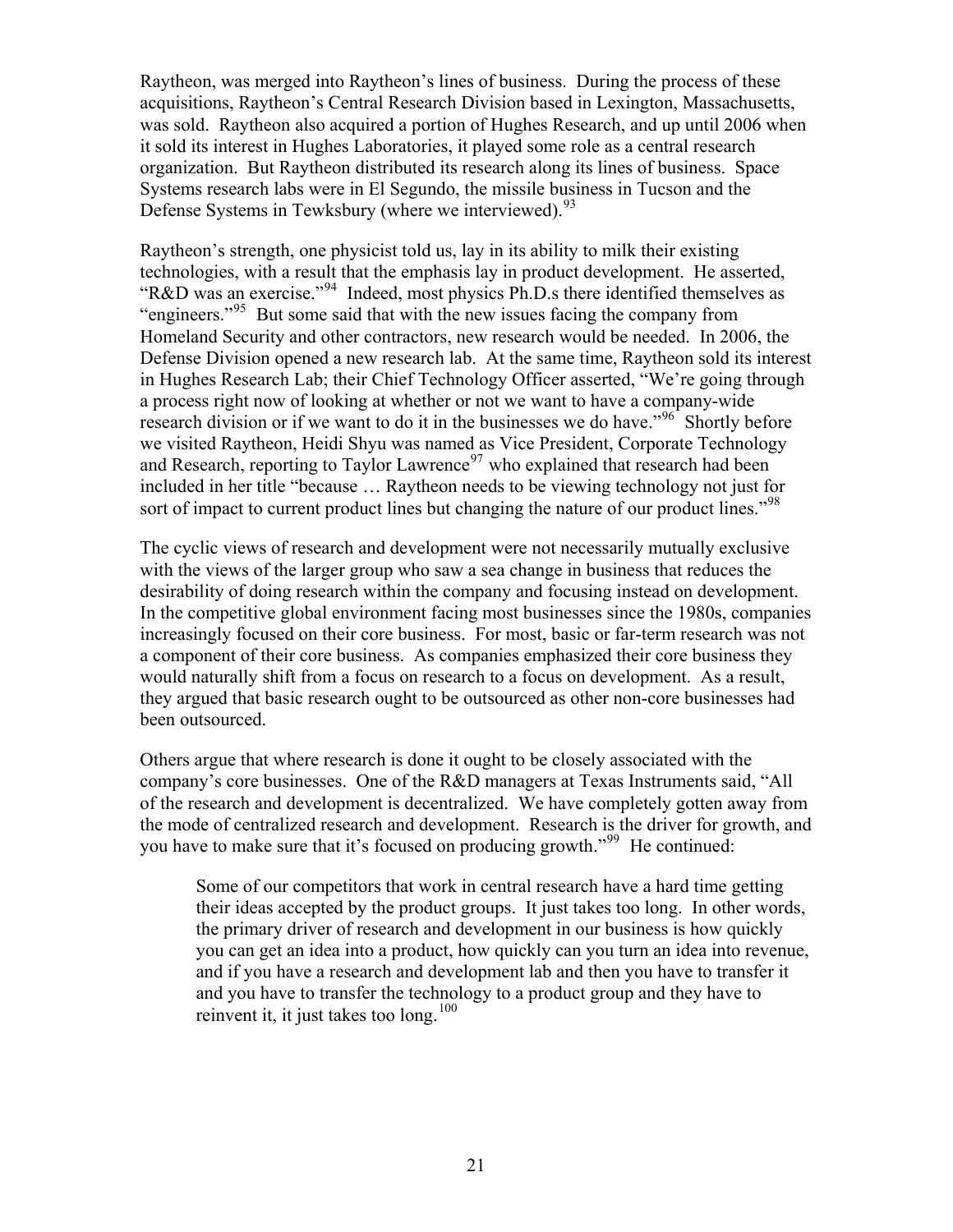Raytheon, was merged into Raytheon's lines of business. During the process of these acquisitions, Raytheon's Central Research Division based in Lexington, Massachusetts, was sold. Raytheon also acquired a portion of Hughes Research, and up until 2006 when it sold its interest in Hughes Laboratories, it played some role as a central research organization. But Raytheon distributed its research along its lines of business. Space Systems research labs were in El Segundo, the missile business in Tucson and the Defense Systems in Tewksbury (where we interviewed).[93]

Raytheon's strength, one physicist told us, lay in its ability to milk their existing technologies, with a result that the emphasis lay in product development. He asserted, "R&D was an exercise."[94] Indeed, most physics Ph.D.s there identified themselves as "engineers."[95] But some said that with the new issues facing the company from Homeland Security and other contractors, new research would be needed. In 2006, the Defense Division opened a new research lab. At the same time, Raytheon sold its interest in Hughes Research Lab; their Chief Technology Officer asserted, "We're going through a process right now of looking at whether or not we want to have a company-wide research division or if we want to do it in the businesses we do have."[96] Shortly before we visited Raytheon, Heidi Shyu was named as Vice President, Corporate Technology and Research, reporting to Taylor Lawrence[97] who explained that research had been included in her title "because … Raytheon needs to be viewing technology not just for sort of impact to current product lines but changing the nature of our product lines."[98]

The cyclic views of research and development were not necessarily mutually exclusive with the views of the larger group who saw a sea change in business that reduces the desirability of doing research within the company and focusing instead on development. In the competitive global environment facing most businesses since the 1980s, companies increasingly focused on their core business. For most, basic or far-term research was not a component of their core business. As companies emphasized their core business they would naturally shift from a focus on research to a focus on development. As a result, they argued that basic research ought to be outsourced as other non-core businesses had been outsourced.

Others argue that where research is done it ought to be closely associated with the company's core businesses. One of the R&D managers at Texas Instruments said, "All of the research and development is decentralized. We have completely gotten away from the mode of centralized research and development. Research is the driver for growth, and you have to make sure that it's focused on producing growth."[99] He continued:

> Some of our competitors that work in central research have a hard time getting their ideas accepted by the product groups. It just takes too long. In other words, the primary driver of research and development in our business is how quickly you can get an idea into a product, how quickly can you turn an idea into revenue, and if you have a research and development lab and then you have to transfer it and you have to transfer the technology to a product group and they have to reinvent it, it just takes too long.[100]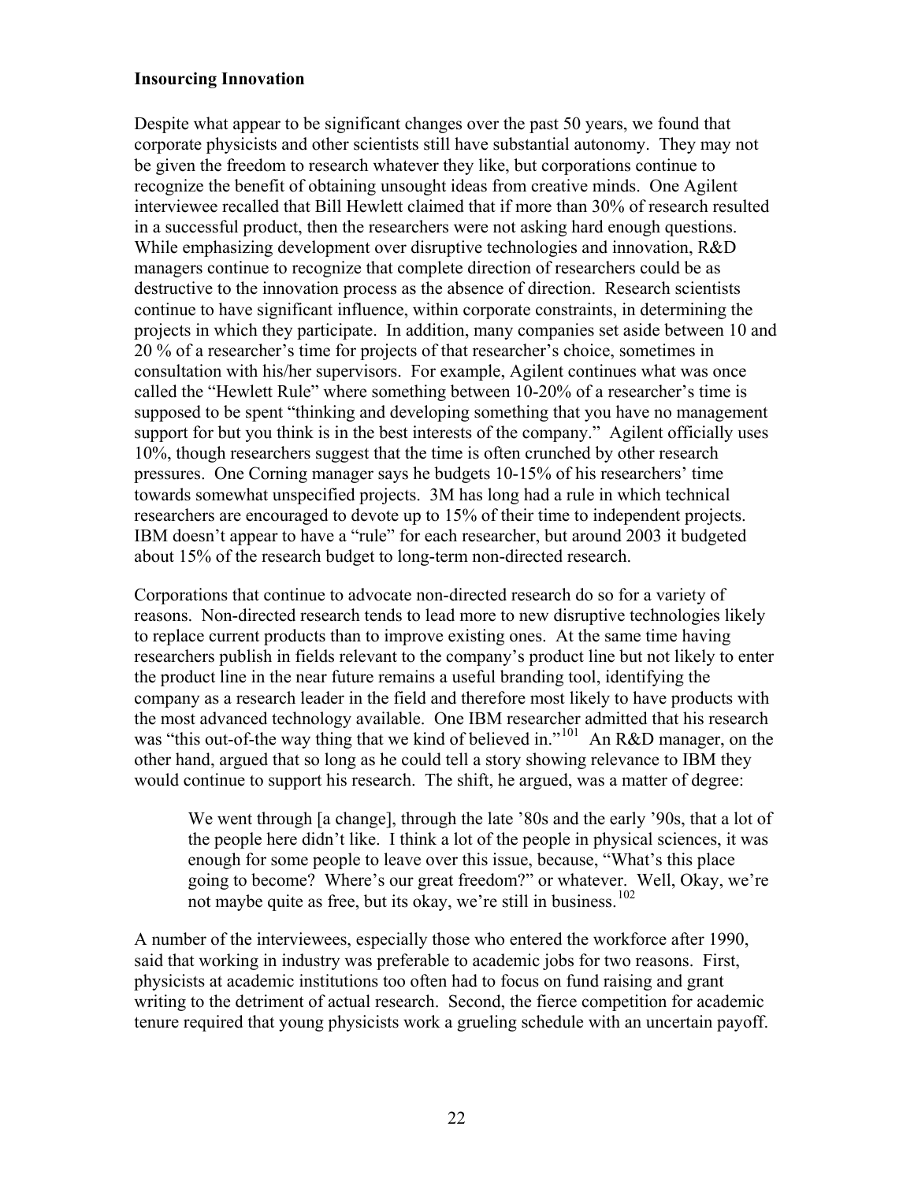**Insourcing Innovation**

Despite what appear to be significant changes over the past 50 years, we found that corporate physicists and other scientists still have substantial autonomy. They may not be given the freedom to research whatever they like, but corporations continue to recognize the benefit of obtaining unsought ideas from creative minds. One Agilent interviewee recalled that Bill Hewlett claimed that if more than 30% of research resulted in a successful product, then the researchers were not asking hard enough questions. While emphasizing development over disruptive technologies and innovation, R&D managers continue to recognize that complete direction of researchers could be as destructive to the innovation process as the absence of direction. Research scientists continue to have significant influence, within corporate constraints, in determining the projects in which they participate. In addition, many companies set aside between 10 and 20 % of a researcher's time for projects of that researcher's choice, sometimes in consultation with his/her supervisors. For example, Agilent continues what was once called the "Hewlett Rule" where something between 10-20% of a researcher's time is supposed to be spent "thinking and developing something that you have no management support for but you think is in the best interests of the company." Agilent officially uses 10%, though researchers suggest that the time is often crunched by other research pressures. One Corning manager says he budgets 10-15% of his researchers' time towards somewhat unspecified projects. 3M has long had a rule in which technical researchers are encouraged to devote up to 15% of their time to independent projects. IBM doesn't appear to have a "rule" for each researcher, but around 2003 it budgeted about 15% of the research budget to long-term non-directed research.

Corporations that continue to advocate non-directed research do so for a variety of reasons. Non-directed research tends to lead more to new disruptive technologies likely to replace current products than to improve existing ones. At the same time having researchers publish in fields relevant to the company's product line but not likely to enter the product line in the near future remains a useful branding tool, identifying the company as a research leader in the field and therefore most likely to have products with the most advanced technology available. One IBM researcher admitted that his research was "this out-of-the way thing that we kind of believed in."[101] An R&D manager, on the other hand, argued that so long as he could tell a story showing relevance to IBM they would continue to support his research. The shift, he argued, was a matter of degree:

> We went through [a change], through the late '80s and the early '90s, that a lot of the people here didn't like. I think a lot of the people in physical sciences, it was enough for some people to leave over this issue, because, "What's this place going to become? Where's our great freedom?" or whatever. Well, Okay, we're not maybe quite as free, but its okay, we're still in business.[102]

A number of the interviewees, especially those who entered the workforce after 1990, said that working in industry was preferable to academic jobs for two reasons. First, physicists at academic institutions too often had to focus on fund raising and grant writing to the detriment of actual research. Second, the fierce competition for academic tenure required that young physicists work a grueling schedule with an uncertain payoff.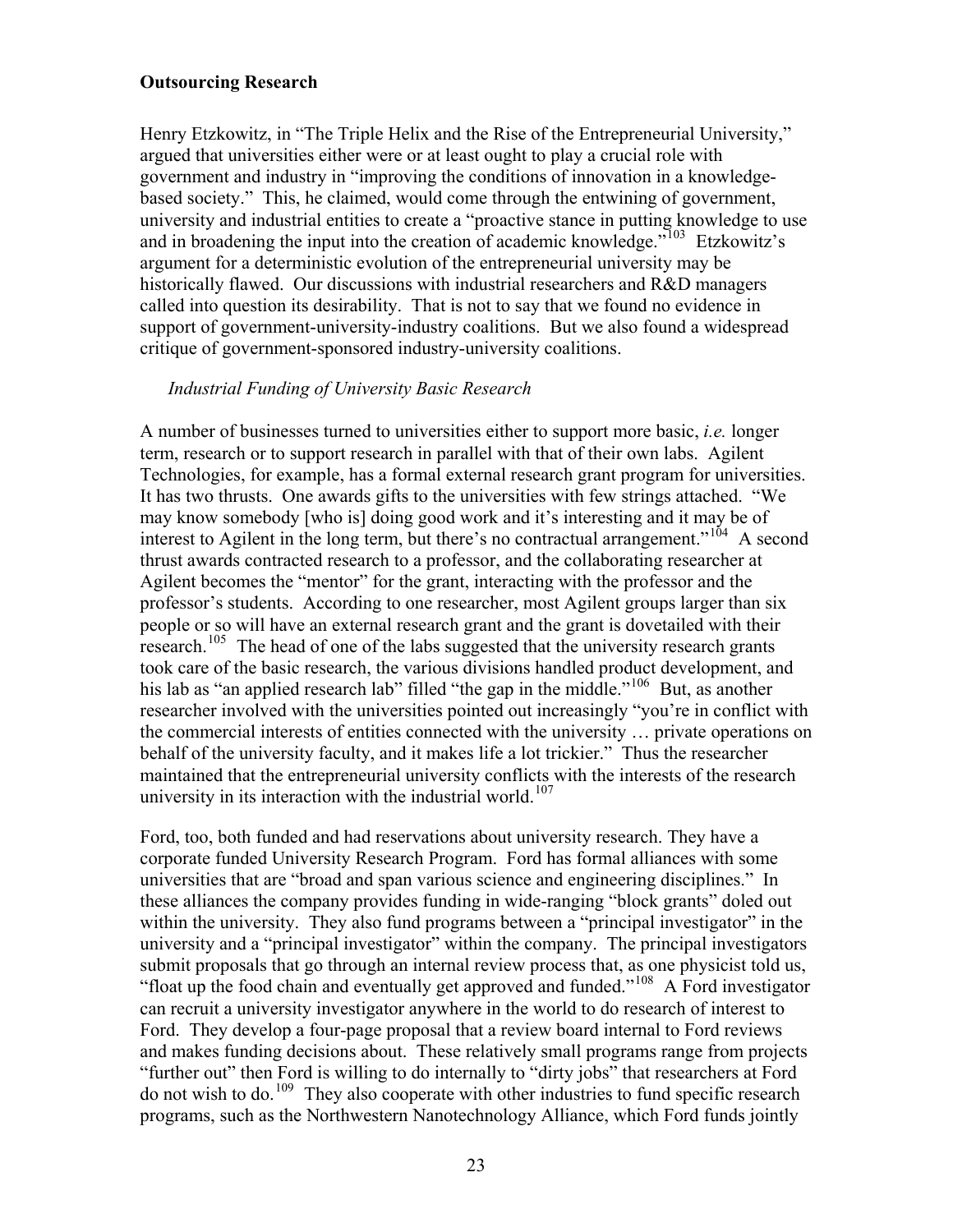**Outsourcing Research**

Henry Etzkowitz, in "The Triple Helix and the Rise of the Entrepreneurial University," argued that universities either were or at least ought to play a crucial role with government and industry in "improving the conditions of innovation in a knowledge-based society." This, he claimed, would come through the entwining of government, university and industrial entities to create a "proactive stance in putting knowledge to use and in broadening the input into the creation of academic knowledge."[103] Etzkowitz's argument for a deterministic evolution of the entrepreneurial university may be historically flawed. Our discussions with industrial researchers and R&D managers called into question its desirability. That is not to say that we found no evidence in support of government-university-industry coalitions. But we also found a widespread critique of government-sponsored industry-university coalitions.

*Industrial Funding of University Basic Research*

A number of businesses turned to universities either to support more basic, *i.e.* longer term, research or to support research in parallel with that of their own labs. Agilent Technologies, for example, has a formal external research grant program for universities. It has two thrusts. One awards gifts to the universities with few strings attached. "We may know somebody [who is] doing good work and it's interesting and it may be of interest to Agilent in the long term, but there's no contractual arrangement."[104] A second thrust awards contracted research to a professor, and the collaborating researcher at Agilent becomes the "mentor" for the grant, interacting with the professor and the professor's students. According to one researcher, most Agilent groups larger than six people or so will have an external research grant and the grant is dovetailed with their research.[105] The head of one of the labs suggested that the university research grants took care of the basic research, the various divisions handled product development, and his lab as "an applied research lab" filled "the gap in the middle."[106] But, as another researcher involved with the universities pointed out increasingly "you're in conflict with the commercial interests of entities connected with the university … private operations on behalf of the university faculty, and it makes life a lot trickier." Thus the researcher maintained that the entrepreneurial university conflicts with the interests of the research university in its interaction with the industrial world.[107]

Ford, too, both funded and had reservations about university research. They have a corporate funded University Research Program. Ford has formal alliances with some universities that are "broad and span various science and engineering disciplines." In these alliances the company provides funding in wide-ranging "block grants" doled out within the university. They also fund programs between a "principal investigator" in the university and a "principal investigator" within the company. The principal investigators submit proposals that go through an internal review process that, as one physicist told us, "float up the food chain and eventually get approved and funded."[108] A Ford investigator can recruit a university investigator anywhere in the world to do research of interest to Ford. They develop a four-page proposal that a review board internal to Ford reviews and makes funding decisions about. These relatively small programs range from projects "further out" then Ford is willing to do internally to "dirty jobs" that researchers at Ford do not wish to do.[109] They also cooperate with other industries to fund specific research programs, such as the Northwestern Nanotechnology Alliance, which Ford funds jointly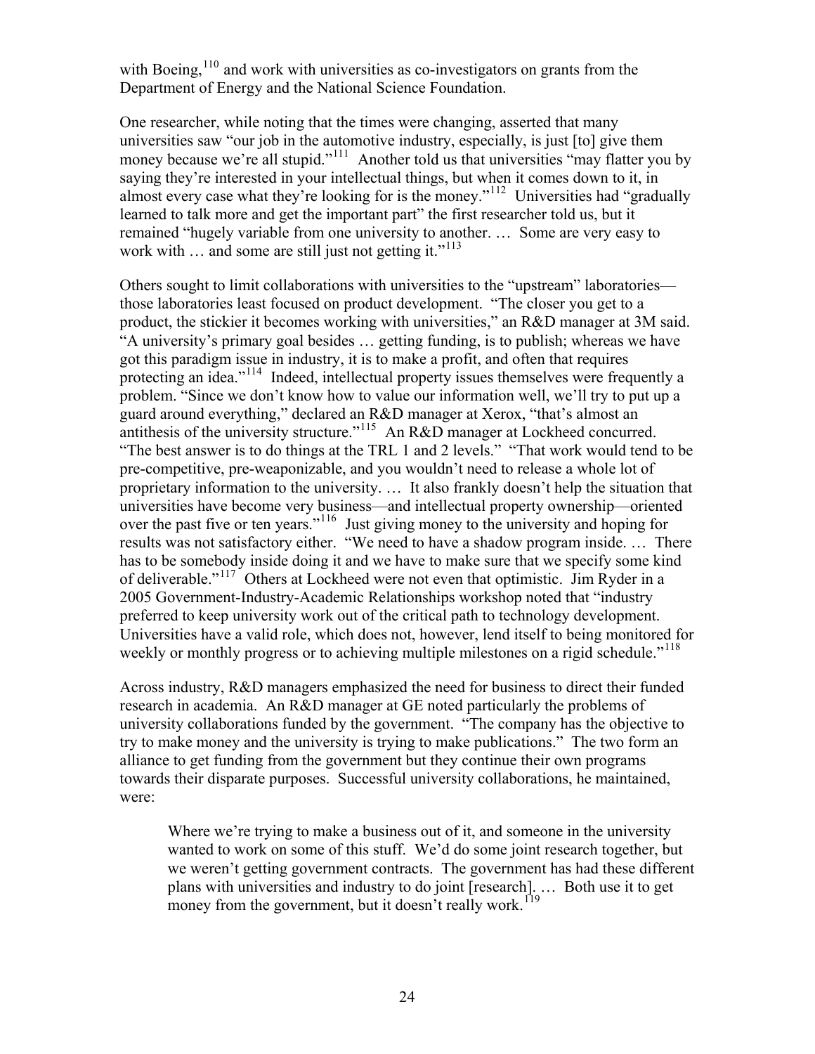with Boeing,[110] and work with universities as co-investigators on grants from the Department of Energy and the National Science Foundation.

One researcher, while noting that the times were changing, asserted that many universities saw "our job in the automotive industry, especially, is just [to] give them money because we're all stupid."[111] Another told us that universities "may flatter you by saying they're interested in your intellectual things, but when it comes down to it, in almost every case what they're looking for is the money."[112] Universities had "gradually learned to talk more and get the important part" the first researcher told us, but it remained "hugely variable from one university to another. … Some are very easy to work with … and some are still just not getting it."[113]

Others sought to limit collaborations with universities to the "upstream" laboratories—those laboratories least focused on product development. "The closer you get to a product, the stickier it becomes working with universities," an R&D manager at 3M said. "A university's primary goal besides … getting funding, is to publish; whereas we have got this paradigm issue in industry, it is to make a profit, and often that requires protecting an idea."[114] Indeed, intellectual property issues themselves were frequently a problem. "Since we don't know how to value our information well, we'll try to put up a guard around everything," declared an R&D manager at Xerox, "that's almost an antithesis of the university structure."[115] An R&D manager at Lockheed concurred. "The best answer is to do things at the TRL 1 and 2 levels." "That work would tend to be pre-competitive, pre-weaponizable, and you wouldn't need to release a whole lot of proprietary information to the university. … It also frankly doesn't help the situation that universities have become very business—and intellectual property ownership—oriented over the past five or ten years."[116] Just giving money to the university and hoping for results was not satisfactory either. "We need to have a shadow program inside. … There has to be somebody inside doing it and we have to make sure that we specify some kind of deliverable."[117] Others at Lockheed were not even that optimistic. Jim Ryder in a 2005 Government-Industry-Academic Relationships workshop noted that "industry preferred to keep university work out of the critical path to technology development. Universities have a valid role, which does not, however, lend itself to being monitored for weekly or monthly progress or to achieving multiple milestones on a rigid schedule."[118]

Across industry, R&D managers emphasized the need for business to direct their funded research in academia. An R&D manager at GE noted particularly the problems of university collaborations funded by the government. "The company has the objective to try to make money and the university is trying to make publications." The two form an alliance to get funding from the government but they continue their own programs towards their disparate purposes. Successful university collaborations, he maintained, were:

> Where we're trying to make a business out of it, and someone in the university wanted to work on some of this stuff. We'd do some joint research together, but we weren't getting government contracts. The government has had these different plans with universities and industry to do joint [research]. … Both use it to get money from the government, but it doesn't really work.[119]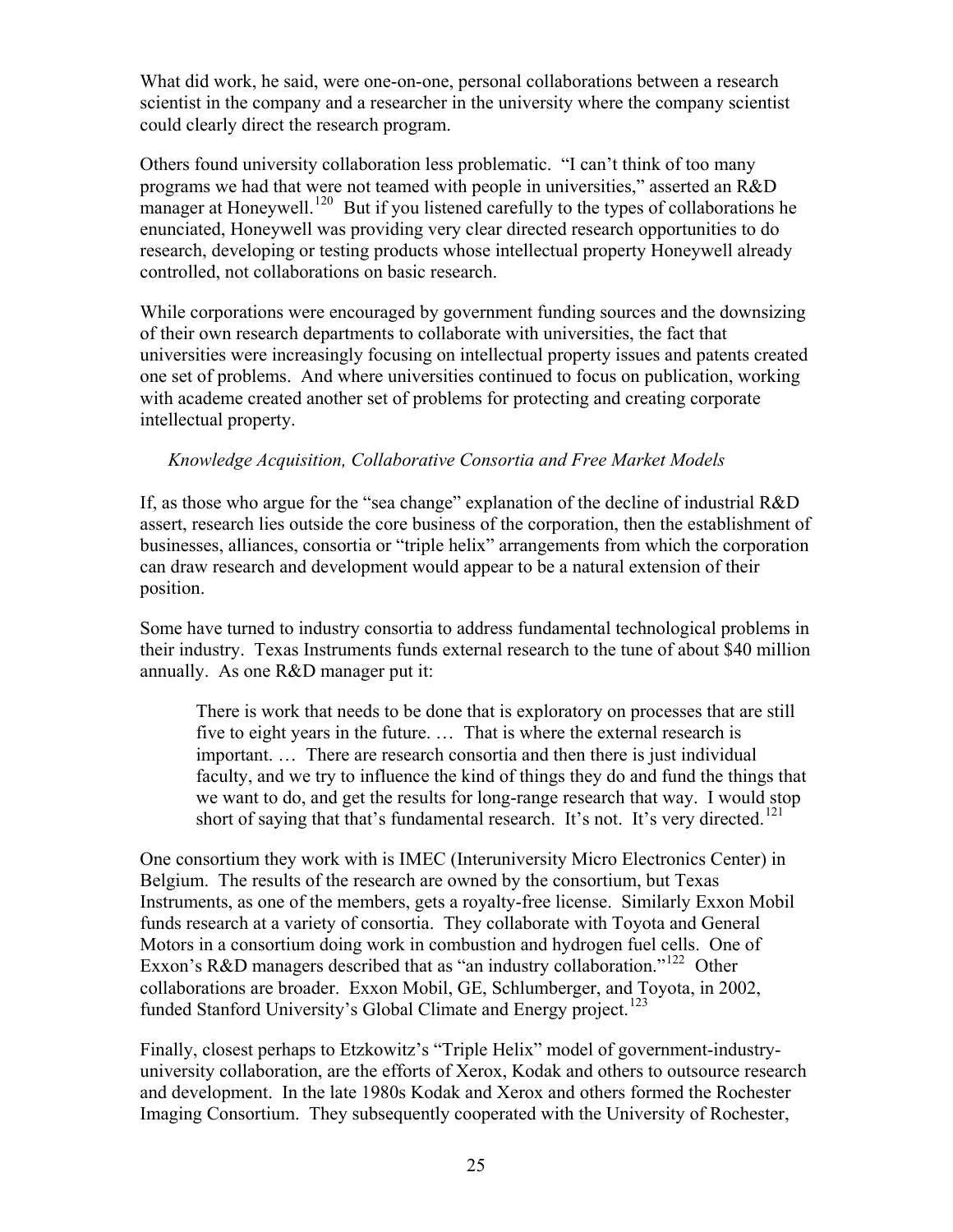What did work, he said, were one-on-one, personal collaborations between a research scientist in the company and a researcher in the university where the company scientist could clearly direct the research program.

Others found university collaboration less problematic. "I can't think of too many programs we had that were not teamed with people in universities," asserted an R&D manager at Honeywell.[120] But if you listened carefully to the types of collaborations he enunciated, Honeywell was providing very clear directed research opportunities to do research, developing or testing products whose intellectual property Honeywell already controlled, not collaborations on basic research.

While corporations were encouraged by government funding sources and the downsizing of their own research departments to collaborate with universities, the fact that universities were increasingly focusing on intellectual property issues and patents created one set of problems. And where universities continued to focus on publication, working with academe created another set of problems for protecting and creating corporate intellectual property.

*Knowledge Acquisition, Collaborative Consortia and Free Market Models*

If, as those who argue for the "sea change" explanation of the decline of industrial R&D assert, research lies outside the core business of the corporation, then the establishment of businesses, alliances, consortia or "triple helix" arrangements from which the corporation can draw research and development would appear to be a natural extension of their position.

Some have turned to industry consortia to address fundamental technological problems in their industry. Texas Instruments funds external research to the tune of about $40 million annually. As one R&D manager put it:

> There is work that needs to be done that is exploratory on processes that are still five to eight years in the future. … That is where the external research is important. … There are research consortia and then there is just individual faculty, and we try to influence the kind of things they do and fund the things that we want to do, and get the results for long-range research that way. I would stop short of saying that that's fundamental research. It's not. It's very directed.[121]

One consortium they work with is IMEC (Interuniversity Micro Electronics Center) in Belgium. The results of the research are owned by the consortium, but Texas Instruments, as one of the members, gets a royalty-free license. Similarly Exxon Mobil funds research at a variety of consortia. They collaborate with Toyota and General Motors in a consortium doing work in combustion and hydrogen fuel cells. One of Exxon's R&D managers described that as "an industry collaboration."[122] Other collaborations are broader. Exxon Mobil, GE, Schlumberger, and Toyota, in 2002, funded Stanford University's Global Climate and Energy project.[123]

Finally, closest perhaps to Etzkowitz's "Triple Helix" model of government-industry-university collaboration, are the efforts of Xerox, Kodak and others to outsource research and development. In the late 1980s Kodak and Xerox and others formed the Rochester Imaging Consortium. They subsequently cooperated with the University of Rochester,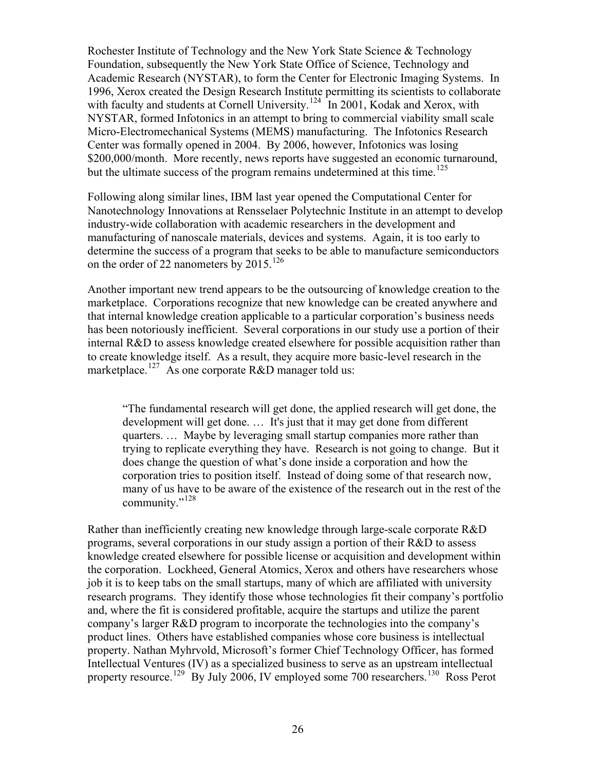Rochester Institute of Technology and the New York State Science & Technology Foundation, subsequently the New York State Office of Science, Technology and Academic Research (NYSTAR), to form the Center for Electronic Imaging Systems. In 1996, Xerox created the Design Research Institute permitting its scientists to collaborate with faculty and students at Cornell University.[124] In 2001, Kodak and Xerox, with NYSTAR, formed Infotonics in an attempt to bring to commercial viability small scale Micro-Electromechanical Systems (MEMS) manufacturing. The Infotonics Research Center was formally opened in 2004. By 2006, however, Infotonics was losing $200,000/month. More recently, news reports have suggested an economic turnaround, but the ultimate success of the program remains undetermined at this time.[125]

Following along similar lines, IBM last year opened the Computational Center for Nanotechnology Innovations at Rensselaer Polytechnic Institute in an attempt to develop industry-wide collaboration with academic researchers in the development and manufacturing of nanoscale materials, devices and systems. Again, it is too early to determine the success of a program that seeks to be able to manufacture semiconductors on the order of 22 nanometers by 2015.[126]

Another important new trend appears to be the outsourcing of knowledge creation to the marketplace. Corporations recognize that new knowledge can be created anywhere and that internal knowledge creation applicable to a particular corporation's business needs has been notoriously inefficient. Several corporations in our study use a portion of their internal R&D to assess knowledge created elsewhere for possible acquisition rather than to create knowledge itself. As a result, they acquire more basic-level research in the marketplace.[127] As one corporate R&D manager told us:

> "The fundamental research will get done, the applied research will get done, the development will get done. … It's just that it may get done from different quarters. … Maybe by leveraging small startup companies more rather than trying to replicate everything they have. Research is not going to change. But it does change the question of what's done inside a corporation and how the corporation tries to position itself. Instead of doing some of that research now, many of us have to be aware of the existence of the research out in the rest of the community."[128]

Rather than inefficiently creating new knowledge through large-scale corporate R&D programs, several corporations in our study assign a portion of their R&D to assess knowledge created elsewhere for possible license or acquisition and development within the corporation. Lockheed, General Atomics, Xerox and others have researchers whose job it is to keep tabs on the small startups, many of which are affiliated with university research programs. They identify those whose technologies fit their company's portfolio and, where the fit is considered profitable, acquire the startups and utilize the parent company's larger R&D program to incorporate the technologies into the company's product lines. Others have established companies whose core business is intellectual property. Nathan Myhrvold, Microsoft's former Chief Technology Officer, has formed Intellectual Ventures (IV) as a specialized business to serve as an upstream intellectual property resource.[129] By July 2006, IV employed some 700 researchers.[130] Ross Perot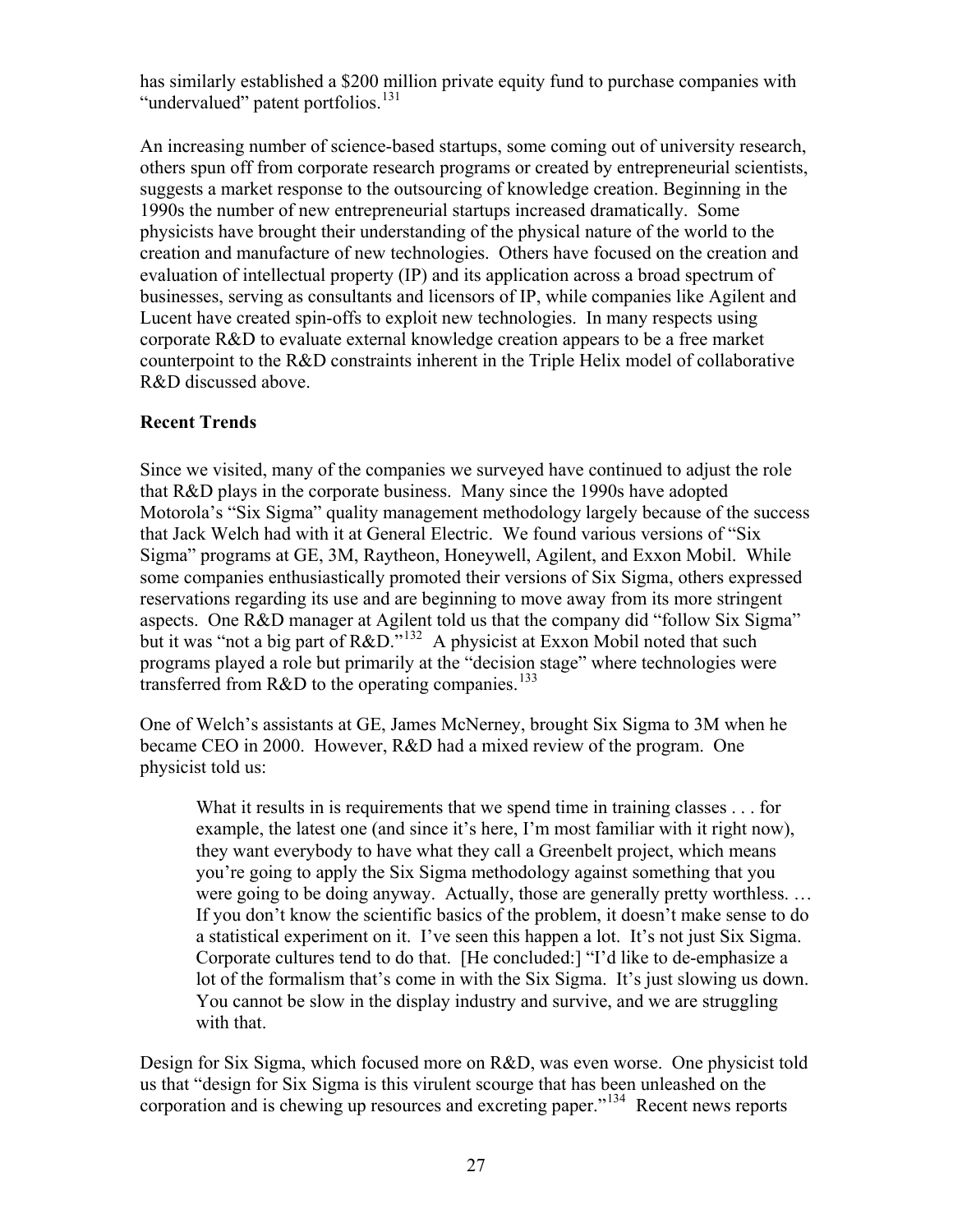has similarly established a $200 million private equity fund to purchase companies with "undervalued" patent portfolios.[131]

An increasing number of science-based startups, some coming out of university research, others spun off from corporate research programs or created by entrepreneurial scientists, suggests a market response to the outsourcing of knowledge creation. Beginning in the 1990s the number of new entrepreneurial startups increased dramatically. Some physicists have brought their understanding of the physical nature of the world to the creation and manufacture of new technologies. Others have focused on the creation and evaluation of intellectual property (IP) and its application across a broad spectrum of businesses, serving as consultants and licensors of IP, while companies like Agilent and Lucent have created spin-offs to exploit new technologies. In many respects using corporate R&D to evaluate external knowledge creation appears to be a free market counterpoint to the R&D constraints inherent in the Triple Helix model of collaborative R&D discussed above.

**Recent Trends**

Since we visited, many of the companies we surveyed have continued to adjust the role that R&D plays in the corporate business. Many since the 1990s have adopted Motorola's "Six Sigma" quality management methodology largely because of the success that Jack Welch had with it at General Electric. We found various versions of "Six Sigma" programs at GE, 3M, Raytheon, Honeywell, Agilent, and Exxon Mobil. While some companies enthusiastically promoted their versions of Six Sigma, others expressed reservations regarding its use and are beginning to move away from its more stringent aspects. One R&D manager at Agilent told us that the company did "follow Six Sigma" but it was "not a big part of R&D."[132] A physicist at Exxon Mobil noted that such programs played a role but primarily at the "decision stage" where technologies were transferred from R&D to the operating companies.[133]

One of Welch's assistants at GE, James McNerney, brought Six Sigma to 3M when he became CEO in 2000. However, R&D had a mixed review of the program. One physicist told us:

> What it results in is requirements that we spend time in training classes . . . for example, the latest one (and since it's here, I'm most familiar with it right now), they want everybody to have what they call a Greenbelt project, which means you're going to apply the Six Sigma methodology against something that you were going to be doing anyway. Actually, those are generally pretty worthless. … If you don't know the scientific basics of the problem, it doesn't make sense to do a statistical experiment on it. I've seen this happen a lot. It's not just Six Sigma. Corporate cultures tend to do that. [He concluded:] "I'd like to de-emphasize a lot of the formalism that's come in with the Six Sigma. It's just slowing us down. You cannot be slow in the display industry and survive, and we are struggling with that.

Design for Six Sigma, which focused more on R&D, was even worse. One physicist told us that "design for Six Sigma is this virulent scourge that has been unleashed on the corporation and is chewing up resources and excreting paper."[134] Recent news reports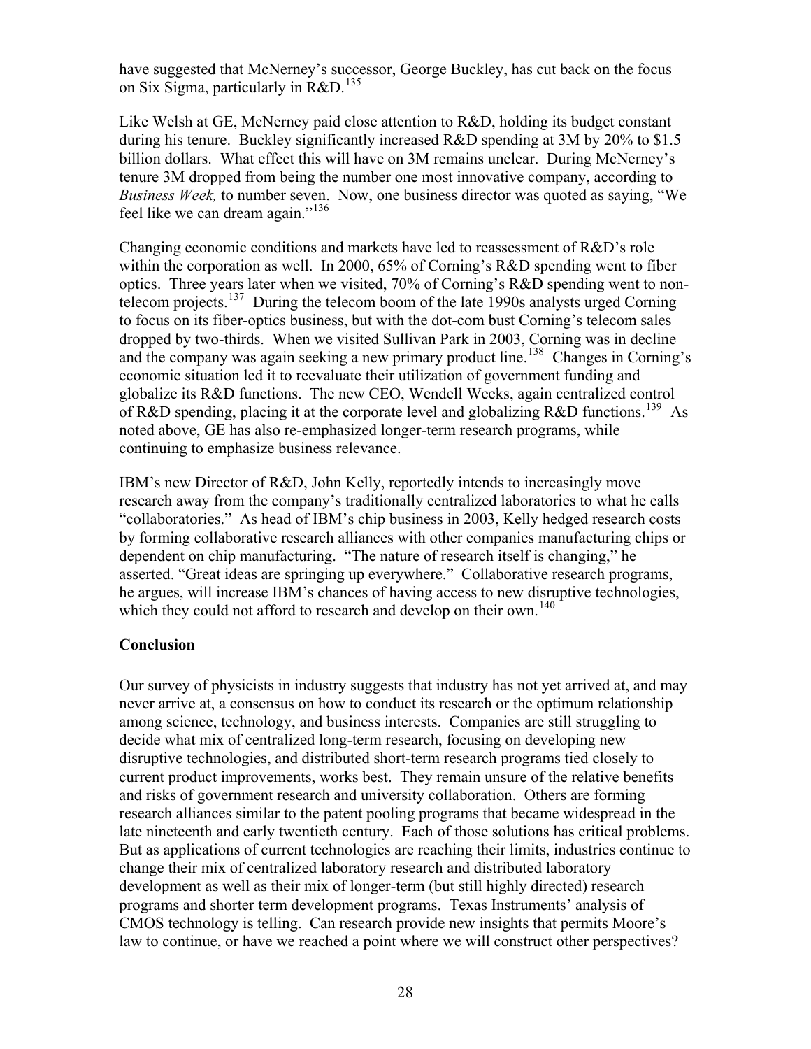have suggested that McNerney's successor, George Buckley, has cut back on the focus on Six Sigma, particularly in R&D.[135]

Like Welsh at GE, McNerney paid close attention to R&D, holding its budget constant during his tenure. Buckley significantly increased R&D spending at 3M by 20% to $1.5 billion dollars. What effect this will have on 3M remains unclear. During McNerney's tenure 3M dropped from being the number one most innovative company, according to *Business Week,* to number seven. Now, one business director was quoted as saying, "We feel like we can dream again."[136]

Changing economic conditions and markets have led to reassessment of R&D's role within the corporation as well. In 2000, 65% of Corning's R&D spending went to fiber optics. Three years later when we visited, 70% of Corning's R&D spending went to non-telecom projects.[137] During the telecom boom of the late 1990s analysts urged Corning to focus on its fiber-optics business, but with the dot-com bust Corning's telecom sales dropped by two-thirds. When we visited Sullivan Park in 2003, Corning was in decline and the company was again seeking a new primary product line.[138] Changes in Corning's economic situation led it to reevaluate their utilization of government funding and globalize its R&D functions. The new CEO, Wendell Weeks, again centralized control of R&D spending, placing it at the corporate level and globalizing R&D functions.[139] As noted above, GE has also re-emphasized longer-term research programs, while continuing to emphasize business relevance.

IBM's new Director of R&D, John Kelly, reportedly intends to increasingly move research away from the company's traditionally centralized laboratories to what he calls "collaboratories." As head of IBM's chip business in 2003, Kelly hedged research costs by forming collaborative research alliances with other companies manufacturing chips or dependent on chip manufacturing. "The nature of research itself is changing," he asserted. "Great ideas are springing up everywhere." Collaborative research programs, he argues, will increase IBM's chances of having access to new disruptive technologies, which they could not afford to research and develop on their own.[140]

## Conclusion

Our survey of physicists in industry suggests that industry has not yet arrived at, and may never arrive at, a consensus on how to conduct its research or the optimum relationship among science, technology, and business interests. Companies are still struggling to decide what mix of centralized long-term research, focusing on developing new disruptive technologies, and distributed short-term research programs tied closely to current product improvements, works best. They remain unsure of the relative benefits and risks of government research and university collaboration. Others are forming research alliances similar to the patent pooling programs that became widespread in the late nineteenth and early twentieth century. Each of those solutions has critical problems. But as applications of current technologies are reaching their limits, industries continue to change their mix of centralized laboratory research and distributed laboratory development as well as their mix of longer-term (but still highly directed) research programs and shorter term development programs. Texas Instruments' analysis of CMOS technology is telling. Can research provide new insights that permits Moore's law to continue, or have we reached a point where we will construct other perspectives?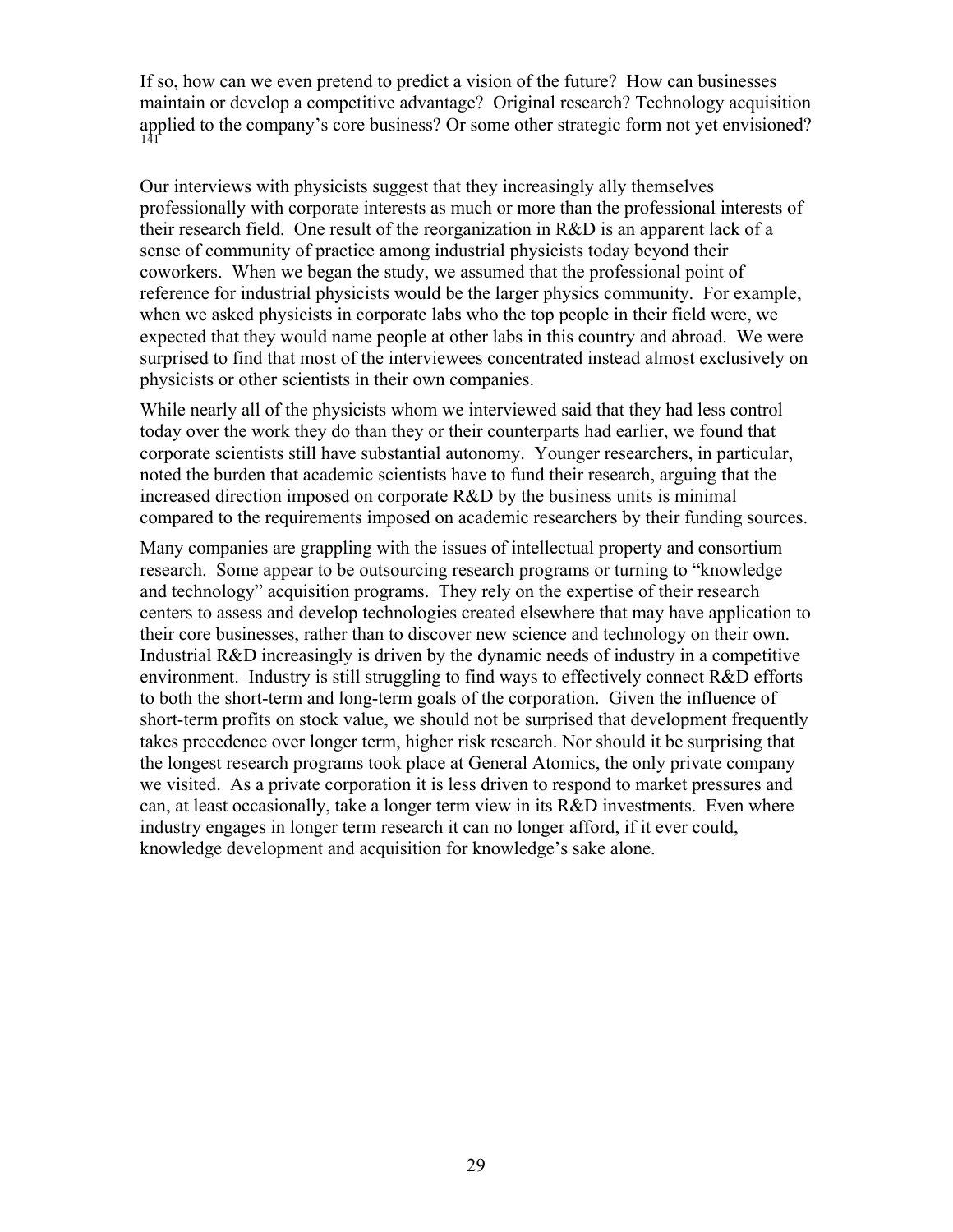If so, how can we even pretend to predict a vision of the future? How can businesses maintain or develop a competitive advantage? Original research? Technology acquisition applied to the company's core business? Or some other strategic form not yet envisioned?[141]

Our interviews with physicists suggest that they increasingly ally themselves professionally with corporate interests as much or more than the professional interests of their research field. One result of the reorganization in R&D is an apparent lack of a sense of community of practice among industrial physicists today beyond their coworkers. When we began the study, we assumed that the professional point of reference for industrial physicists would be the larger physics community. For example, when we asked physicists in corporate labs who the top people in their field were, we expected that they would name people at other labs in this country and abroad. We were surprised to find that most of the interviewees concentrated instead almost exclusively on physicists or other scientists in their own companies.

While nearly all of the physicists whom we interviewed said that they had less control today over the work they do than they or their counterparts had earlier, we found that corporate scientists still have substantial autonomy. Younger researchers, in particular, noted the burden that academic scientists have to fund their research, arguing that the increased direction imposed on corporate R&D by the business units is minimal compared to the requirements imposed on academic researchers by their funding sources.

Many companies are grappling with the issues of intellectual property and consortium research. Some appear to be outsourcing research programs or turning to "knowledge and technology" acquisition programs. They rely on the expertise of their research centers to assess and develop technologies created elsewhere that may have application to their core businesses, rather than to discover new science and technology on their own. Industrial R&D increasingly is driven by the dynamic needs of industry in a competitive environment. Industry is still struggling to find ways to effectively connect R&D efforts to both the short-term and long-term goals of the corporation. Given the influence of short-term profits on stock value, we should not be surprised that development frequently takes precedence over longer term, higher risk research. Nor should it be surprising that the longest research programs took place at General Atomics, the only private company we visited. As a private corporation it is less driven to respond to market pressures and can, at least occasionally, take a longer term view in its R&D investments. Even where industry engages in longer term research it can no longer afford, if it ever could, knowledge development and acquisition for knowledge's sake alone.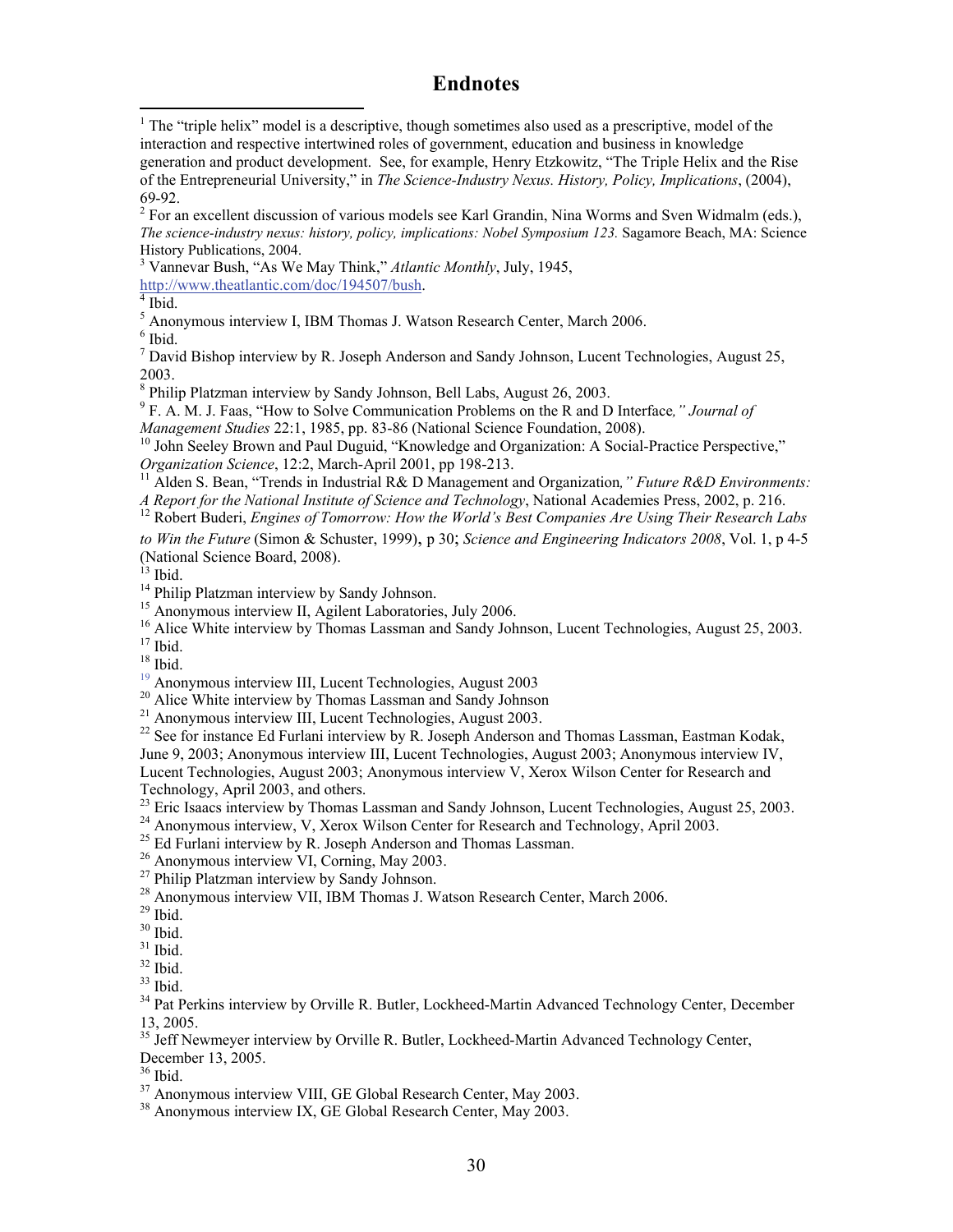## Endnotes

[1] The "triple helix" model is a descriptive, though sometimes also used as a prescriptive, model of the interaction and respective intertwined roles of government, education and business in knowledge generation and product development. See, for example, Henry Etzkowitz, "The Triple Helix and the Rise of the Entrepreneurial University," in *The Science-Industry Nexus. History, Policy, Implications*, (2004), 69-92.

[2] For an excellent discussion of various models see Karl Grandin, Nina Worms and Sven Widmalm (eds.), *The science-industry nexus: history, policy, implications: Nobel Symposium 123.* Sagamore Beach, MA: Science History Publications, 2004.

[3] Vannevar Bush, "As We May Think," *Atlantic Monthly*, July, 1945, http://www.theatlantic.com/doc/194507/bush.

[4] Ibid.

[5] Anonymous interview I, IBM Thomas J. Watson Research Center, March 2006.

[6] Ibid.

[7] David Bishop interview by R. Joseph Anderson and Sandy Johnson, Lucent Technologies, August 25, 2003.

[8] Philip Platzman interview by Sandy Johnson, Bell Labs, August 26, 2003.

[9] F. A. M. J. Faas, "How to Solve Communication Problems on the R and D Interface*," Journal of Management Studies* 22:1, 1985, pp. 83-86 (National Science Foundation, 2008).

[10] John Seeley Brown and Paul Duguid, "Knowledge and Organization: A Social-Practice Perspective," *Organization Science*, 12:2, March-April 2001, pp 198-213.

[11] Alden S. Bean, "Trends in Industrial R& D Management and Organization*," Future R&D Environments: A Report for the National Institute of Science and Technology*, National Academies Press, 2002, p. 216.

[12] Robert Buderi, *Engines of Tomorrow: How the World's Best Companies Are Using Their Research Labs to Win the Future* (Simon & Schuster, 1999), p 30; *Science and Engineering Indicators 2008*, Vol. 1, p 4-5 (National Science Board, 2008).

[13] Ibid.

[14] Philip Platzman interview by Sandy Johnson.

[15] Anonymous interview II, Agilent Laboratories, July 2006.

[16] Alice White interview by Thomas Lassman and Sandy Johnson, Lucent Technologies, August 25, 2003.

[17] Ibid.

[18] Ibid.

[19] Anonymous interview III, Lucent Technologies, August 2003

[20] Alice White interview by Thomas Lassman and Sandy Johnson

[21] Anonymous interview III, Lucent Technologies, August 2003.

[22] See for instance Ed Furlani interview by R. Joseph Anderson and Thomas Lassman, Eastman Kodak, June 9, 2003; Anonymous interview III, Lucent Technologies, August 2003; Anonymous interview IV, Lucent Technologies, August 2003; Anonymous interview V, Xerox Wilson Center for Research and Technology, April 2003, and others.

[23] Eric Isaacs interview by Thomas Lassman and Sandy Johnson, Lucent Technologies, August 25, 2003.

[24] Anonymous interview, V, Xerox Wilson Center for Research and Technology, April 2003.

[25] Ed Furlani interview by R. Joseph Anderson and Thomas Lassman.

[26] Anonymous interview VI, Corning, May 2003.

[27] Philip Platzman interview by Sandy Johnson.

[28] Anonymous interview VII, IBM Thomas J. Watson Research Center, March 2006.

[29] Ibid.

[30] Ibid.

[31] Ibid.

[32] Ibid.

[33] Ibid.

[34] Pat Perkins interview by Orville R. Butler, Lockheed-Martin Advanced Technology Center, December 13, 2005.

[35] Jeff Newmeyer interview by Orville R. Butler, Lockheed-Martin Advanced Technology Center, December 13, 2005.

[36] Ibid.

[37] Anonymous interview VIII, GE Global Research Center, May 2003.

[38] Anonymous interview IX, GE Global Research Center, May 2003.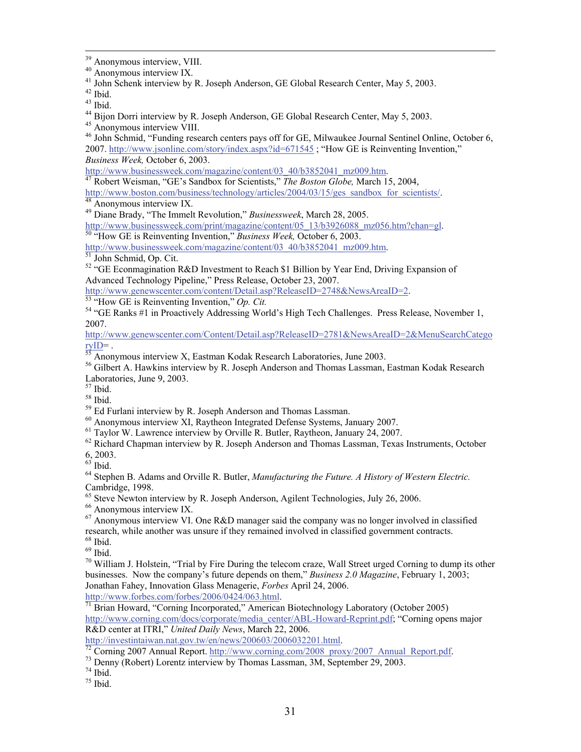[39] Anonymous interview, VIII.

[40] Anonymous interview IX.

[41] John Schenk interview by R. Joseph Anderson, GE Global Research Center, May 5, 2003.

[42] Ibid.

[43] Ibid.

[44] Bijon Dorri interview by R. Joseph Anderson, GE Global Research Center, May 5, 2003.

[45] Anonymous interview VIII.

[46] John Schmid, "Funding research centers pays off for GE, Milwaukee Journal Sentinel Online, October 6, 2007. http://www.jsonline.com/story/index.aspx?id=671545 ; "How GE is Reinventing Invention," *Business Week,* October 6, 2003. http://www.businessweek.com/magazine/content/03_40/b3852041_mz009.htm.

[47] Robert Weisman, "GE's Sandbox for Scientists," *The Boston Globe,* March 15, 2004, http://www.boston.com/business/technology/articles/2004/03/15/ges_sandbox_for_scientists/.

[48] Anonymous interview IX.

[49] Diane Brady, "The Immelt Revolution," *Businessweek*, March 28, 2005. http://www.businessweek.com/print/magazine/content/05_13/b3926088_mz056.htm?chan=gl.

[50] "How GE is Reinventing Invention," *Business Week,* October 6, 2003. http://www.businessweek.com/magazine/content/03_40/b3852041_mz009.htm.

[51] John Schmid, Op. Cit.

[52] "GE Econmagination R&D Investment to Reach $1 Billion by Year End, Driving Expansion of Advanced Technology Pipeline," Press Release, October 23, 2007. http://www.genewscenter.com/content/Detail.asp?ReleaseID=2748&NewsAreaID=2.

[53] "How GE is Reinventing Invention," *Op. Cit.*

[54] "GE Ranks #1 in Proactively Addressing World's High Tech Challenges. Press Release, November 1, 2007. http://www.genewscenter.com/Content/Detail.asp?ReleaseID=2781&NewsAreaID=2&MenuSearchCategoryID= .

[55] Anonymous interview X, Eastman Kodak Research Laboratories, June 2003.

[56] Gilbert A. Hawkins interview by R. Joseph Anderson and Thomas Lassman, Eastman Kodak Research Laboratories, June 9, 2003.

[57] Ibid.

[58] Ibid.

[59] Ed Furlani interview by R. Joseph Anderson and Thomas Lassman.

[60] Anonymous interview XI, Raytheon Integrated Defense Systems, January 2007.

[61] Taylor W. Lawrence interview by Orville R. Butler, Raytheon, January 24, 2007.

[62] Richard Chapman interview by R. Joseph Anderson and Thomas Lassman, Texas Instruments, October 6, 2003.

[63] Ibid.

[64] Stephen B. Adams and Orville R. Butler, *Manufacturing the Future. A History of Western Electric.* Cambridge, 1998.

[65] Steve Newton interview by R. Joseph Anderson, Agilent Technologies, July 26, 2006.

[66] Anonymous interview IX.

[67] Anonymous interview VI. One R&D manager said the company was no longer involved in classified research, while another was unsure if they remained involved in classified government contracts.

[68] Ibid.

[69] Ibid.

[70] William J. Holstein, "Trial by Fire During the telecom craze, Wall Street urged Corning to dump its other businesses. Now the company's future depends on them," *Business 2.0 Magazine*, February 1, 2003; Jonathan Fahey, Innovation Glass Menagerie, *Forbes* April 24, 2006. http://www.forbes.com/forbes/2006/0424/063.html.

[71] Brian Howard, "Corning Incorporated," American Biotechnology Laboratory (October 2005) http://www.corning.com/docs/corporate/media_center/ABL-Howard-Reprint.pdf; "Corning opens major R&D center at ITRI," *United Daily News*, March 22, 2006. http://investintaiwan.nat.gov.tw/en/news/200603/2006032201.html.

[72] Corning 2007 Annual Report. http://www.corning.com/2008_proxy/2007_Annual_Report.pdf.

[73] Denny (Robert) Lorentz interview by Thomas Lassman, 3M, September 29, 2003.

[74] Ibid.

[75] Ibid.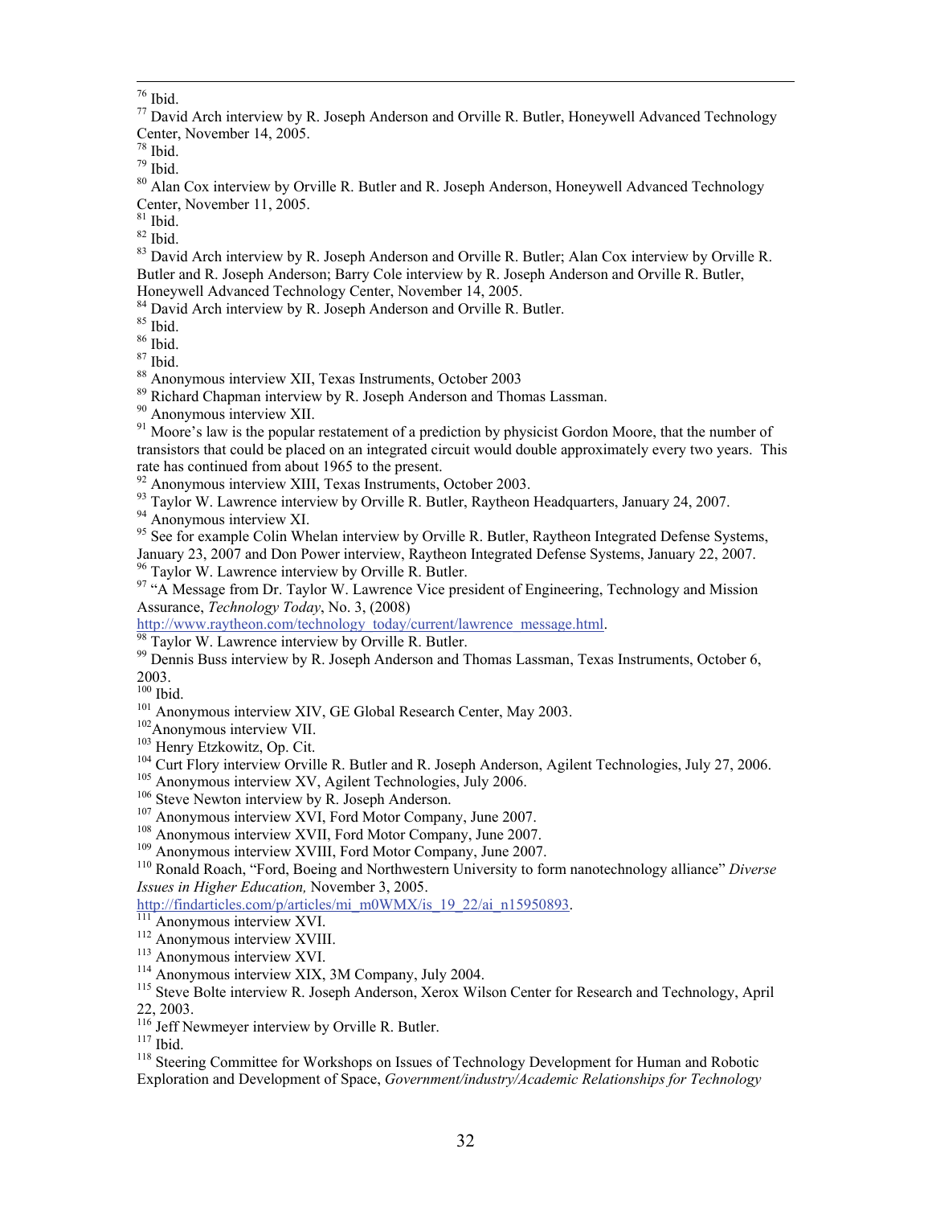[76] Ibid.

[77] David Arch interview by R. Joseph Anderson and Orville R. Butler, Honeywell Advanced Technology Center, November 14, 2005.

[78] Ibid.

[79] Ibid.

[80] Alan Cox interview by Orville R. Butler and R. Joseph Anderson, Honeywell Advanced Technology Center, November 11, 2005.

[81] Ibid.

[82] Ibid.

[83] David Arch interview by R. Joseph Anderson and Orville R. Butler; Alan Cox interview by Orville R. Butler and R. Joseph Anderson; Barry Cole interview by R. Joseph Anderson and Orville R. Butler, Honeywell Advanced Technology Center, November 14, 2005.

[84] David Arch interview by R. Joseph Anderson and Orville R. Butler.

[85] Ibid.

[86] Ibid.

[87] Ibid.

[88] Anonymous interview XII, Texas Instruments, October 2003

[89] Richard Chapman interview by R. Joseph Anderson and Thomas Lassman.

[90] Anonymous interview XII.

[91] Moore's law is the popular restatement of a prediction by physicist Gordon Moore, that the number of transistors that could be placed on an integrated circuit would double approximately every two years. This rate has continued from about 1965 to the present.

[92] Anonymous interview XIII, Texas Instruments, October 2003.

[93] Taylor W. Lawrence interview by Orville R. Butler, Raytheon Headquarters, January 24, 2007.

[94] Anonymous interview XI.

[95] See for example Colin Whelan interview by Orville R. Butler, Raytheon Integrated Defense Systems, January 23, 2007 and Don Power interview, Raytheon Integrated Defense Systems, January 22, 2007.

[96] Taylor W. Lawrence interview by Orville R. Butler.

[97] "A Message from Dr. Taylor W. Lawrence Vice president of Engineering, Technology and Mission Assurance, *Technology Today*, No. 3, (2008) http://www.raytheon.com/technology_today/current/lawrence_message.html.

[98] Taylor W. Lawrence interview by Orville R. Butler.

[99] Dennis Buss interview by R. Joseph Anderson and Thomas Lassman, Texas Instruments, October 6, 2003.

[100] Ibid.

[101] Anonymous interview XIV, GE Global Research Center, May 2003.

[102] Anonymous interview VII.

[103] Henry Etzkowitz, Op. Cit.

[104] Curt Flory interview Orville R. Butler and R. Joseph Anderson, Agilent Technologies, July 27, 2006.

[105] Anonymous interview XV, Agilent Technologies, July 2006.

[106] Steve Newton interview by R. Joseph Anderson.

[107] Anonymous interview XVI, Ford Motor Company, June 2007.

[108] Anonymous interview XVII, Ford Motor Company, June 2007.

[109] Anonymous interview XVIII, Ford Motor Company, June 2007.

[110] Ronald Roach, "Ford, Boeing and Northwestern University to form nanotechnology alliance" *Diverse Issues in Higher Education,* November 3, 2005. http://findarticles.com/p/articles/mi_m0WMX/is_19_22/ai_n15950893.

[111] Anonymous interview XVI.

[112] Anonymous interview XVIII.

[113] Anonymous interview XVI.

[114] Anonymous interview XIX, 3M Company, July 2004.

[115] Steve Bolte interview R. Joseph Anderson, Xerox Wilson Center for Research and Technology, April 22, 2003.

[116] Jeff Newmeyer interview by Orville R. Butler.

[117] Ibid.

[118] Steering Committee for Workshops on Issues of Technology Development for Human and Robotic Exploration and Development of Space, *Government/industry/Academic Relationships for Technology*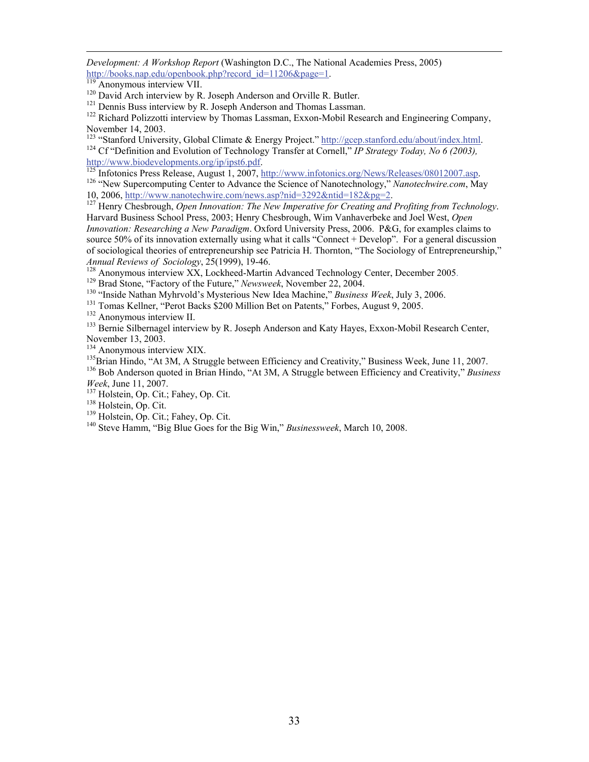*Development: A Workshop Report* (Washington D.C., The National Academies Press, 2005) http://books.nap.edu/openbook.php?record_id=11206&page=1.

[119] Anonymous interview VII.

[120] David Arch interview by R. Joseph Anderson and Orville R. Butler.

[121] Dennis Buss interview by R. Joseph Anderson and Thomas Lassman.

[122] Richard Polizzotti interview by Thomas Lassman, Exxon-Mobil Research and Engineering Company, November 14, 2003.

[123] "Stanford University, Global Climate & Energy Project." http://gcep.stanford.edu/about/index.html.

[124] Cf "Definition and Evolution of Technology Transfer at Cornell," *IP Strategy Today, No 6 (2003),* http://www.biodevelopments.org/ip/ipst6.pdf.

[125] Infotonics Press Release, August 1, 2007, http://www.infotonics.org/News/Releases/08012007.asp.

[126] "New Supercomputing Center to Advance the Science of Nanotechnology," *Nanotechwire.com*, May 10, 2006, http://www.nanotechwire.com/news.asp?nid=3292&ntid=182&pg=2.

[127] Henry Chesbrough, *Open Innovation: The New Imperative for Creating and Profiting from Technology*. Harvard Business School Press, 2003; Henry Chesbrough, Wim Vanhaverbeke and Joel West, *Open Innovation: Researching a New Paradigm*. Oxford University Press, 2006. P&G, for examples claims to source 50% of its innovation externally using what it calls "Connect + Develop". For a general discussion of sociological theories of entrepreneurship see Patricia H. Thornton, "The Sociology of Entrepreneurship," *Annual Reviews of Sociology*, 25(1999), 19-46.

[128] Anonymous interview XX, Lockheed-Martin Advanced Technology Center, December 2005.

[129] Brad Stone, "Factory of the Future," *Newsweek*, November 22, 2004.

[130] "Inside Nathan Myhrvold's Mysterious New Idea Machine," *Business Week*, July 3, 2006.

[131] Tomas Kellner, "Perot Backs $200 Million Bet on Patents," Forbes, August 9, 2005.

[132] Anonymous interview II.

[133] Bernie Silbernagel interview by R. Joseph Anderson and Katy Hayes, Exxon-Mobil Research Center, November 13, 2003.

[134] Anonymous interview XIX.

[135] Brian Hindo, "At 3M, A Struggle between Efficiency and Creativity," Business Week, June 11, 2007.

[136] Bob Anderson quoted in Brian Hindo, "At 3M, A Struggle between Efficiency and Creativity," *Business Week*, June 11, 2007.

[137] Holstein, Op. Cit.; Fahey, Op. Cit.

[138] Holstein, Op. Cit.

[139] Holstein, Op. Cit.; Fahey, Op. Cit.

[140] Steve Hamm, "Big Blue Goes for the Big Win," *Businessweek*, March 10, 2008.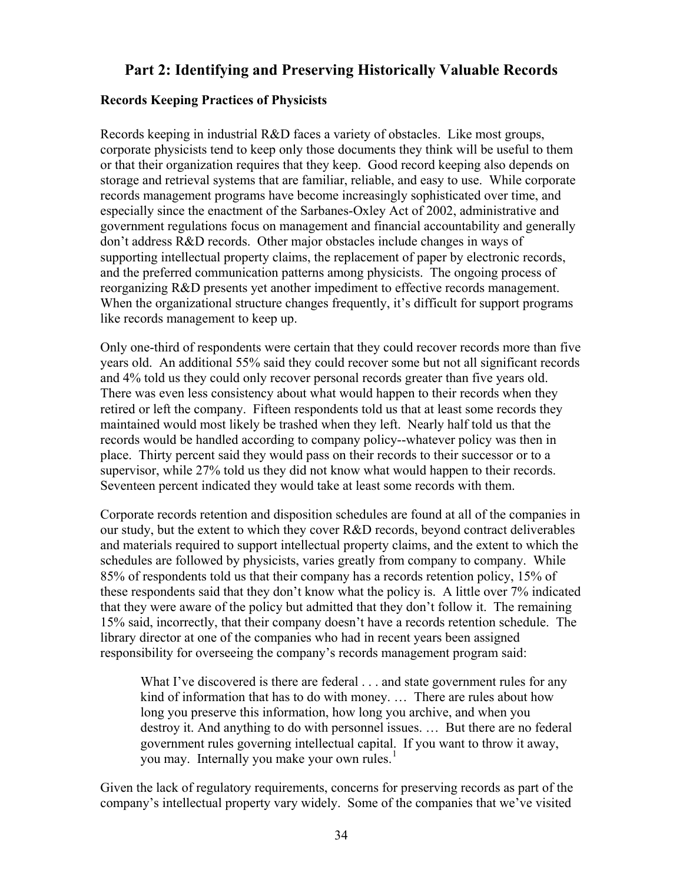## Part 2: Identifying and Preserving Historically Valuable Records

### Records Keeping Practices of Physicists

Records keeping in industrial R&D faces a variety of obstacles. Like most groups, corporate physicists tend to keep only those documents they think will be useful to them or that their organization requires that they keep. Good record keeping also depends on storage and retrieval systems that are familiar, reliable, and easy to use. While corporate records management programs have become increasingly sophisticated over time, and especially since the enactment of the Sarbanes-Oxley Act of 2002, administrative and government regulations focus on management and financial accountability and generally don't address R&D records. Other major obstacles include changes in ways of supporting intellectual property claims, the replacement of paper by electronic records, and the preferred communication patterns among physicists. The ongoing process of reorganizing R&D presents yet another impediment to effective records management. When the organizational structure changes frequently, it's difficult for support programs like records management to keep up.

Only one-third of respondents were certain that they could recover records more than five years old. An additional 55% said they could recover some but not all significant records and 4% told us they could only recover personal records greater than five years old. There was even less consistency about what would happen to their records when they retired or left the company. Fifteen respondents told us that at least some records they maintained would most likely be trashed when they left. Nearly half told us that the records would be handled according to company policy--whatever policy was then in place. Thirty percent said they would pass on their records to their successor or to a supervisor, while 27% told us they did not know what would happen to their records. Seventeen percent indicated they would take at least some records with them.

Corporate records retention and disposition schedules are found at all of the companies in our study, but the extent to which they cover R&D records, beyond contract deliverables and materials required to support intellectual property claims, and the extent to which the schedules are followed by physicists, varies greatly from company to company. While 85% of respondents told us that their company has a records retention policy, 15% of these respondents said that they don't know what the policy is. A little over 7% indicated that they were aware of the policy but admitted that they don't follow it. The remaining 15% said, incorrectly, that their company doesn't have a records retention schedule. The library director at one of the companies who had in recent years been assigned responsibility for overseeing the company's records management program said:

> What I've discovered is there are federal . . . and state government rules for any kind of information that has to do with money. … There are rules about how long you preserve this information, how long you archive, and when you destroy it. And anything to do with personnel issues. … But there are no federal government rules governing intellectual capital. If you want to throw it away, you may. Internally you make your own rules.[1]

Given the lack of regulatory requirements, concerns for preserving records as part of the company's intellectual property vary widely. Some of the companies that we've visited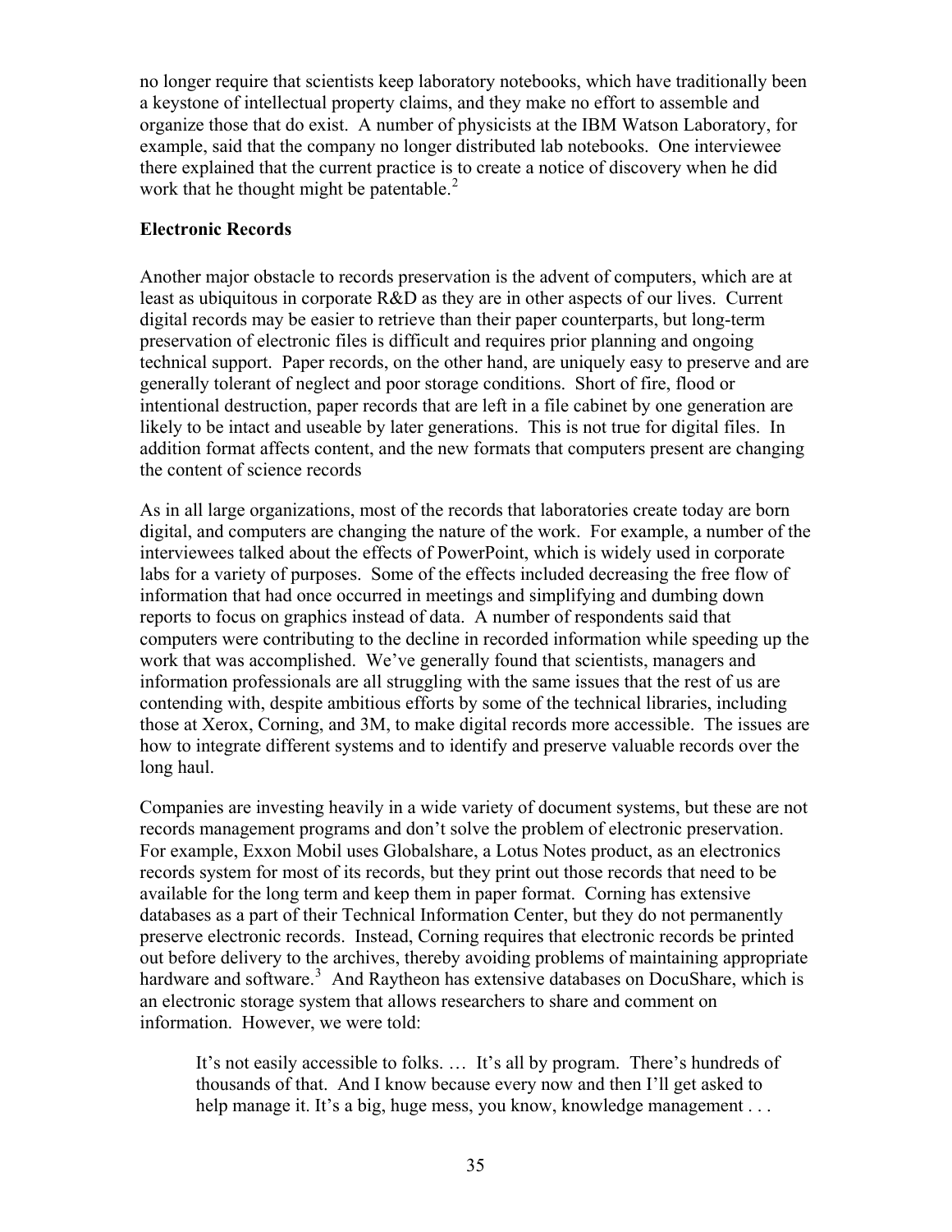no longer require that scientists keep laboratory notebooks, which have traditionally been a keystone of intellectual property claims, and they make no effort to assemble and organize those that do exist. A number of physicists at the IBM Watson Laboratory, for example, said that the company no longer distributed lab notebooks. One interviewee there explained that the current practice is to create a notice of discovery when he did work that he thought might be patentable.[2]

**Electronic Records**

Another major obstacle to records preservation is the advent of computers, which are at least as ubiquitous in corporate R&D as they are in other aspects of our lives. Current digital records may be easier to retrieve than their paper counterparts, but long-term preservation of electronic files is difficult and requires prior planning and ongoing technical support. Paper records, on the other hand, are uniquely easy to preserve and are generally tolerant of neglect and poor storage conditions. Short of fire, flood or intentional destruction, paper records that are left in a file cabinet by one generation are likely to be intact and useable by later generations. This is not true for digital files. In addition format affects content, and the new formats that computers present are changing the content of science records

As in all large organizations, most of the records that laboratories create today are born digital, and computers are changing the nature of the work. For example, a number of the interviewees talked about the effects of PowerPoint, which is widely used in corporate labs for a variety of purposes. Some of the effects included decreasing the free flow of information that had once occurred in meetings and simplifying and dumbing down reports to focus on graphics instead of data. A number of respondents said that computers were contributing to the decline in recorded information while speeding up the work that was accomplished. We've generally found that scientists, managers and information professionals are all struggling with the same issues that the rest of us are contending with, despite ambitious efforts by some of the technical libraries, including those at Xerox, Corning, and 3M, to make digital records more accessible. The issues are how to integrate different systems and to identify and preserve valuable records over the long haul.

Companies are investing heavily in a wide variety of document systems, but these are not records management programs and don't solve the problem of electronic preservation. For example, Exxon Mobil uses Globalshare, a Lotus Notes product, as an electronics records system for most of its records, but they print out those records that need to be available for the long term and keep them in paper format. Corning has extensive databases as a part of their Technical Information Center, but they do not permanently preserve electronic records. Instead, Corning requires that electronic records be printed out before delivery to the archives, thereby avoiding problems of maintaining appropriate hardware and software.[3] And Raytheon has extensive databases on DocuShare, which is an electronic storage system that allows researchers to share and comment on information. However, we were told:

> It's not easily accessible to folks. … It's all by program. There's hundreds of thousands of that. And I know because every now and then I'll get asked to help manage it. It's a big, huge mess, you know, knowledge management . . .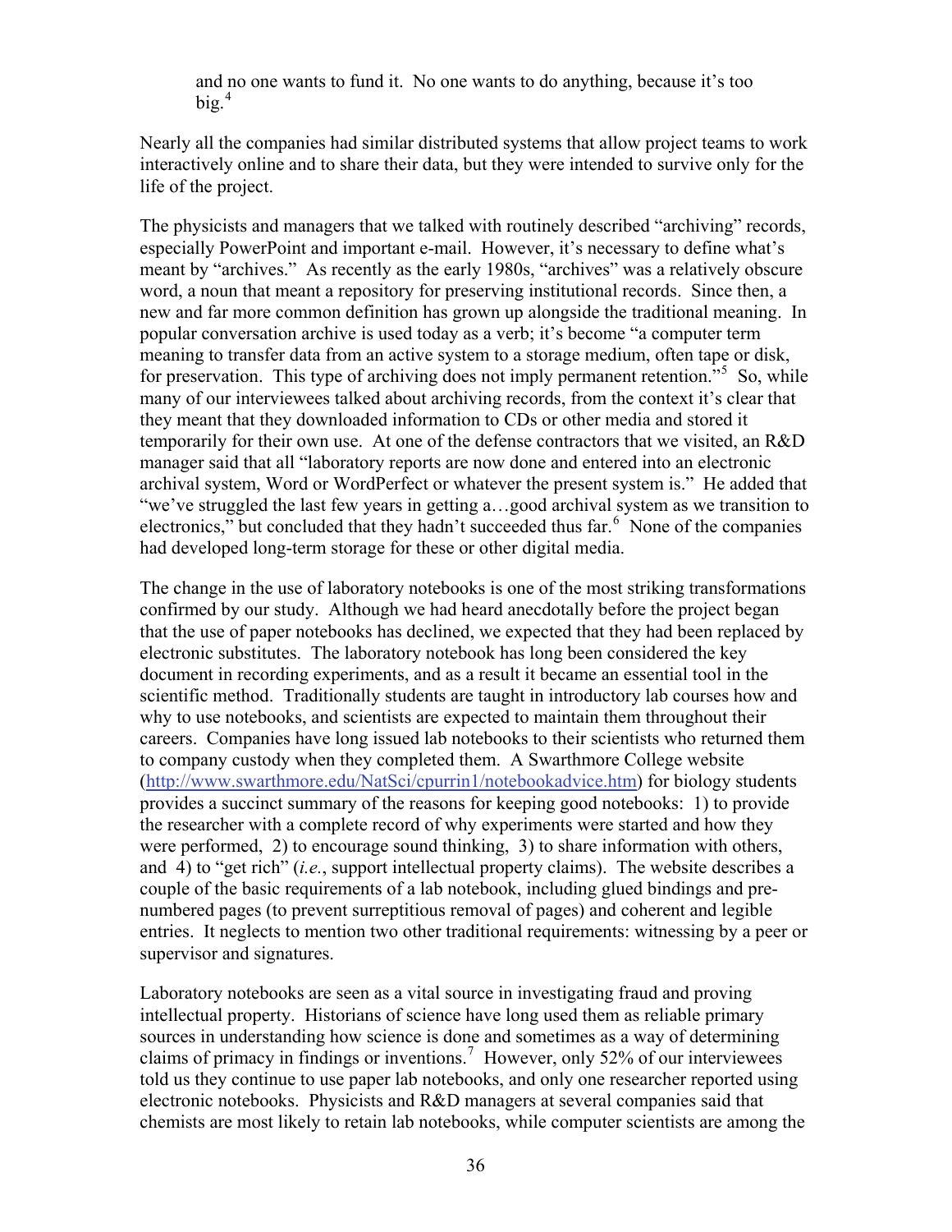> and no one wants to fund it. No one wants to do anything, because it's too big.[4]

Nearly all the companies had similar distributed systems that allow project teams to work interactively online and to share their data, but they were intended to survive only for the life of the project.

The physicists and managers that we talked with routinely described "archiving" records, especially PowerPoint and important e-mail. However, it's necessary to define what's meant by "archives." As recently as the early 1980s, "archives" was a relatively obscure word, a noun that meant a repository for preserving institutional records. Since then, a new and far more common definition has grown up alongside the traditional meaning. In popular conversation archive is used today as a verb; it's become "a computer term meaning to transfer data from an active system to a storage medium, often tape or disk, for preservation. This type of archiving does not imply permanent retention."[5] So, while many of our interviewees talked about archiving records, from the context it's clear that they meant that they downloaded information to CDs or other media and stored it temporarily for their own use. At one of the defense contractors that we visited, an R&D manager said that all "laboratory reports are now done and entered into an electronic archival system, Word or WordPerfect or whatever the present system is." He added that "we've struggled the last few years in getting a…good archival system as we transition to electronics," but concluded that they hadn't succeeded thus far.[6] None of the companies had developed long-term storage for these or other digital media.

The change in the use of laboratory notebooks is one of the most striking transformations confirmed by our study. Although we had heard anecdotally before the project began that the use of paper notebooks has declined, we expected that they had been replaced by electronic substitutes. The laboratory notebook has long been considered the key document in recording experiments, and as a result it became an essential tool in the scientific method. Traditionally students are taught in introductory lab courses how and why to use notebooks, and scientists are expected to maintain them throughout their careers. Companies have long issued lab notebooks to their scientists who returned them to company custody when they completed them. A Swarthmore College website (http://www.swarthmore.edu/NatSci/cpurrin1/notebookadvice.htm) for biology students provides a succinct summary of the reasons for keeping good notebooks: 1) to provide the researcher with a complete record of why experiments were started and how they were performed, 2) to encourage sound thinking, 3) to share information with others, and 4) to "get rich" (*i.e.*, support intellectual property claims). The website describes a couple of the basic requirements of a lab notebook, including glued bindings and pre-numbered pages (to prevent surreptitious removal of pages) and coherent and legible entries. It neglects to mention two other traditional requirements: witnessing by a peer or supervisor and signatures.

Laboratory notebooks are seen as a vital source in investigating fraud and proving intellectual property. Historians of science have long used them as reliable primary sources in understanding how science is done and sometimes as a way of determining claims of primacy in findings or inventions.[7] However, only 52% of our interviewees told us they continue to use paper lab notebooks, and only one researcher reported using electronic notebooks. Physicists and R&D managers at several companies said that chemists are most likely to retain lab notebooks, while computer scientists are among the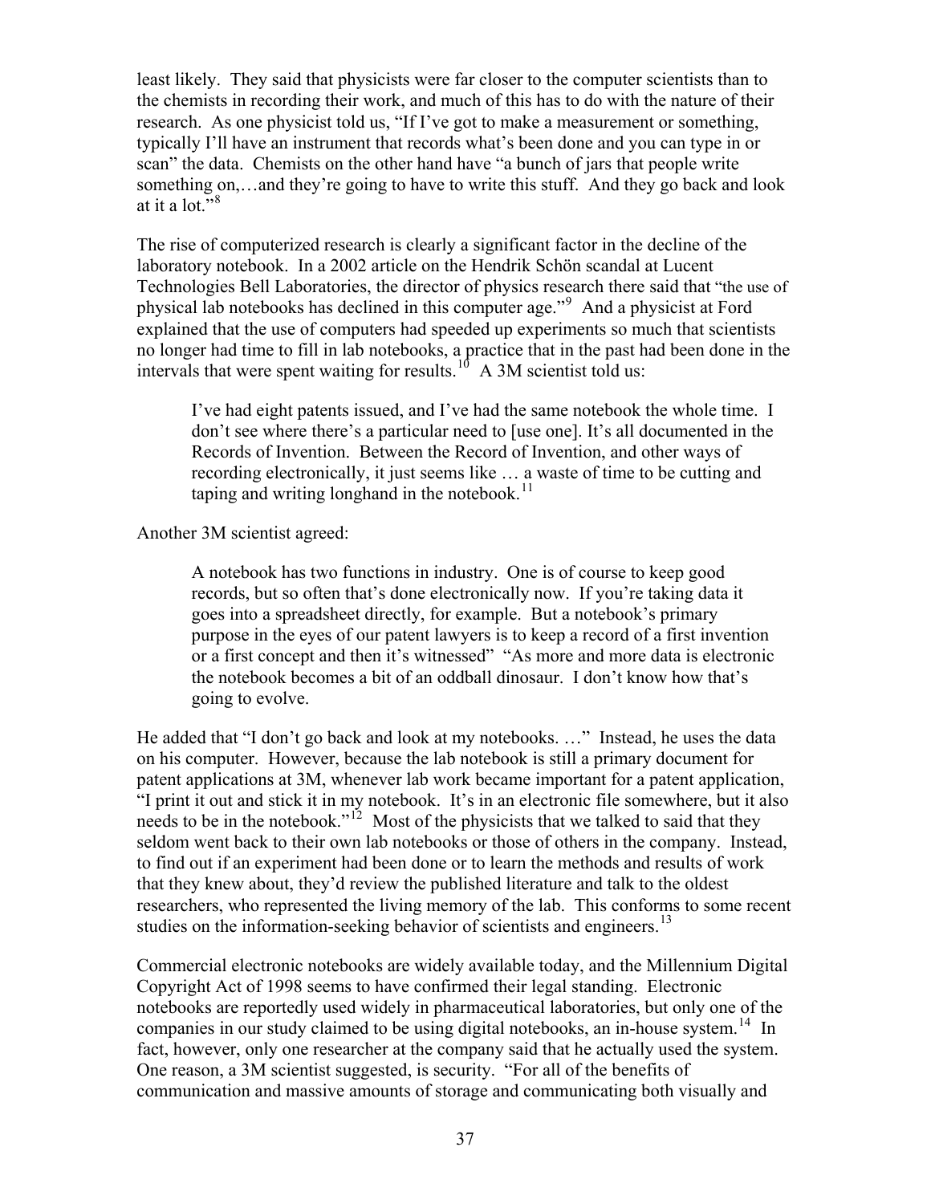least likely. They said that physicists were far closer to the computer scientists than to the chemists in recording their work, and much of this has to do with the nature of their research. As one physicist told us, "If I've got to make a measurement or something, typically I'll have an instrument that records what's been done and you can type in or scan" the data. Chemists on the other hand have "a bunch of jars that people write something on,…and they're going to have to write this stuff. And they go back and look at it a lot."[8]

The rise of computerized research is clearly a significant factor in the decline of the laboratory notebook. In a 2002 article on the Hendrik Schön scandal at Lucent Technologies Bell Laboratories, the director of physics research there said that "the use of physical lab notebooks has declined in this computer age."[9] And a physicist at Ford explained that the use of computers had speeded up experiments so much that scientists no longer had time to fill in lab notebooks, a practice that in the past had been done in the intervals that were spent waiting for results.[10] A 3M scientist told us:

> I've had eight patents issued, and I've had the same notebook the whole time. I don't see where there's a particular need to [use one]. It's all documented in the Records of Invention. Between the Record of Invention, and other ways of recording electronically, it just seems like … a waste of time to be cutting and taping and writing longhand in the notebook.[11]

Another 3M scientist agreed:

> A notebook has two functions in industry. One is of course to keep good records, but so often that's done electronically now. If you're taking data it goes into a spreadsheet directly, for example. But a notebook's primary purpose in the eyes of our patent lawyers is to keep a record of a first invention or a first concept and then it's witnessed" "As more and more data is electronic the notebook becomes a bit of an oddball dinosaur. I don't know how that's going to evolve.

He added that "I don't go back and look at my notebooks. …" Instead, he uses the data on his computer. However, because the lab notebook is still a primary document for patent applications at 3M, whenever lab work became important for a patent application, "I print it out and stick it in my notebook. It's in an electronic file somewhere, but it also needs to be in the notebook."[12] Most of the physicists that we talked to said that they seldom went back to their own lab notebooks or those of others in the company. Instead, to find out if an experiment had been done or to learn the methods and results of work that they knew about, they'd review the published literature and talk to the oldest researchers, who represented the living memory of the lab. This conforms to some recent studies on the information-seeking behavior of scientists and engineers.[13]

Commercial electronic notebooks are widely available today, and the Millennium Digital Copyright Act of 1998 seems to have confirmed their legal standing. Electronic notebooks are reportedly used widely in pharmaceutical laboratories, but only one of the companies in our study claimed to be using digital notebooks, an in-house system.[14] In fact, however, only one researcher at the company said that he actually used the system. One reason, a 3M scientist suggested, is security. "For all of the benefits of communication and massive amounts of storage and communicating both visually and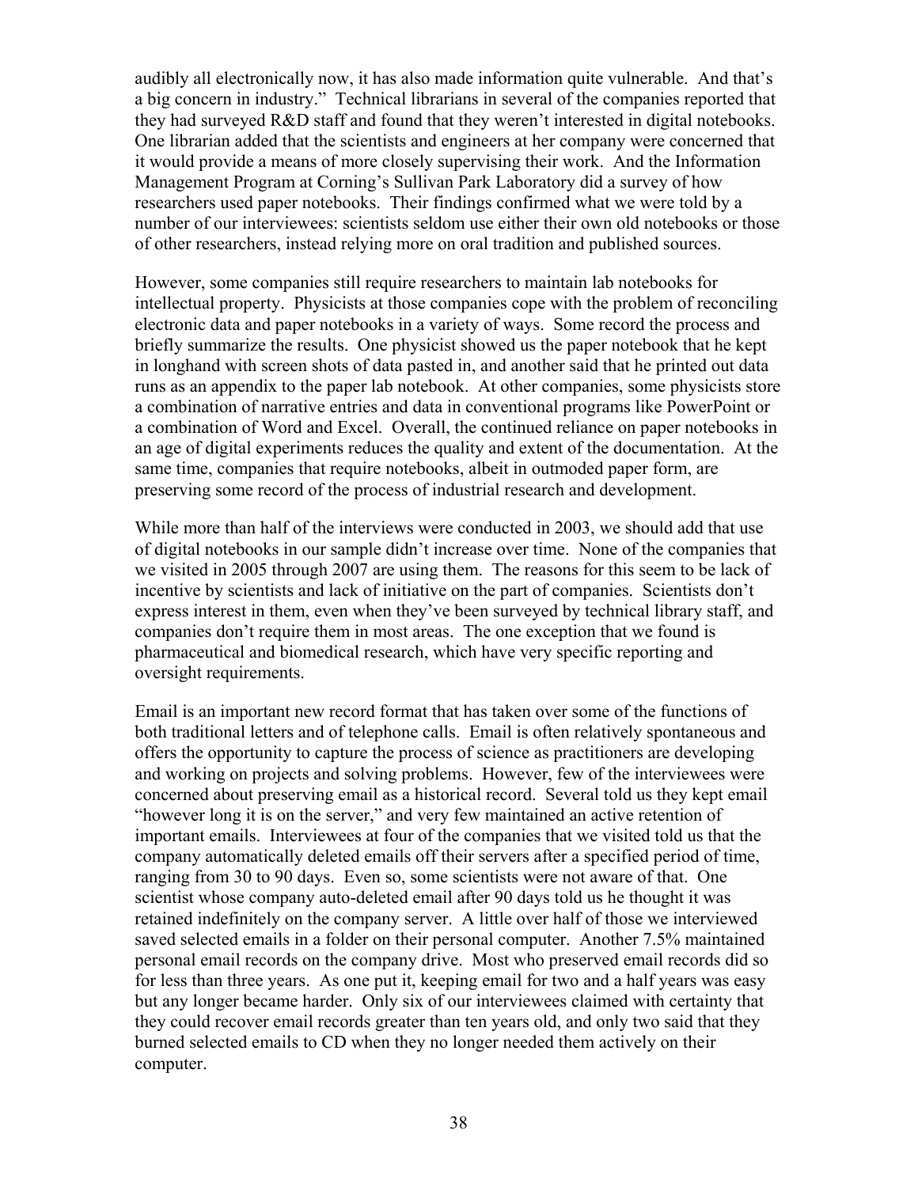audibly all electronically now, it has also made information quite vulnerable. And that's a big concern in industry." Technical librarians in several of the companies reported that they had surveyed R&D staff and found that they weren't interested in digital notebooks. One librarian added that the scientists and engineers at her company were concerned that it would provide a means of more closely supervising their work. And the Information Management Program at Corning's Sullivan Park Laboratory did a survey of how researchers used paper notebooks. Their findings confirmed what we were told by a number of our interviewees: scientists seldom use either their own old notebooks or those of other researchers, instead relying more on oral tradition and published sources.

However, some companies still require researchers to maintain lab notebooks for intellectual property. Physicists at those companies cope with the problem of reconciling electronic data and paper notebooks in a variety of ways. Some record the process and briefly summarize the results. One physicist showed us the paper notebook that he kept in longhand with screen shots of data pasted in, and another said that he printed out data runs as an appendix to the paper lab notebook. At other companies, some physicists store a combination of narrative entries and data in conventional programs like PowerPoint or a combination of Word and Excel. Overall, the continued reliance on paper notebooks in an age of digital experiments reduces the quality and extent of the documentation. At the same time, companies that require notebooks, albeit in outmoded paper form, are preserving some record of the process of industrial research and development.

While more than half of the interviews were conducted in 2003, we should add that use of digital notebooks in our sample didn't increase over time. None of the companies that we visited in 2005 through 2007 are using them. The reasons for this seem to be lack of incentive by scientists and lack of initiative on the part of companies. Scientists don't express interest in them, even when they've been surveyed by technical library staff, and companies don't require them in most areas. The one exception that we found is pharmaceutical and biomedical research, which have very specific reporting and oversight requirements.

Email is an important new record format that has taken over some of the functions of both traditional letters and of telephone calls. Email is often relatively spontaneous and offers the opportunity to capture the process of science as practitioners are developing and working on projects and solving problems. However, few of the interviewees were concerned about preserving email as a historical record. Several told us they kept email "however long it is on the server," and very few maintained an active retention of important emails. Interviewees at four of the companies that we visited told us that the company automatically deleted emails off their servers after a specified period of time, ranging from 30 to 90 days. Even so, some scientists were not aware of that. One scientist whose company auto-deleted email after 90 days told us he thought it was retained indefinitely on the company server. A little over half of those we interviewed saved selected emails in a folder on their personal computer. Another 7.5% maintained personal email records on the company drive. Most who preserved email records did so for less than three years. As one put it, keeping email for two and a half years was easy but any longer became harder. Only six of our interviewees claimed with certainty that they could recover email records greater than ten years old, and only two said that they burned selected emails to CD when they no longer needed them actively on their computer.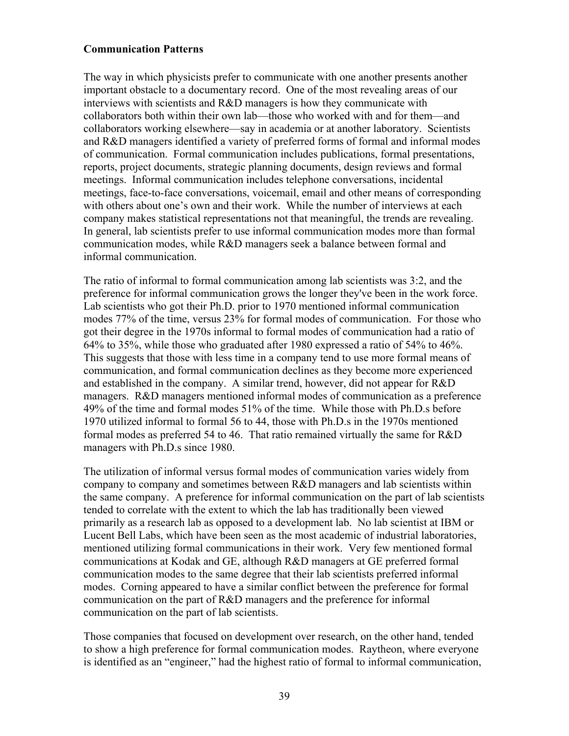**Communication Patterns**

The way in which physicists prefer to communicate with one another presents another important obstacle to a documentary record. One of the most revealing areas of our interviews with scientists and R&D managers is how they communicate with collaborators both within their own lab—those who worked with and for them—and collaborators working elsewhere—say in academia or at another laboratory. Scientists and R&D managers identified a variety of preferred forms of formal and informal modes of communication. Formal communication includes publications, formal presentations, reports, project documents, strategic planning documents, design reviews and formal meetings. Informal communication includes telephone conversations, incidental meetings, face-to-face conversations, voicemail, email and other means of corresponding with others about one's own and their work. While the number of interviews at each company makes statistical representations not that meaningful, the trends are revealing. In general, lab scientists prefer to use informal communication modes more than formal communication modes, while R&D managers seek a balance between formal and informal communication.

The ratio of informal to formal communication among lab scientists was 3:2, and the preference for informal communication grows the longer they've been in the work force. Lab scientists who got their Ph.D. prior to 1970 mentioned informal communication modes 77% of the time, versus 23% for formal modes of communication. For those who got their degree in the 1970s informal to formal modes of communication had a ratio of 64% to 35%, while those who graduated after 1980 expressed a ratio of 54% to 46%. This suggests that those with less time in a company tend to use more formal means of communication, and formal communication declines as they become more experienced and established in the company. A similar trend, however, did not appear for R&D managers. R&D managers mentioned informal modes of communication as a preference 49% of the time and formal modes 51% of the time. While those with Ph.D.s before 1970 utilized informal to formal 56 to 44, those with Ph.D.s in the 1970s mentioned formal modes as preferred 54 to 46. That ratio remained virtually the same for R&D managers with Ph.D.s since 1980.

The utilization of informal versus formal modes of communication varies widely from company to company and sometimes between R&D managers and lab scientists within the same company. A preference for informal communication on the part of lab scientists tended to correlate with the extent to which the lab has traditionally been viewed primarily as a research lab as opposed to a development lab. No lab scientist at IBM or Lucent Bell Labs, which have been seen as the most academic of industrial laboratories, mentioned utilizing formal communications in their work. Very few mentioned formal communications at Kodak and GE, although R&D managers at GE preferred formal communication modes to the same degree that their lab scientists preferred informal modes. Corning appeared to have a similar conflict between the preference for formal communication on the part of R&D managers and the preference for informal communication on the part of lab scientists.

Those companies that focused on development over research, on the other hand, tended to show a high preference for formal communication modes. Raytheon, where everyone is identified as an "engineer," had the highest ratio of formal to informal communication,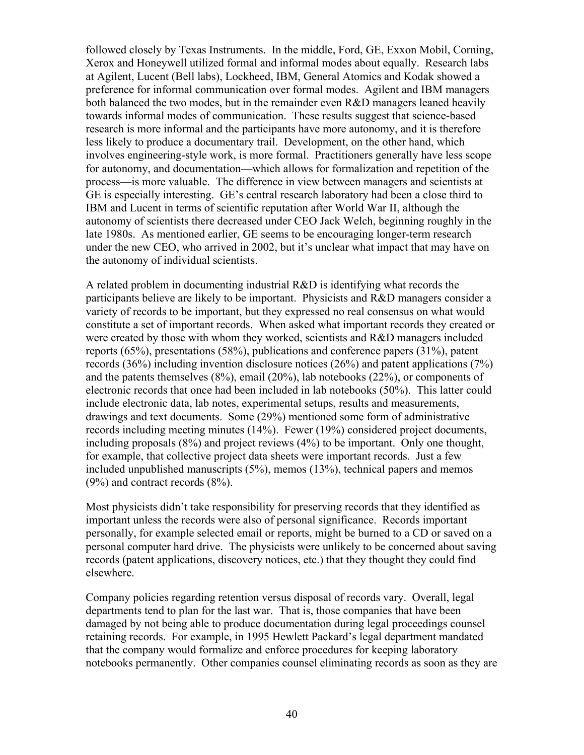followed closely by Texas Instruments. In the middle, Ford, GE, Exxon Mobil, Corning, Xerox and Honeywell utilized formal and informal modes about equally. Research labs at Agilent, Lucent (Bell labs), Lockheed, IBM, General Atomics and Kodak showed a preference for informal communication over formal modes. Agilent and IBM managers both balanced the two modes, but in the remainder even R&D managers leaned heavily towards informal modes of communication. These results suggest that science-based research is more informal and the participants have more autonomy, and it is therefore less likely to produce a documentary trail. Development, on the other hand, which involves engineering-style work, is more formal. Practitioners generally have less scope for autonomy, and documentation—which allows for formalization and repetition of the process—is more valuable. The difference in view between managers and scientists at GE is especially interesting. GE's central research laboratory had been a close third to IBM and Lucent in terms of scientific reputation after World War II, although the autonomy of scientists there decreased under CEO Jack Welch, beginning roughly in the late 1980s. As mentioned earlier, GE seems to be encouraging longer-term research under the new CEO, who arrived in 2002, but it's unclear what impact that may have on the autonomy of individual scientists.

A related problem in documenting industrial R&D is identifying what records the participants believe are likely to be important. Physicists and R&D managers consider a variety of records to be important, but they expressed no real consensus on what would constitute a set of important records. When asked what important records they created or were created by those with whom they worked, scientists and R&D managers included reports (65%), presentations (58%), publications and conference papers (31%), patent records (36%) including invention disclosure notices (26%) and patent applications (7%) and the patents themselves (8%), email (20%), lab notebooks (22%), or components of electronic records that once had been included in lab notebooks (50%). This latter could include electronic data, lab notes, experimental setups, results and measurements, drawings and text documents. Some (29%) mentioned some form of administrative records including meeting minutes (14%). Fewer (19%) considered project documents, including proposals (8%) and project reviews (4%) to be important. Only one thought, for example, that collective project data sheets were important records. Just a few included unpublished manuscripts (5%), memos (13%), technical papers and memos (9%) and contract records (8%).

Most physicists didn't take responsibility for preserving records that they identified as important unless the records were also of personal significance. Records important personally, for example selected email or reports, might be burned to a CD or saved on a personal computer hard drive. The physicists were unlikely to be concerned about saving records (patent applications, discovery notices, etc.) that they thought they could find elsewhere.

Company policies regarding retention versus disposal of records vary. Overall, legal departments tend to plan for the last war. That is, those companies that have been damaged by not being able to produce documentation during legal proceedings counsel retaining records. For example, in 1995 Hewlett Packard's legal department mandated that the company would formalize and enforce procedures for keeping laboratory notebooks permanently. Other companies counsel eliminating records as soon as they are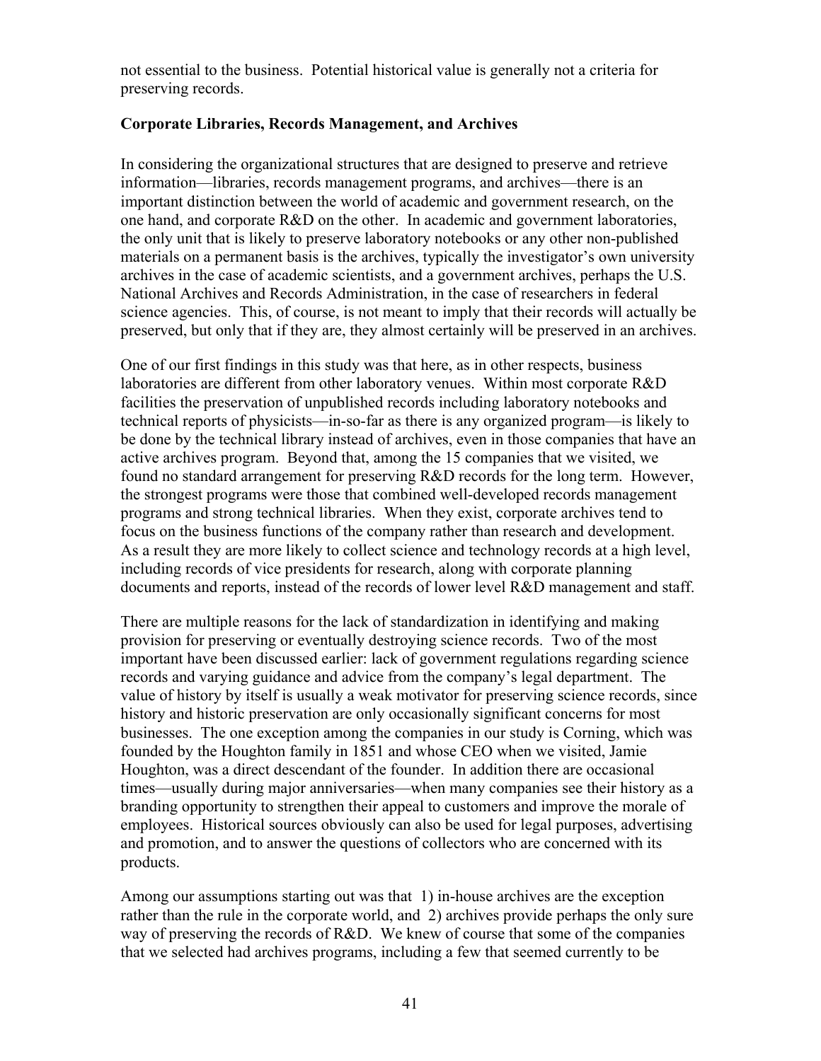not essential to the business. Potential historical value is generally not a criteria for preserving records.

**Corporate Libraries, Records Management, and Archives**

In considering the organizational structures that are designed to preserve and retrieve information—libraries, records management programs, and archives—there is an important distinction between the world of academic and government research, on the one hand, and corporate R&D on the other. In academic and government laboratories, the only unit that is likely to preserve laboratory notebooks or any other non-published materials on a permanent basis is the archives, typically the investigator's own university archives in the case of academic scientists, and a government archives, perhaps the U.S. National Archives and Records Administration, in the case of researchers in federal science agencies. This, of course, is not meant to imply that their records will actually be preserved, but only that if they are, they almost certainly will be preserved in an archives.

One of our first findings in this study was that here, as in other respects, business laboratories are different from other laboratory venues. Within most corporate R&D facilities the preservation of unpublished records including laboratory notebooks and technical reports of physicists—in-so-far as there is any organized program—is likely to be done by the technical library instead of archives, even in those companies that have an active archives program. Beyond that, among the 15 companies that we visited, we found no standard arrangement for preserving R&D records for the long term. However, the strongest programs were those that combined well-developed records management programs and strong technical libraries. When they exist, corporate archives tend to focus on the business functions of the company rather than research and development. As a result they are more likely to collect science and technology records at a high level, including records of vice presidents for research, along with corporate planning documents and reports, instead of the records of lower level R&D management and staff.

There are multiple reasons for the lack of standardization in identifying and making provision for preserving or eventually destroying science records. Two of the most important have been discussed earlier: lack of government regulations regarding science records and varying guidance and advice from the company's legal department. The value of history by itself is usually a weak motivator for preserving science records, since history and historic preservation are only occasionally significant concerns for most businesses. The one exception among the companies in our study is Corning, which was founded by the Houghton family in 1851 and whose CEO when we visited, Jamie Houghton, was a direct descendant of the founder. In addition there are occasional times—usually during major anniversaries—when many companies see their history as a branding opportunity to strengthen their appeal to customers and improve the morale of employees. Historical sources obviously can also be used for legal purposes, advertising and promotion, and to answer the questions of collectors who are concerned with its products.

Among our assumptions starting out was that 1) in-house archives are the exception rather than the rule in the corporate world, and 2) archives provide perhaps the only sure way of preserving the records of R&D. We knew of course that some of the companies that we selected had archives programs, including a few that seemed currently to be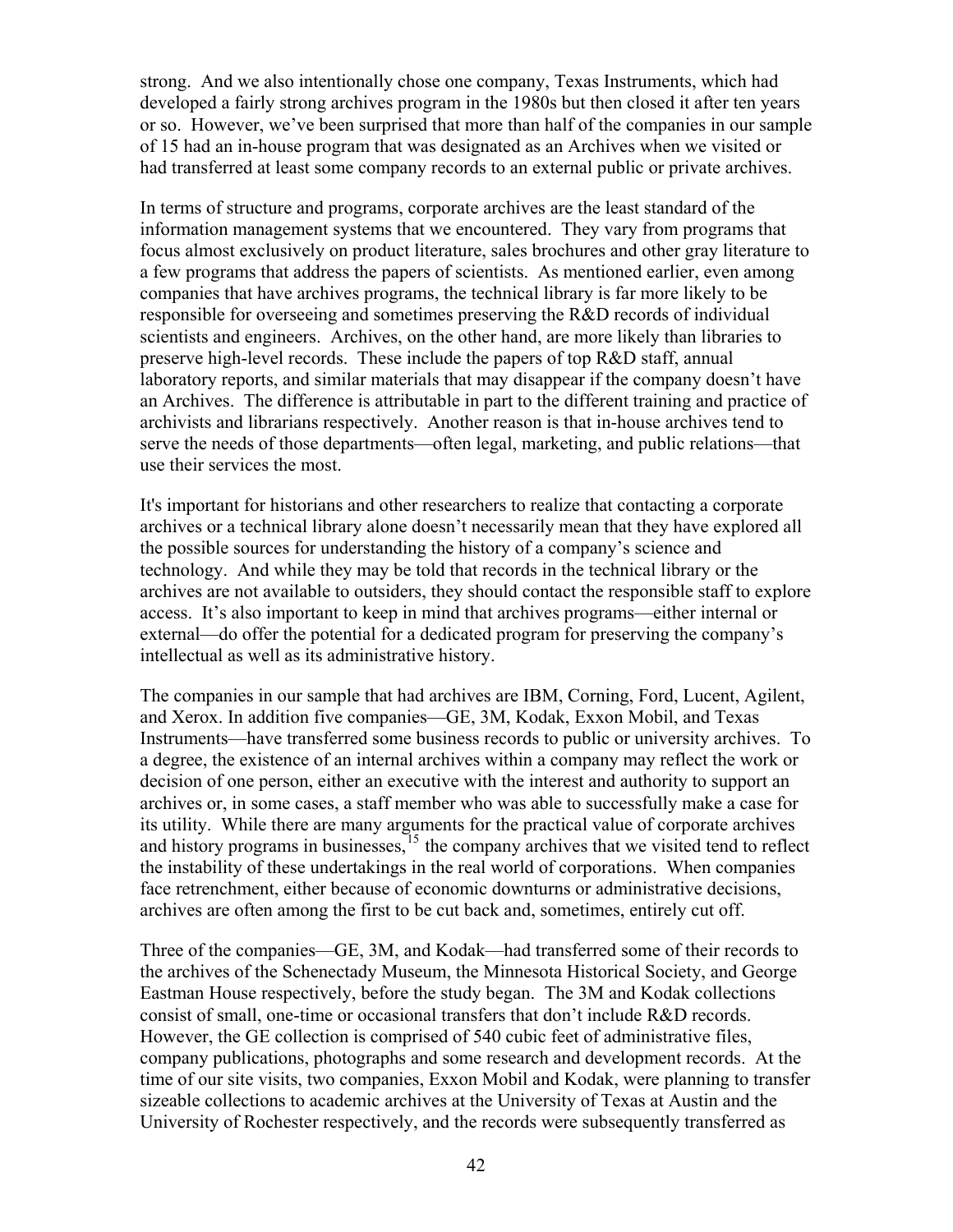strong. And we also intentionally chose one company, Texas Instruments, which had developed a fairly strong archives program in the 1980s but then closed it after ten years or so. However, we've been surprised that more than half of the companies in our sample of 15 had an in-house program that was designated as an Archives when we visited or had transferred at least some company records to an external public or private archives.

In terms of structure and programs, corporate archives are the least standard of the information management systems that we encountered. They vary from programs that focus almost exclusively on product literature, sales brochures and other gray literature to a few programs that address the papers of scientists. As mentioned earlier, even among companies that have archives programs, the technical library is far more likely to be responsible for overseeing and sometimes preserving the R&D records of individual scientists and engineers. Archives, on the other hand, are more likely than libraries to preserve high-level records. These include the papers of top R&D staff, annual laboratory reports, and similar materials that may disappear if the company doesn't have an Archives. The difference is attributable in part to the different training and practice of archivists and librarians respectively. Another reason is that in-house archives tend to serve the needs of those departments—often legal, marketing, and public relations—that use their services the most.

It's important for historians and other researchers to realize that contacting a corporate archives or a technical library alone doesn't necessarily mean that they have explored all the possible sources for understanding the history of a company's science and technology. And while they may be told that records in the technical library or the archives are not available to outsiders, they should contact the responsible staff to explore access. It's also important to keep in mind that archives programs—either internal or external—do offer the potential for a dedicated program for preserving the company's intellectual as well as its administrative history.

The companies in our sample that had archives are IBM, Corning, Ford, Lucent, Agilent, and Xerox. In addition five companies—GE, 3M, Kodak, Exxon Mobil, and Texas Instruments—have transferred some business records to public or university archives. To a degree, the existence of an internal archives within a company may reflect the work or decision of one person, either an executive with the interest and authority to support an archives or, in some cases, a staff member who was able to successfully make a case for its utility. While there are many arguments for the practical value of corporate archives and history programs in businesses,[15] the company archives that we visited tend to reflect the instability of these undertakings in the real world of corporations. When companies face retrenchment, either because of economic downturns or administrative decisions, archives are often among the first to be cut back and, sometimes, entirely cut off.

Three of the companies—GE, 3M, and Kodak—had transferred some of their records to the archives of the Schenectady Museum, the Minnesota Historical Society, and George Eastman House respectively, before the study began. The 3M and Kodak collections consist of small, one-time or occasional transfers that don't include R&D records. However, the GE collection is comprised of 540 cubic feet of administrative files, company publications, photographs and some research and development records. At the time of our site visits, two companies, Exxon Mobil and Kodak, were planning to transfer sizeable collections to academic archives at the University of Texas at Austin and the University of Rochester respectively, and the records were subsequently transferred as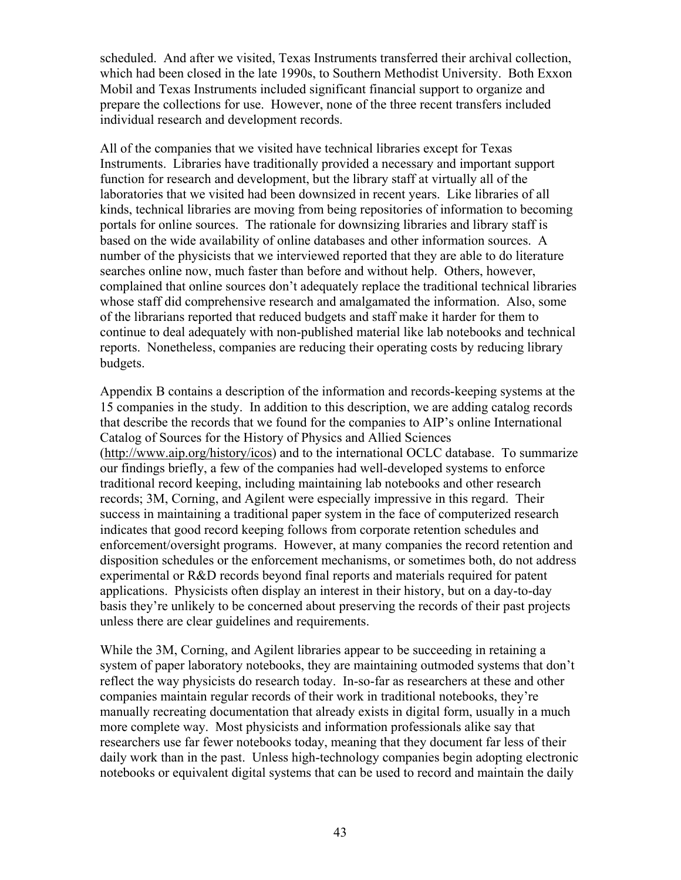scheduled. And after we visited, Texas Instruments transferred their archival collection, which had been closed in the late 1990s, to Southern Methodist University. Both Exxon Mobil and Texas Instruments included significant financial support to organize and prepare the collections for use. However, none of the three recent transfers included individual research and development records.

All of the companies that we visited have technical libraries except for Texas Instruments. Libraries have traditionally provided a necessary and important support function for research and development, but the library staff at virtually all of the laboratories that we visited had been downsized in recent years. Like libraries of all kinds, technical libraries are moving from being repositories of information to becoming portals for online sources. The rationale for downsizing libraries and library staff is based on the wide availability of online databases and other information sources. A number of the physicists that we interviewed reported that they are able to do literature searches online now, much faster than before and without help. Others, however, complained that online sources don't adequately replace the traditional technical libraries whose staff did comprehensive research and amalgamated the information. Also, some of the librarians reported that reduced budgets and staff make it harder for them to continue to deal adequately with non-published material like lab notebooks and technical reports. Nonetheless, companies are reducing their operating costs by reducing library budgets.

Appendix B contains a description of the information and records-keeping systems at the 15 companies in the study. In addition to this description, we are adding catalog records that describe the records that we found for the companies to AIP's online International Catalog of Sources for the History of Physics and Allied Sciences (http://www.aip.org/history/icos) and to the international OCLC database. To summarize our findings briefly, a few of the companies had well-developed systems to enforce traditional record keeping, including maintaining lab notebooks and other research records; 3M, Corning, and Agilent were especially impressive in this regard. Their success in maintaining a traditional paper system in the face of computerized research indicates that good record keeping follows from corporate retention schedules and enforcement/oversight programs. However, at many companies the record retention and disposition schedules or the enforcement mechanisms, or sometimes both, do not address experimental or R&D records beyond final reports and materials required for patent applications. Physicists often display an interest in their history, but on a day-to-day basis they're unlikely to be concerned about preserving the records of their past projects unless there are clear guidelines and requirements.

While the 3M, Corning, and Agilent libraries appear to be succeeding in retaining a system of paper laboratory notebooks, they are maintaining outmoded systems that don't reflect the way physicists do research today. In-so-far as researchers at these and other companies maintain regular records of their work in traditional notebooks, they're manually recreating documentation that already exists in digital form, usually in a much more complete way. Most physicists and information professionals alike say that researchers use far fewer notebooks today, meaning that they document far less of their daily work than in the past. Unless high-technology companies begin adopting electronic notebooks or equivalent digital systems that can be used to record and maintain the daily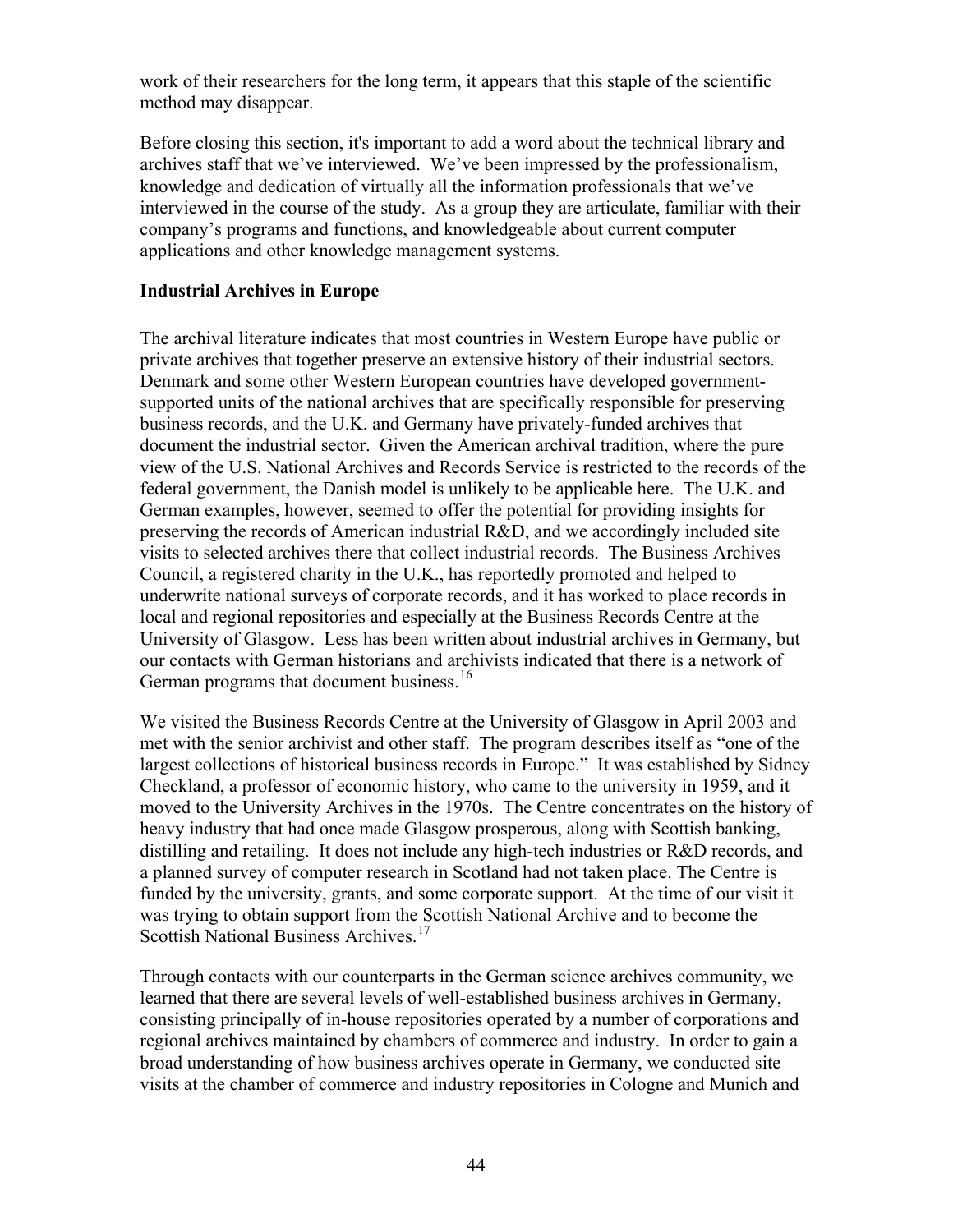work of their researchers for the long term, it appears that this staple of the scientific method may disappear.

Before closing this section, it's important to add a word about the technical library and archives staff that we've interviewed. We've been impressed by the professionalism, knowledge and dedication of virtually all the information professionals that we've interviewed in the course of the study. As a group they are articulate, familiar with their company's programs and functions, and knowledgeable about current computer applications and other knowledge management systems.

**Industrial Archives in Europe**

The archival literature indicates that most countries in Western Europe have public or private archives that together preserve an extensive history of their industrial sectors. Denmark and some other Western European countries have developed government-supported units of the national archives that are specifically responsible for preserving business records, and the U.K. and Germany have privately-funded archives that document the industrial sector. Given the American archival tradition, where the pure view of the U.S. National Archives and Records Service is restricted to the records of the federal government, the Danish model is unlikely to be applicable here. The U.K. and German examples, however, seemed to offer the potential for providing insights for preserving the records of American industrial R&D, and we accordingly included site visits to selected archives there that collect industrial records. The Business Archives Council, a registered charity in the U.K., has reportedly promoted and helped to underwrite national surveys of corporate records, and it has worked to place records in local and regional repositories and especially at the Business Records Centre at the University of Glasgow. Less has been written about industrial archives in Germany, but our contacts with German historians and archivists indicated that there is a network of German programs that document business.[16]

We visited the Business Records Centre at the University of Glasgow in April 2003 and met with the senior archivist and other staff. The program describes itself as "one of the largest collections of historical business records in Europe." It was established by Sidney Checkland, a professor of economic history, who came to the university in 1959, and it moved to the University Archives in the 1970s. The Centre concentrates on the history of heavy industry that had once made Glasgow prosperous, along with Scottish banking, distilling and retailing. It does not include any high-tech industries or R&D records, and a planned survey of computer research in Scotland had not taken place. The Centre is funded by the university, grants, and some corporate support. At the time of our visit it was trying to obtain support from the Scottish National Archive and to become the Scottish National Business Archives.[17]

Through contacts with our counterparts in the German science archives community, we learned that there are several levels of well-established business archives in Germany, consisting principally of in-house repositories operated by a number of corporations and regional archives maintained by chambers of commerce and industry. In order to gain a broad understanding of how business archives operate in Germany, we conducted site visits at the chamber of commerce and industry repositories in Cologne and Munich and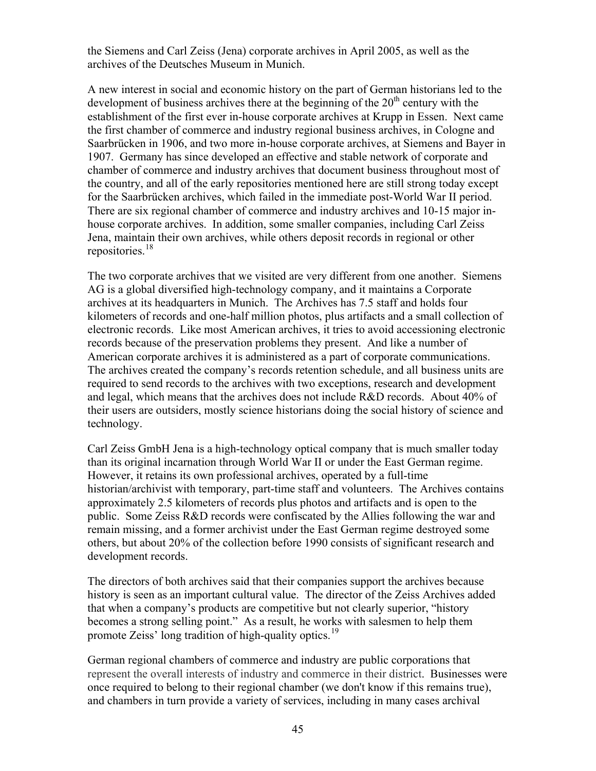the Siemens and Carl Zeiss (Jena) corporate archives in April 2005, as well as the archives of the Deutsches Museum in Munich.

A new interest in social and economic history on the part of German historians led to the development of business archives there at the beginning of the 20th century with the establishment of the first ever in-house corporate archives at Krupp in Essen. Next came the first chamber of commerce and industry regional business archives, in Cologne and Saarbrücken in 1906, and two more in-house corporate archives, at Siemens and Bayer in 1907. Germany has since developed an effective and stable network of corporate and chamber of commerce and industry archives that document business throughout most of the country, and all of the early repositories mentioned here are still strong today except for the Saarbrücken archives, which failed in the immediate post-World War II period. There are six regional chamber of commerce and industry archives and 10-15 major in-house corporate archives. In addition, some smaller companies, including Carl Zeiss Jena, maintain their own archives, while others deposit records in regional or other repositories.[18]

The two corporate archives that we visited are very different from one another. Siemens AG is a global diversified high-technology company, and it maintains a Corporate archives at its headquarters in Munich. The Archives has 7.5 staff and holds four kilometers of records and one-half million photos, plus artifacts and a small collection of electronic records. Like most American archives, it tries to avoid accessioning electronic records because of the preservation problems they present. And like a number of American corporate archives it is administered as a part of corporate communications. The archives created the company's records retention schedule, and all business units are required to send records to the archives with two exceptions, research and development and legal, which means that the archives does not include R&D records. About 40% of their users are outsiders, mostly science historians doing the social history of science and technology.

Carl Zeiss GmbH Jena is a high-technology optical company that is much smaller today than its original incarnation through World War II or under the East German regime. However, it retains its own professional archives, operated by a full-time historian/archivist with temporary, part-time staff and volunteers. The Archives contains approximately 2.5 kilometers of records plus photos and artifacts and is open to the public. Some Zeiss R&D records were confiscated by the Allies following the war and remain missing, and a former archivist under the East German regime destroyed some others, but about 20% of the collection before 1990 consists of significant research and development records.

The directors of both archives said that their companies support the archives because history is seen as an important cultural value. The director of the Zeiss Archives added that when a company's products are competitive but not clearly superior, "history becomes a strong selling point." As a result, he works with salesmen to help them promote Zeiss' long tradition of high-quality optics.[19]

German regional chambers of commerce and industry are public corporations that represent the overall interests of industry and commerce in their district. Businesses were once required to belong to their regional chamber (we don't know if this remains true), and chambers in turn provide a variety of services, including in many cases archival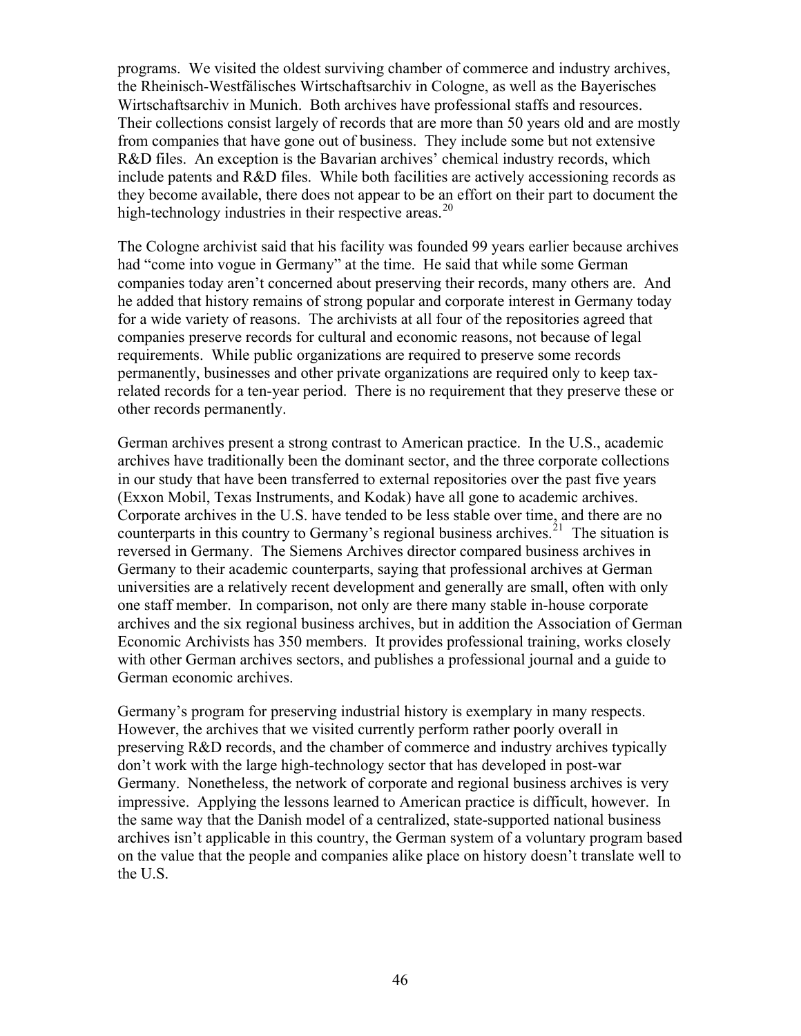programs. We visited the oldest surviving chamber of commerce and industry archives, the Rheinisch-Westfälisches Wirtschaftsarchiv in Cologne, as well as the Bayerisches Wirtschaftsarchiv in Munich. Both archives have professional staffs and resources. Their collections consist largely of records that are more than 50 years old and are mostly from companies that have gone out of business. They include some but not extensive R&D files. An exception is the Bavarian archives' chemical industry records, which include patents and R&D files. While both facilities are actively accessioning records as they become available, there does not appear to be an effort on their part to document the high-technology industries in their respective areas.[20]

The Cologne archivist said that his facility was founded 99 years earlier because archives had "come into vogue in Germany" at the time. He said that while some German companies today aren't concerned about preserving their records, many others are. And he added that history remains of strong popular and corporate interest in Germany today for a wide variety of reasons. The archivists at all four of the repositories agreed that companies preserve records for cultural and economic reasons, not because of legal requirements. While public organizations are required to preserve some records permanently, businesses and other private organizations are required only to keep tax-related records for a ten-year period. There is no requirement that they preserve these or other records permanently.

German archives present a strong contrast to American practice. In the U.S., academic archives have traditionally been the dominant sector, and the three corporate collections in our study that have been transferred to external repositories over the past five years (Exxon Mobil, Texas Instruments, and Kodak) have all gone to academic archives. Corporate archives in the U.S. have tended to be less stable over time, and there are no counterparts in this country to Germany's regional business archives.[21] The situation is reversed in Germany. The Siemens Archives director compared business archives in Germany to their academic counterparts, saying that professional archives at German universities are a relatively recent development and generally are small, often with only one staff member. In comparison, not only are there many stable in-house corporate archives and the six regional business archives, but in addition the Association of German Economic Archivists has 350 members. It provides professional training, works closely with other German archives sectors, and publishes a professional journal and a guide to German economic archives.

Germany's program for preserving industrial history is exemplary in many respects. However, the archives that we visited currently perform rather poorly overall in preserving R&D records, and the chamber of commerce and industry archives typically don't work with the large high-technology sector that has developed in post-war Germany. Nonetheless, the network of corporate and regional business archives is very impressive. Applying the lessons learned to American practice is difficult, however. In the same way that the Danish model of a centralized, state-supported national business archives isn't applicable in this country, the German system of a voluntary program based on the value that the people and companies alike place on history doesn't translate well to the U.S.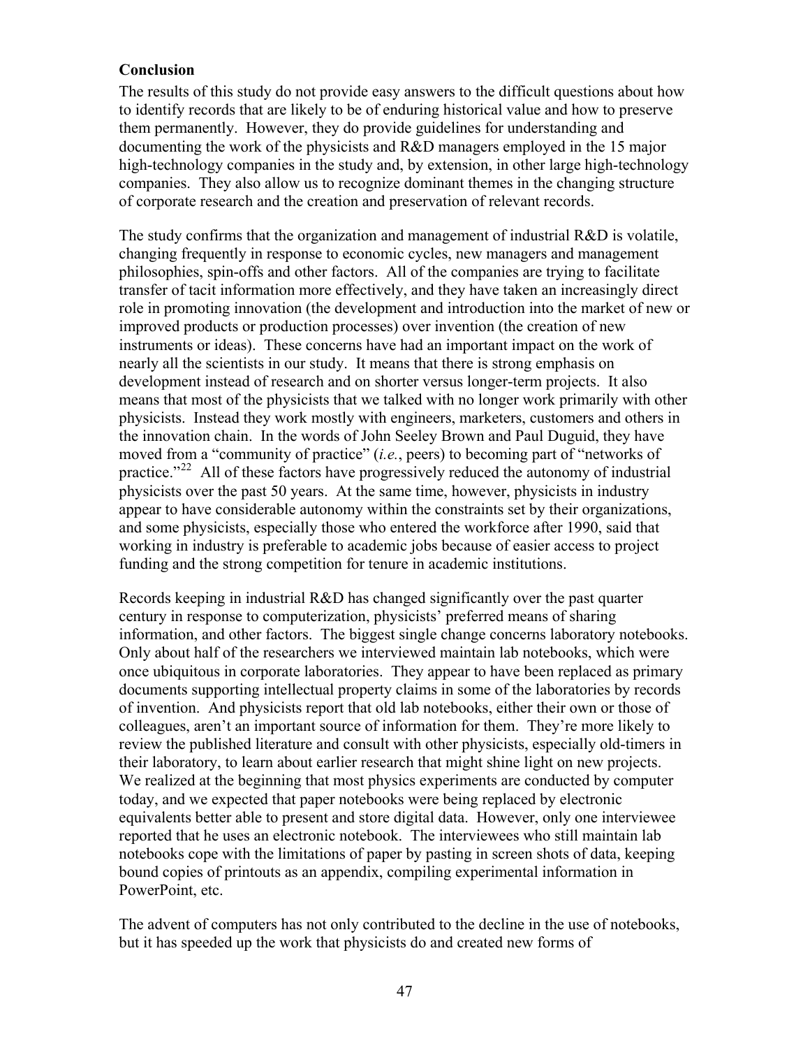**Conclusion**

The results of this study do not provide easy answers to the difficult questions about how to identify records that are likely to be of enduring historical value and how to preserve them permanently. However, they do provide guidelines for understanding and documenting the work of the physicists and R&D managers employed in the 15 major high-technology companies in the study and, by extension, in other large high-technology companies. They also allow us to recognize dominant themes in the changing structure of corporate research and the creation and preservation of relevant records.

The study confirms that the organization and management of industrial R&D is volatile, changing frequently in response to economic cycles, new managers and management philosophies, spin-offs and other factors. All of the companies are trying to facilitate transfer of tacit information more effectively, and they have taken an increasingly direct role in promoting innovation (the development and introduction into the market of new or improved products or production processes) over invention (the creation of new instruments or ideas). These concerns have had an important impact on the work of nearly all the scientists in our study. It means that there is strong emphasis on development instead of research and on shorter versus longer-term projects. It also means that most of the physicists that we talked with no longer work primarily with other physicists. Instead they work mostly with engineers, marketers, customers and others in the innovation chain. In the words of John Seeley Brown and Paul Duguid, they have moved from a "community of practice" (*i.e.*, peers) to becoming part of "networks of practice."[22] All of these factors have progressively reduced the autonomy of industrial physicists over the past 50 years. At the same time, however, physicists in industry appear to have considerable autonomy within the constraints set by their organizations, and some physicists, especially those who entered the workforce after 1990, said that working in industry is preferable to academic jobs because of easier access to project funding and the strong competition for tenure in academic institutions.

Records keeping in industrial R&D has changed significantly over the past quarter century in response to computerization, physicists' preferred means of sharing information, and other factors. The biggest single change concerns laboratory notebooks. Only about half of the researchers we interviewed maintain lab notebooks, which were once ubiquitous in corporate laboratories. They appear to have been replaced as primary documents supporting intellectual property claims in some of the laboratories by records of invention. And physicists report that old lab notebooks, either their own or those of colleagues, aren't an important source of information for them. They're more likely to review the published literature and consult with other physicists, especially old-timers in their laboratory, to learn about earlier research that might shine light on new projects. We realized at the beginning that most physics experiments are conducted by computer today, and we expected that paper notebooks were being replaced by electronic equivalents better able to present and store digital data. However, only one interviewee reported that he uses an electronic notebook. The interviewees who still maintain lab notebooks cope with the limitations of paper by pasting in screen shots of data, keeping bound copies of printouts as an appendix, compiling experimental information in PowerPoint, etc.

The advent of computers has not only contributed to the decline in the use of notebooks, but it has speeded up the work that physicists do and created new forms of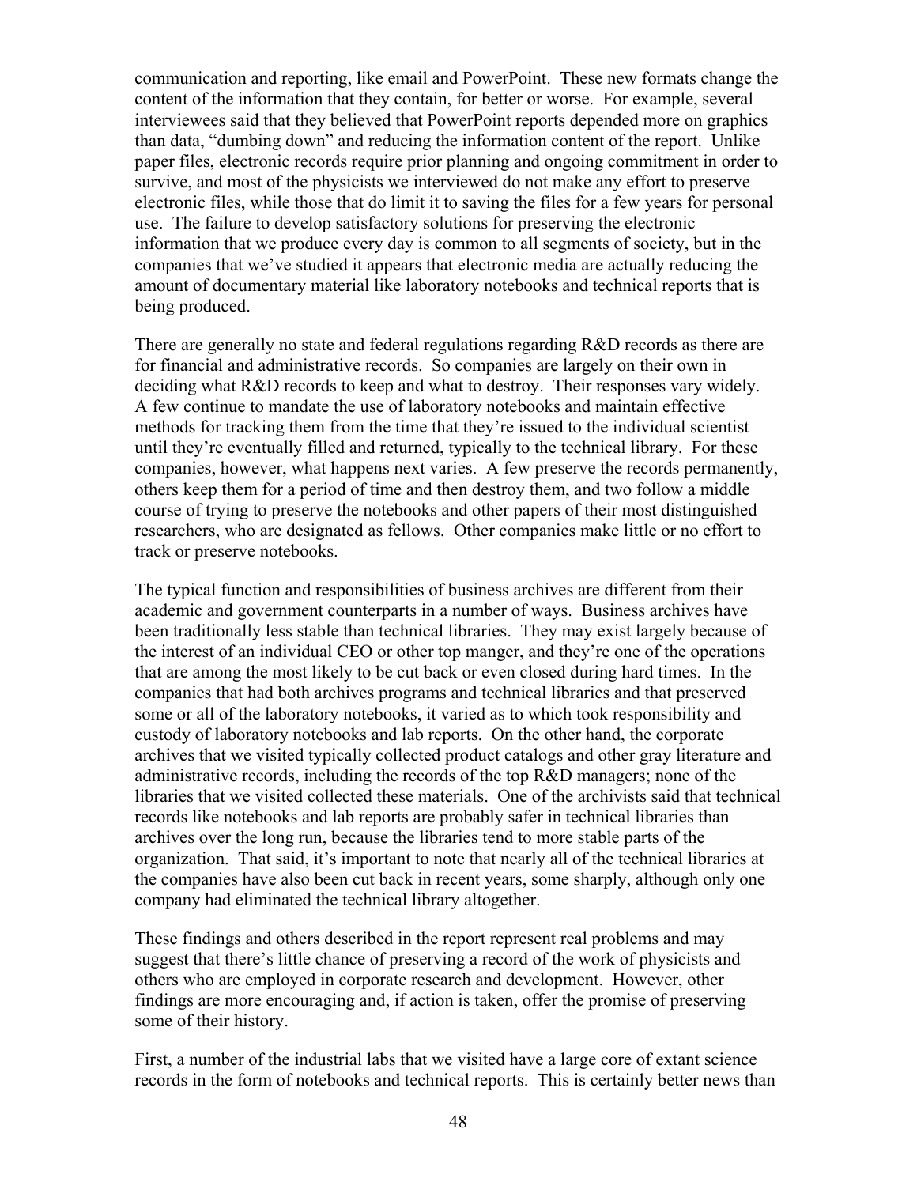communication and reporting, like email and PowerPoint. These new formats change the content of the information that they contain, for better or worse. For example, several interviewees said that they believed that PowerPoint reports depended more on graphics than data, "dumbing down" and reducing the information content of the report. Unlike paper files, electronic records require prior planning and ongoing commitment in order to survive, and most of the physicists we interviewed do not make any effort to preserve electronic files, while those that do limit it to saving the files for a few years for personal use. The failure to develop satisfactory solutions for preserving the electronic information that we produce every day is common to all segments of society, but in the companies that we've studied it appears that electronic media are actually reducing the amount of documentary material like laboratory notebooks and technical reports that is being produced.

There are generally no state and federal regulations regarding R&D records as there are for financial and administrative records. So companies are largely on their own in deciding what R&D records to keep and what to destroy. Their responses vary widely. A few continue to mandate the use of laboratory notebooks and maintain effective methods for tracking them from the time that they're issued to the individual scientist until they're eventually filled and returned, typically to the technical library. For these companies, however, what happens next varies. A few preserve the records permanently, others keep them for a period of time and then destroy them, and two follow a middle course of trying to preserve the notebooks and other papers of their most distinguished researchers, who are designated as fellows. Other companies make little or no effort to track or preserve notebooks.

The typical function and responsibilities of business archives are different from their academic and government counterparts in a number of ways. Business archives have been traditionally less stable than technical libraries. They may exist largely because of the interest of an individual CEO or other top manger, and they're one of the operations that are among the most likely to be cut back or even closed during hard times. In the companies that had both archives programs and technical libraries and that preserved some or all of the laboratory notebooks, it varied as to which took responsibility and custody of laboratory notebooks and lab reports. On the other hand, the corporate archives that we visited typically collected product catalogs and other gray literature and administrative records, including the records of the top R&D managers; none of the libraries that we visited collected these materials. One of the archivists said that technical records like notebooks and lab reports are probably safer in technical libraries than archives over the long run, because the libraries tend to more stable parts of the organization. That said, it's important to note that nearly all of the technical libraries at the companies have also been cut back in recent years, some sharply, although only one company had eliminated the technical library altogether.

These findings and others described in the report represent real problems and may suggest that there's little chance of preserving a record of the work of physicists and others who are employed in corporate research and development. However, other findings are more encouraging and, if action is taken, offer the promise of preserving some of their history.

First, a number of the industrial labs that we visited have a large core of extant science records in the form of notebooks and technical reports. This is certainly better news than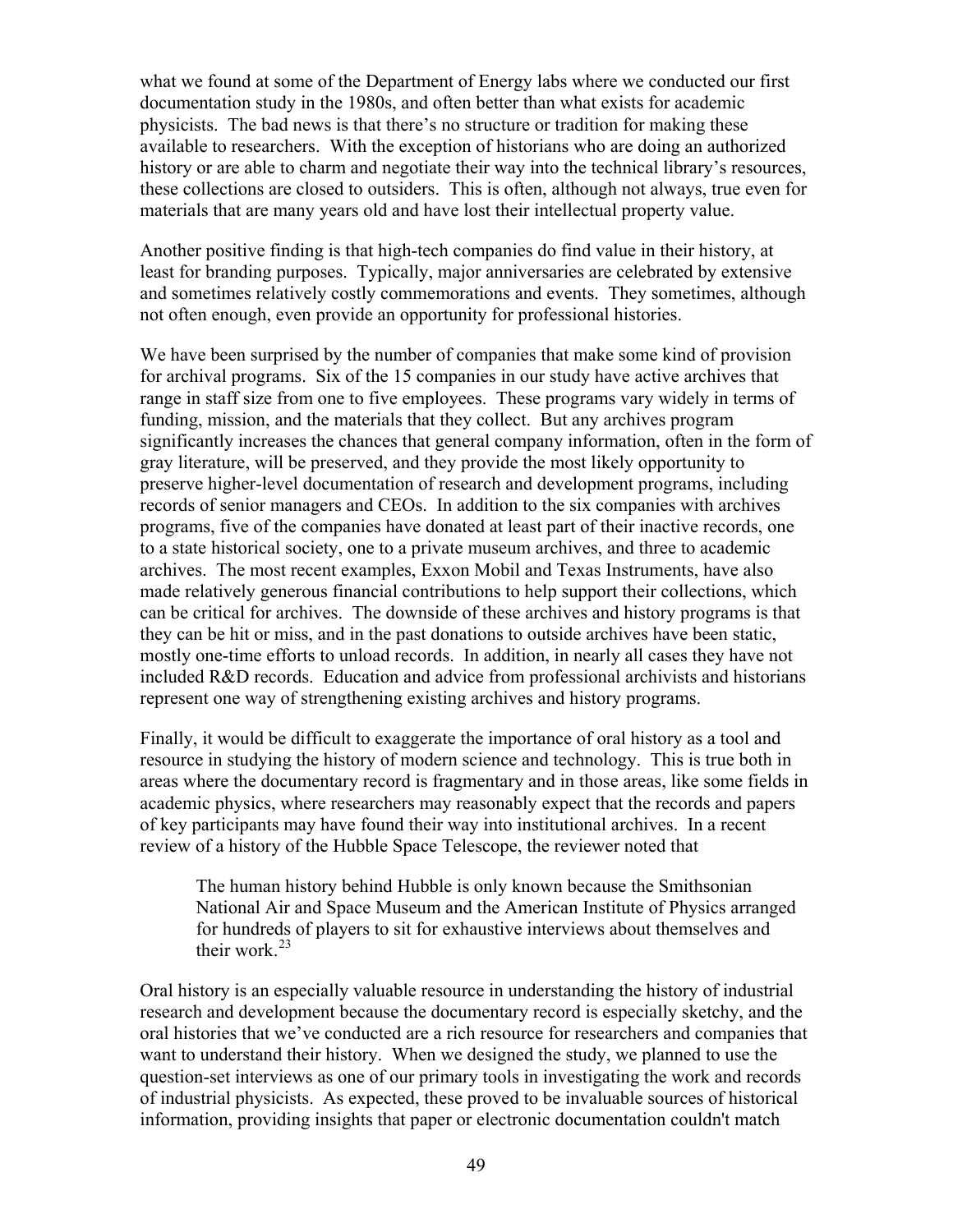what we found at some of the Department of Energy labs where we conducted our first documentation study in the 1980s, and often better than what exists for academic physicists. The bad news is that there's no structure or tradition for making these available to researchers. With the exception of historians who are doing an authorized history or are able to charm and negotiate their way into the technical library's resources, these collections are closed to outsiders. This is often, although not always, true even for materials that are many years old and have lost their intellectual property value.

Another positive finding is that high-tech companies do find value in their history, at least for branding purposes. Typically, major anniversaries are celebrated by extensive and sometimes relatively costly commemorations and events. They sometimes, although not often enough, even provide an opportunity for professional histories.

We have been surprised by the number of companies that make some kind of provision for archival programs. Six of the 15 companies in our study have active archives that range in staff size from one to five employees. These programs vary widely in terms of funding, mission, and the materials that they collect. But any archives program significantly increases the chances that general company information, often in the form of gray literature, will be preserved, and they provide the most likely opportunity to preserve higher-level documentation of research and development programs, including records of senior managers and CEOs. In addition to the six companies with archives programs, five of the companies have donated at least part of their inactive records, one to a state historical society, one to a private museum archives, and three to academic archives. The most recent examples, Exxon Mobil and Texas Instruments, have also made relatively generous financial contributions to help support their collections, which can be critical for archives. The downside of these archives and history programs is that they can be hit or miss, and in the past donations to outside archives have been static, mostly one-time efforts to unload records. In addition, in nearly all cases they have not included R&D records. Education and advice from professional archivists and historians represent one way of strengthening existing archives and history programs.

Finally, it would be difficult to exaggerate the importance of oral history as a tool and resource in studying the history of modern science and technology. This is true both in areas where the documentary record is fragmentary and in those areas, like some fields in academic physics, where researchers may reasonably expect that the records and papers of key participants may have found their way into institutional archives. In a recent review of a history of the Hubble Space Telescope, the reviewer noted that

> The human history behind Hubble is only known because the Smithsonian National Air and Space Museum and the American Institute of Physics arranged for hundreds of players to sit for exhaustive interviews about themselves and their work.[23]

Oral history is an especially valuable resource in understanding the history of industrial research and development because the documentary record is especially sketchy, and the oral histories that we've conducted are a rich resource for researchers and companies that want to understand their history. When we designed the study, we planned to use the question-set interviews as one of our primary tools in investigating the work and records of industrial physicists. As expected, these proved to be invaluable sources of historical information, providing insights that paper or electronic documentation couldn't match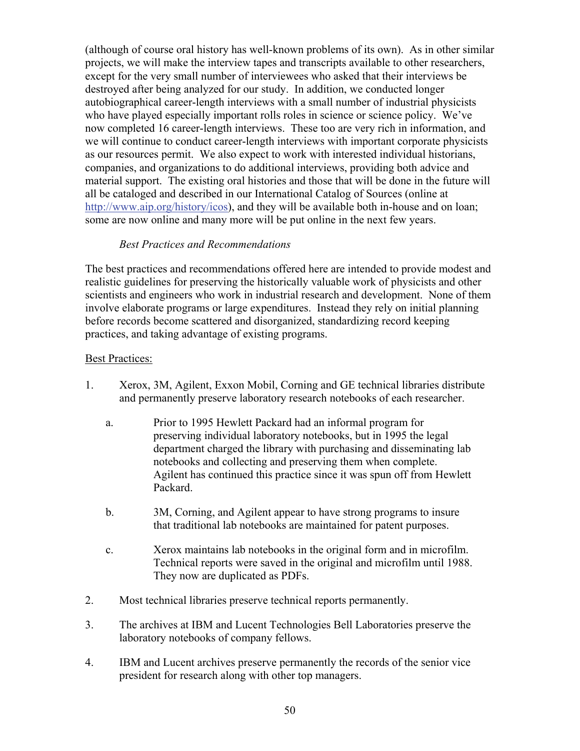(although of course oral history has well-known problems of its own). As in other similar projects, we will make the interview tapes and transcripts available to other researchers, except for the very small number of interviewees who asked that their interviews be destroyed after being analyzed for our study. In addition, we conducted longer autobiographical career-length interviews with a small number of industrial physicists who have played especially important rolls roles in science or science policy. We've now completed 16 career-length interviews. These too are very rich in information, and we will continue to conduct career-length interviews with important corporate physicists as our resources permit. We also expect to work with interested individual historians, companies, and organizations to do additional interviews, providing both advice and material support. The existing oral histories and those that will be done in the future will all be cataloged and described in our International Catalog of Sources (online at http://www.aip.org/history/icos), and they will be available both in-house and on loan; some are now online and many more will be put online in the next few years.

*Best Practices and Recommendations*

The best practices and recommendations offered here are intended to provide modest and realistic guidelines for preserving the historically valuable work of physicists and other scientists and engineers who work in industrial research and development. None of them involve elaborate programs or large expenditures. Instead they rely on initial planning before records become scattered and disorganized, standardizing record keeping practices, and taking advantage of existing programs.

Best Practices:

1. Xerox, 3M, Agilent, Exxon Mobil, Corning and GE technical libraries distribute and permanently preserve laboratory research notebooks of each researcher.
   a. Prior to 1995 Hewlett Packard had an informal program for preserving individual laboratory notebooks, but in 1995 the legal department charged the library with purchasing and disseminating lab notebooks and collecting and preserving them when complete. Agilent has continued this practice since it was spun off from Hewlett Packard.
   b. 3M, Corning, and Agilent appear to have strong programs to insure that traditional lab notebooks are maintained for patent purposes.
   c. Xerox maintains lab notebooks in the original form and in microfilm. Technical reports were saved in the original and microfilm until 1988. They now are duplicated as PDFs.
2. Most technical libraries preserve technical reports permanently.
3. The archives at IBM and Lucent Technologies Bell Laboratories preserve the laboratory notebooks of company fellows.
4. IBM and Lucent archives preserve permanently the records of the senior vice president for research along with other top managers.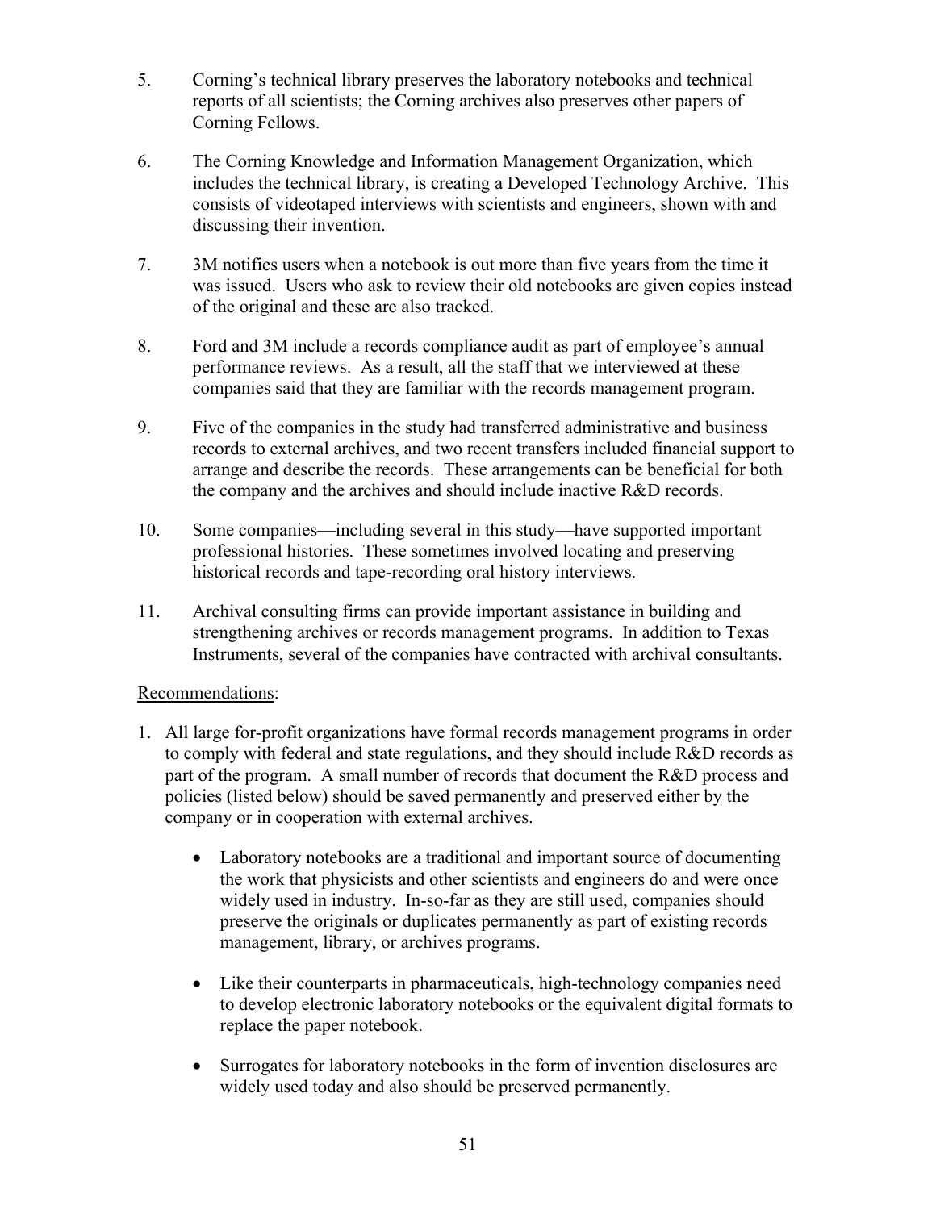5. Corning's technical library preserves the laboratory notebooks and technical reports of all scientists; the Corning archives also preserves other papers of Corning Fellows.

6. The Corning Knowledge and Information Management Organization, which includes the technical library, is creating a Developed Technology Archive. This consists of videotaped interviews with scientists and engineers, shown with and discussing their invention.

7. 3M notifies users when a notebook is out more than five years from the time it was issued. Users who ask to review their old notebooks are given copies instead of the original and these are also tracked.

8. Ford and 3M include a records compliance audit as part of employee's annual performance reviews. As a result, all the staff that we interviewed at these companies said that they are familiar with the records management program.

9. Five of the companies in the study had transferred administrative and business records to external archives, and two recent transfers included financial support to arrange and describe the records. These arrangements can be beneficial for both the company and the archives and should include inactive R&D records.

10. Some companies—including several in this study—have supported important professional histories. These sometimes involved locating and preserving historical records and tape-recording oral history interviews.

11. Archival consulting firms can provide important assistance in building and strengthening archives or records management programs. In addition to Texas Instruments, several of the companies have contracted with archival consultants.

<u>Recommendations</u>:

1. All large for-profit organizations have formal records management programs in order to comply with federal and state regulations, and they should include R&D records as part of the program. A small number of records that document the R&D process and policies (listed below) should be saved permanently and preserved either by the company or in cooperation with external archives.

   - Laboratory notebooks are a traditional and important source of documenting the work that physicists and other scientists and engineers do and were once widely used in industry. In-so-far as they are still used, companies should preserve the originals or duplicates permanently as part of existing records management, library, or archives programs.

   - Like their counterparts in pharmaceuticals, high-technology companies need to develop electronic laboratory notebooks or the equivalent digital formats to replace the paper notebook.

   - Surrogates for laboratory notebooks in the form of invention disclosures are widely used today and also should be preserved permanently.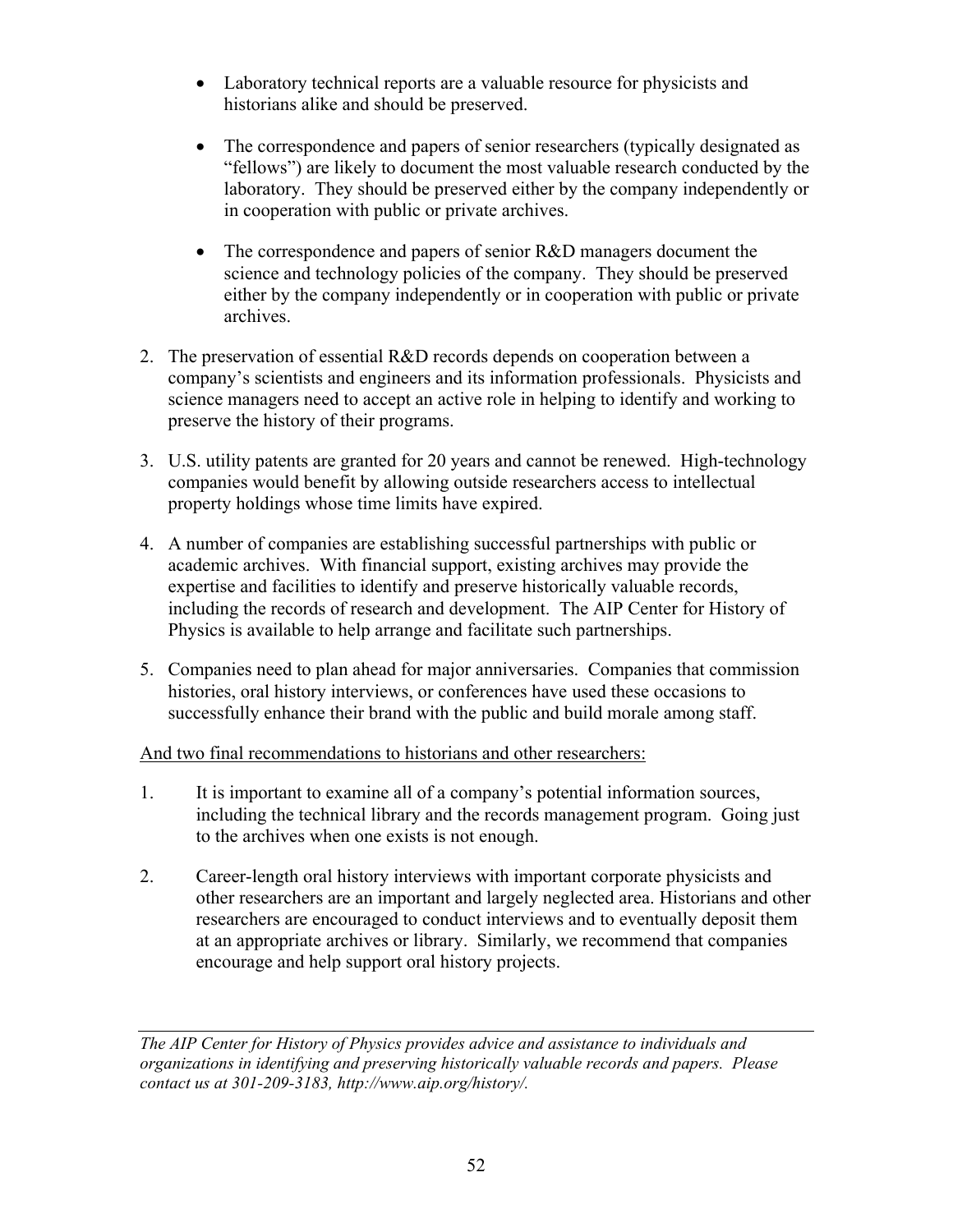- Laboratory technical reports are a valuable resource for physicists and historians alike and should be preserved.

- The correspondence and papers of senior researchers (typically designated as "fellows") are likely to document the most valuable research conducted by the laboratory. They should be preserved either by the company independently or in cooperation with public or private archives.

- The correspondence and papers of senior R&D managers document the science and technology policies of the company. They should be preserved either by the company independently or in cooperation with public or private archives.

2. The preservation of essential R&D records depends on cooperation between a company's scientists and engineers and its information professionals. Physicists and science managers need to accept an active role in helping to identify and working to preserve the history of their programs.

3. U.S. utility patents are granted for 20 years and cannot be renewed. High-technology companies would benefit by allowing outside researchers access to intellectual property holdings whose time limits have expired.

4. A number of companies are establishing successful partnerships with public or academic archives. With financial support, existing archives may provide the expertise and facilities to identify and preserve historically valuable records, including the records of research and development. The AIP Center for History of Physics is available to help arrange and facilitate such partnerships.

5. Companies need to plan ahead for major anniversaries. Companies that commission histories, oral history interviews, or conferences have used these occasions to successfully enhance their brand with the public and build morale among staff.

<u>And two final recommendations to historians and other researchers:</u>

1. It is important to examine all of a company's potential information sources, including the technical library and the records management program. Going just to the archives when one exists is not enough.

2. Career-length oral history interviews with important corporate physicists and other researchers are an important and largely neglected area. Historians and other researchers are encouraged to conduct interviews and to eventually deposit them at an appropriate archives or library. Similarly, we recommend that companies encourage and help support oral history projects.

---

*The AIP Center for History of Physics provides advice and assistance to individuals and organizations in identifying and preserving historically valuable records and papers. Please contact us at 301-209-3183, http://www.aip.org/history/.*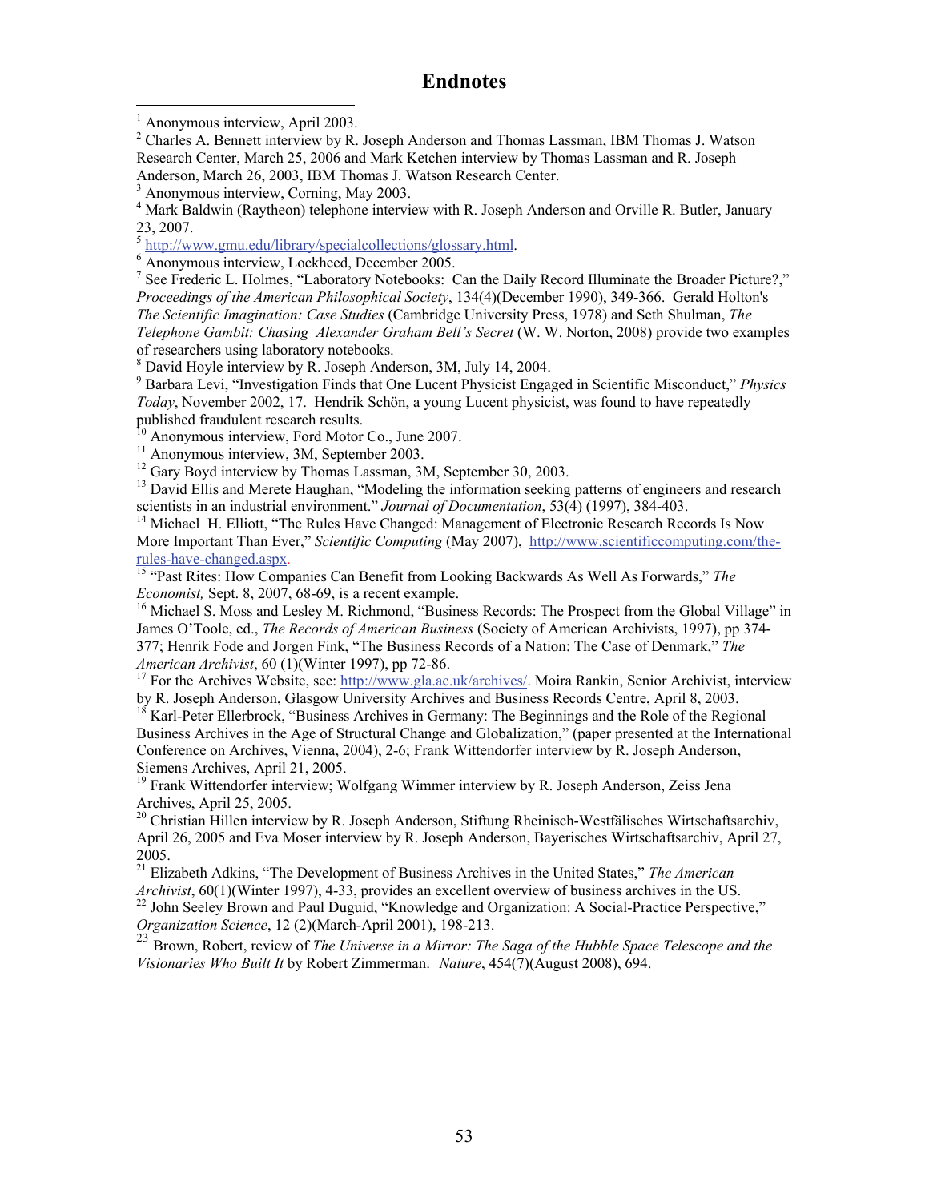# Endnotes

[1] Anonymous interview, April 2003.

[2] Charles A. Bennett interview by R. Joseph Anderson and Thomas Lassman, IBM Thomas J. Watson Research Center, March 25, 2006 and Mark Ketchen interview by Thomas Lassman and R. Joseph Anderson, March 26, 2003, IBM Thomas J. Watson Research Center.

[3] Anonymous interview, Corning, May 2003.

[4] Mark Baldwin (Raytheon) telephone interview with R. Joseph Anderson and Orville R. Butler, January 23, 2007.

[5] http://www.gmu.edu/library/specialcollections/glossary.html.

[6] Anonymous interview, Lockheed, December 2005.

[7] See Frederic L. Holmes, "Laboratory Notebooks: Can the Daily Record Illuminate the Broader Picture?," *Proceedings of the American Philosophical Society*, 134(4)(December 1990), 349-366. Gerald Holton's *The Scientific Imagination: Case Studies* (Cambridge University Press, 1978) and Seth Shulman, *The Telephone Gambit: Chasing Alexander Graham Bell's Secret* (W. W. Norton, 2008) provide two examples of researchers using laboratory notebooks.

[8] David Hoyle interview by R. Joseph Anderson, 3M, July 14, 2004.

[9] Barbara Levi, "Investigation Finds that One Lucent Physicist Engaged in Scientific Misconduct," *Physics Today*, November 2002, 17. Hendrik Schön, a young Lucent physicist, was found to have repeatedly published fraudulent research results.

[10] Anonymous interview, Ford Motor Co., June 2007.

[11] Anonymous interview, 3M, September 2003.

[12] Gary Boyd interview by Thomas Lassman, 3M, September 30, 2003.

[13] David Ellis and Merete Haughan, "Modeling the information seeking patterns of engineers and research scientists in an industrial environment." *Journal of Documentation*, 53(4) (1997), 384-403.

[14] Michael H. Elliott, "The Rules Have Changed: Management of Electronic Research Records Is Now More Important Than Ever," *Scientific Computing* (May 2007), http://www.scientificcomputing.com/the-rules-have-changed.aspx.

[15] "Past Rites: How Companies Can Benefit from Looking Backwards As Well As Forwards," *The Economist,* Sept. 8, 2007, 68-69, is a recent example.

[16] Michael S. Moss and Lesley M. Richmond, "Business Records: The Prospect from the Global Village" in James O'Toole, ed., *The Records of American Business* (Society of American Archivists, 1997), pp 374-377; Henrik Fode and Jorgen Fink, "The Business Records of a Nation: The Case of Denmark," *The American Archivist*, 60 (1)(Winter 1997), pp 72-86.

[17] For the Archives Website, see: http://www.gla.ac.uk/archives/. Moira Rankin, Senior Archivist, interview by R. Joseph Anderson, Glasgow University Archives and Business Records Centre, April 8, 2003.

[18] Karl-Peter Ellerbrock, "Business Archives in Germany: The Beginnings and the Role of the Regional Business Archives in the Age of Structural Change and Globalization," (paper presented at the International Conference on Archives, Vienna, 2004), 2-6; Frank Wittendorfer interview by R. Joseph Anderson, Siemens Archives, April 21, 2005.

[19] Frank Wittendorfer interview; Wolfgang Wimmer interview by R. Joseph Anderson, Zeiss Jena Archives, April 25, 2005.

[20] Christian Hillen interview by R. Joseph Anderson, Stiftung Rheinisch-Westfälisches Wirtschaftsarchiv, April 26, 2005 and Eva Moser interview by R. Joseph Anderson, Bayerisches Wirtschaftsarchiv, April 27, 2005.

[21] Elizabeth Adkins, "The Development of Business Archives in the United States," *The American Archivist*, 60(1)(Winter 1997), 4-33, provides an excellent overview of business archives in the US.

[22] John Seeley Brown and Paul Duguid, "Knowledge and Organization: A Social-Practice Perspective," *Organization Science*, 12 (2)(March-April 2001), 198-213.

[23] Brown, Robert, review of *The Universe in a Mirror: The Saga of the Hubble Space Telescope and the Visionaries Who Built It* by Robert Zimmerman. *Nature*, 454(7)(August 2008), 694.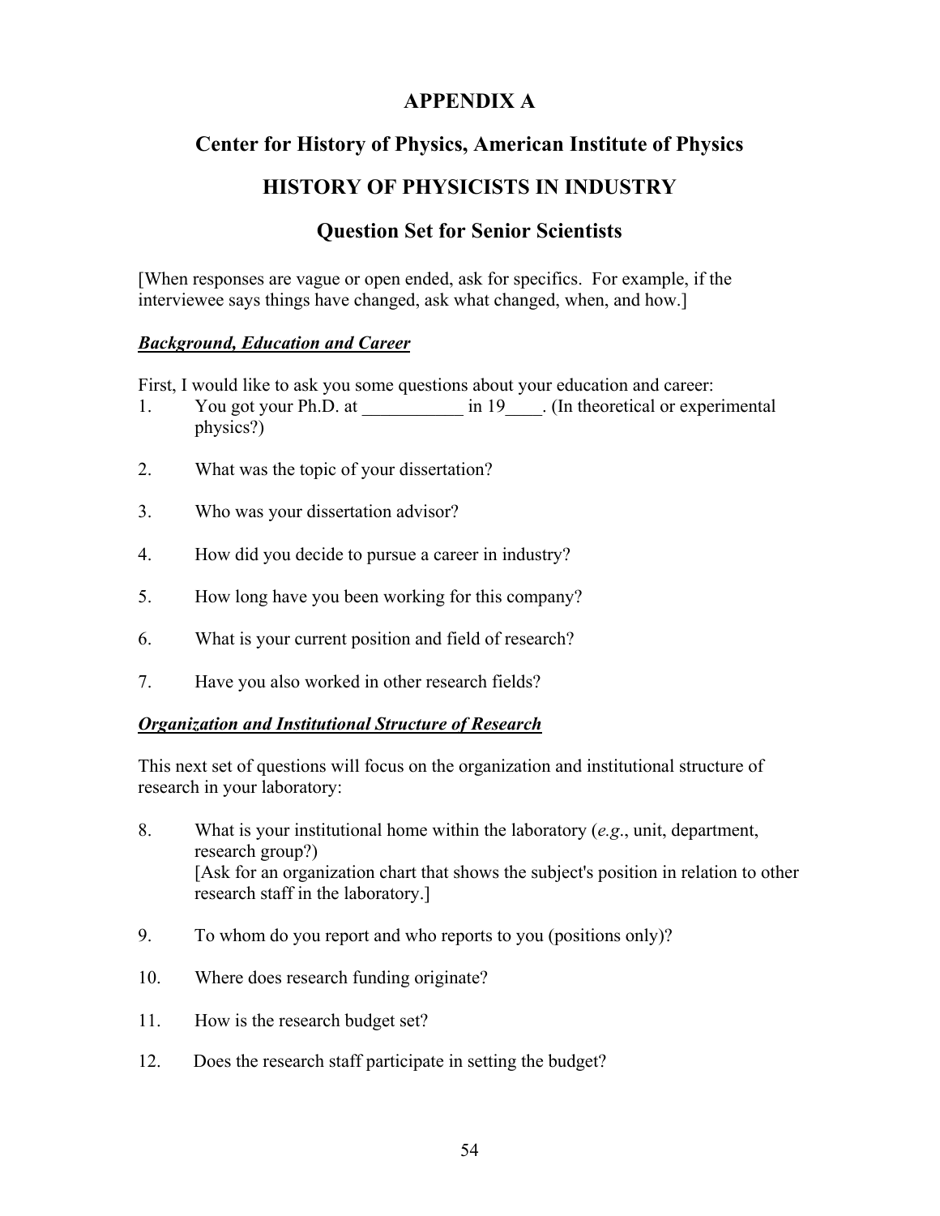# APPENDIX A

## Center for History of Physics, American Institute of Physics

## HISTORY OF PHYSICISTS IN INDUSTRY

## Question Set for Senior Scientists

[When responses are vague or open ended, ask for specifics. For example, if the interviewee says things have changed, ask what changed, when, and how.]

### ***Background, Education and Career***

First, I would like to ask you some questions about your education and career:

1. You got your Ph.D. at ___________ in 19____. (In theoretical or experimental physics?)

2. What was the topic of your dissertation?

3. Who was your dissertation advisor?

4. How did you decide to pursue a career in industry?

5. How long have you been working for this company?

6. What is your current position and field of research?

7. Have you also worked in other research fields?

### ***Organization and Institutional Structure of Research***

This next set of questions will focus on the organization and institutional structure of research in your laboratory:

8. What is your institutional home within the laboratory (*e.g*., unit, department, research group?)
   [Ask for an organization chart that shows the subject's position in relation to other research staff in the laboratory.]

9. To whom do you report and who reports to you (positions only)?

10. Where does research funding originate?

11. How is the research budget set?

12. Does the research staff participate in setting the budget?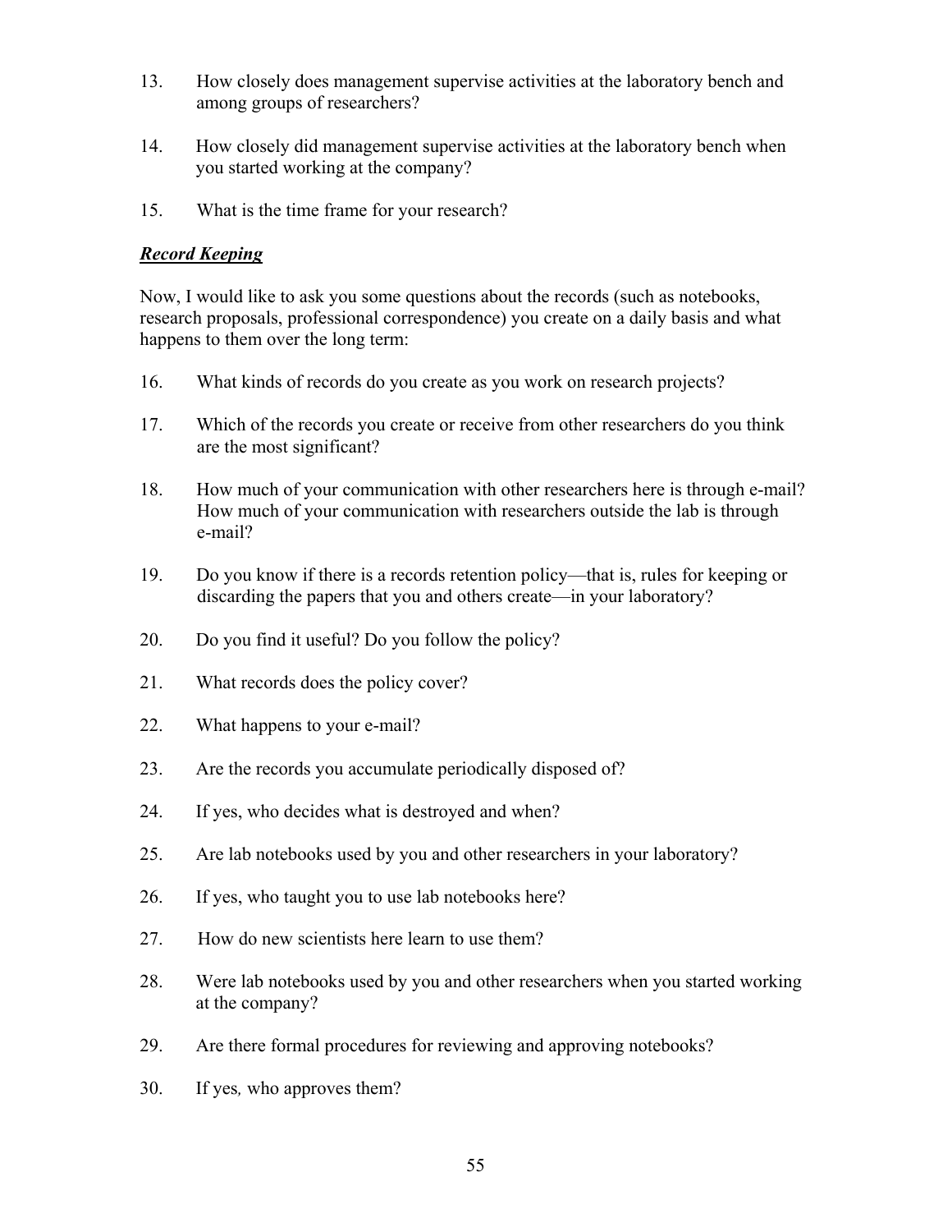13. How closely does management supervise activities at the laboratory bench and among groups of researchers?

14. How closely did management supervise activities at the laboratory bench when you started working at the company?

15. What is the time frame for your research?

***<u>Record Keeping</u>***

Now, I would like to ask you some questions about the records (such as notebooks, research proposals, professional correspondence) you create on a daily basis and what happens to them over the long term:

16. What kinds of records do you create as you work on research projects?

17. Which of the records you create or receive from other researchers do you think are the most significant?

18. How much of your communication with other researchers here is through e-mail? How much of your communication with researchers outside the lab is through e-mail?

19. Do you know if there is a records retention policy—that is, rules for keeping or discarding the papers that you and others create—in your laboratory?

20. Do you find it useful? Do you follow the policy?

21. What records does the policy cover?

22. What happens to your e-mail?

23. Are the records you accumulate periodically disposed of?

24. If yes, who decides what is destroyed and when?

25. Are lab notebooks used by you and other researchers in your laboratory?

26. If yes, who taught you to use lab notebooks here?

27. How do new scientists here learn to use them?

28. Were lab notebooks used by you and other researchers when you started working at the company?

29. Are there formal procedures for reviewing and approving notebooks?

30. If yes*,* who approves them?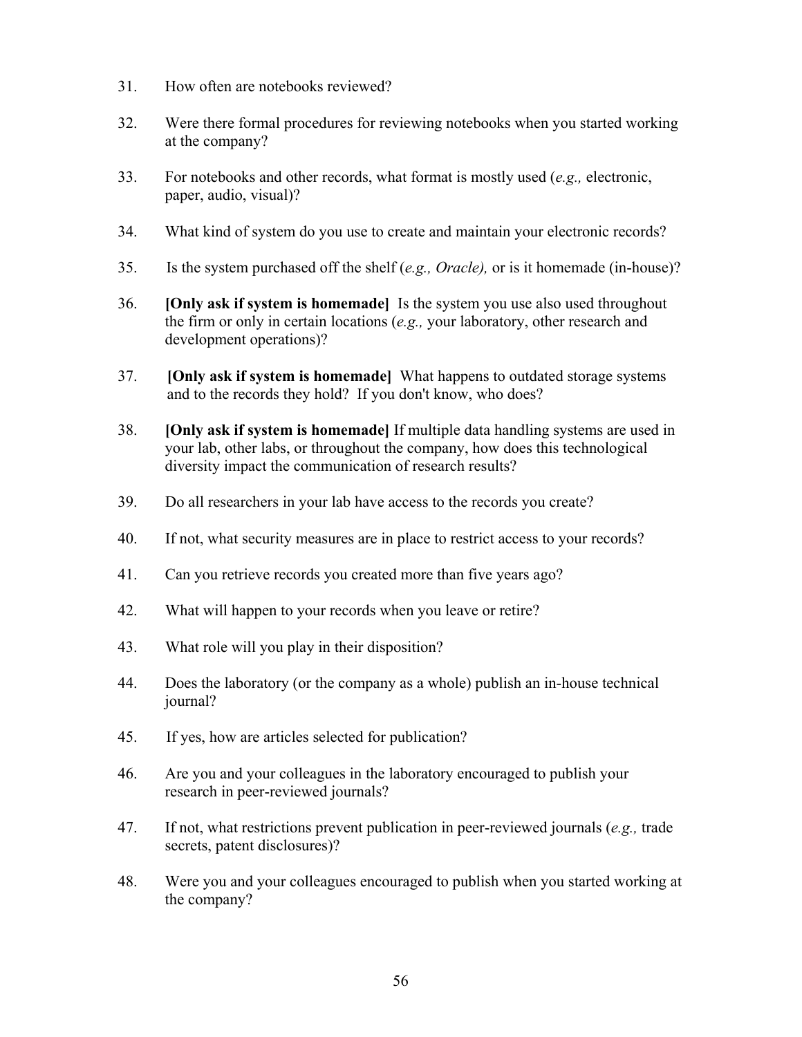31. How often are notebooks reviewed?

32. Were there formal procedures for reviewing notebooks when you started working at the company?

33. For notebooks and other records, what format is mostly used (*e.g.,* electronic, paper, audio, visual)?

34. What kind of system do you use to create and maintain your electronic records?

35. Is the system purchased off the shelf (*e.g., Oracle),* or is it homemade (in-house)?

36. **[Only ask if system is homemade]** Is the system you use also used throughout the firm or only in certain locations (*e.g.,* your laboratory, other research and development operations)?

37. **[Only ask if system is homemade]** What happens to outdated storage systems and to the records they hold? If you don't know, who does?

38. **[Only ask if system is homemade]** If multiple data handling systems are used in your lab, other labs, or throughout the company, how does this technological diversity impact the communication of research results?

39. Do all researchers in your lab have access to the records you create?

40. If not, what security measures are in place to restrict access to your records?

41. Can you retrieve records you created more than five years ago?

42. What will happen to your records when you leave or retire?

43. What role will you play in their disposition?

44. Does the laboratory (or the company as a whole) publish an in-house technical journal?

45. If yes, how are articles selected for publication?

46. Are you and your colleagues in the laboratory encouraged to publish your research in peer-reviewed journals?

47. If not, what restrictions prevent publication in peer-reviewed journals (*e.g.,* trade secrets, patent disclosures)?

48. Were you and your colleagues encouraged to publish when you started working at the company?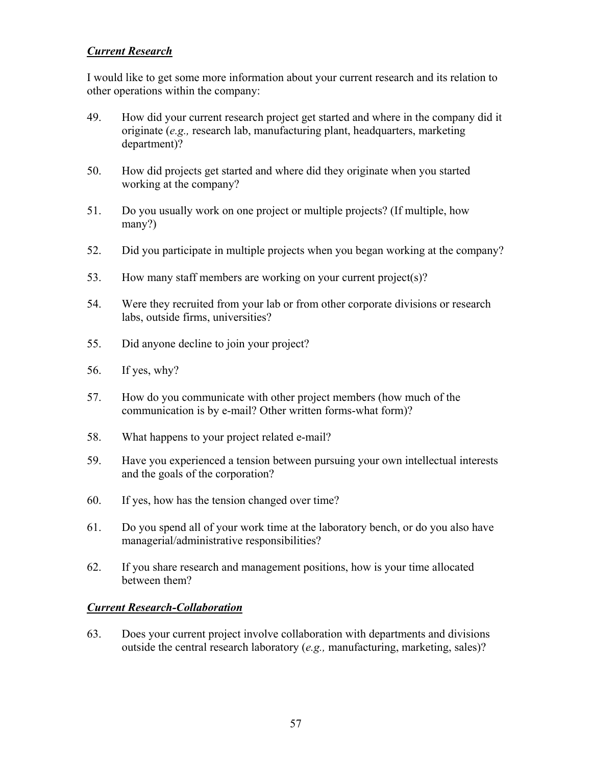***Current Research***

I would like to get some more information about your current research and its relation to other operations within the company:

49. How did your current research project get started and where in the company did it originate (*e.g.,* research lab, manufacturing plant, headquarters, marketing department)?

50. How did projects get started and where did they originate when you started working at the company?

51. Do you usually work on one project or multiple projects? (If multiple, how many?)

52. Did you participate in multiple projects when you began working at the company?

53. How many staff members are working on your current project(s)?

54. Were they recruited from your lab or from other corporate divisions or research labs, outside firms, universities?

55. Did anyone decline to join your project?

56. If yes, why?

57. How do you communicate with other project members (how much of the communication is by e-mail? Other written forms-what form)?

58. What happens to your project related e-mail?

59. Have you experienced a tension between pursuing your own intellectual interests and the goals of the corporation?

60. If yes, how has the tension changed over time?

61. Do you spend all of your work time at the laboratory bench, or do you also have managerial/administrative responsibilities?

62. If you share research and management positions, how is your time allocated between them?

***Current Research-Collaboration***

63. Does your current project involve collaboration with departments and divisions outside the central research laboratory (*e.g.,* manufacturing, marketing, sales)?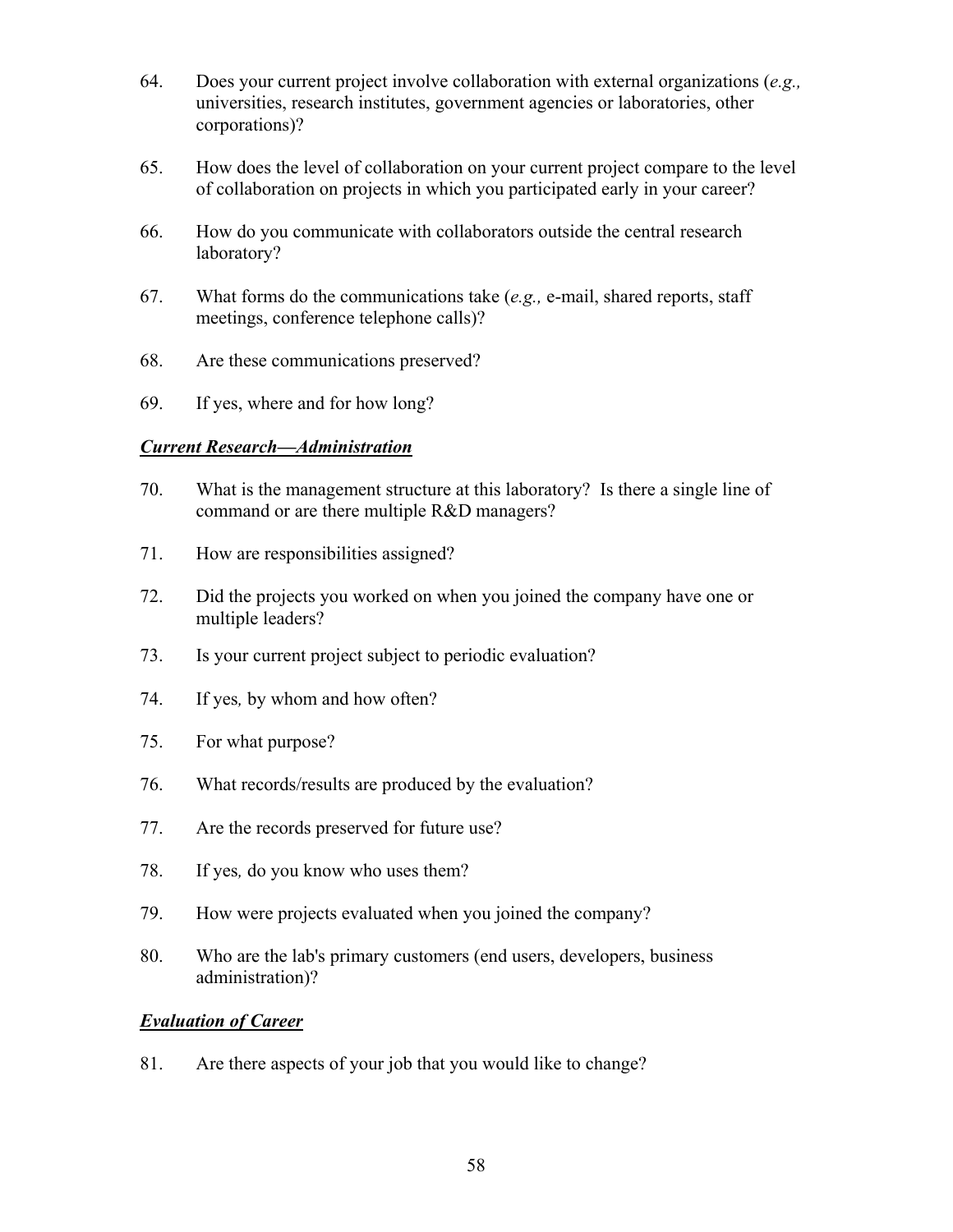64. Does your current project involve collaboration with external organizations (*e.g.,* universities, research institutes, government agencies or laboratories, other corporations)?

65. How does the level of collaboration on your current project compare to the level of collaboration on projects in which you participated early in your career?

66. How do you communicate with collaborators outside the central research laboratory?

67. What forms do the communications take (*e.g.,* e-mail, shared reports, staff meetings, conference telephone calls)?

68. Are these communications preserved?

69. If yes, where and for how long?

***Current Research—Administration***

70. What is the management structure at this laboratory? Is there a single line of command or are there multiple R&D managers?

71. How are responsibilities assigned?

72. Did the projects you worked on when you joined the company have one or multiple leaders?

73. Is your current project subject to periodic evaluation?

74. If yes*,* by whom and how often?

75. For what purpose?

76. What records/results are produced by the evaluation?

77. Are the records preserved for future use?

78. If yes*,* do you know who uses them?

79. How were projects evaluated when you joined the company?

80. Who are the lab's primary customers (end users, developers, business administration)?

***Evaluation of Career***

81. Are there aspects of your job that you would like to change?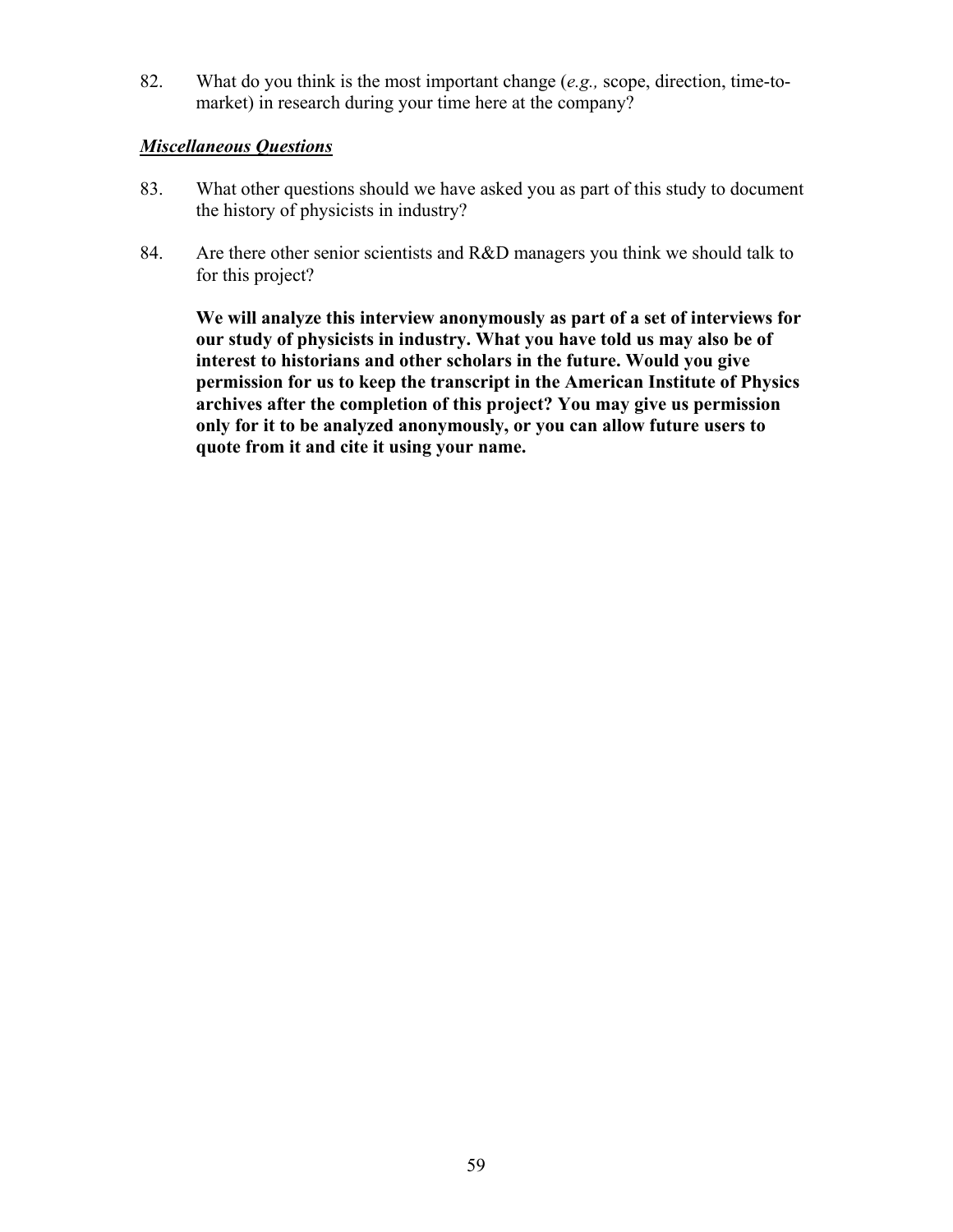82. What do you think is the most important change (*e.g.,* scope, direction, time-to-market) in research during your time here at the company?

***Miscellaneous Questions***

83. What other questions should we have asked you as part of this study to document the history of physicists in industry?

84. Are there other senior scientists and R&D managers you think we should talk to for this project?

**We will analyze this interview anonymously as part of a set of interviews for our study of physicists in industry. What you have told us may also be of interest to historians and other scholars in the future. Would you give permission for us to keep the transcript in the American Institute of Physics archives after the completion of this project? You may give us permission only for it to be analyzed anonymously, or you can allow future users to quote from it and cite it using your name.**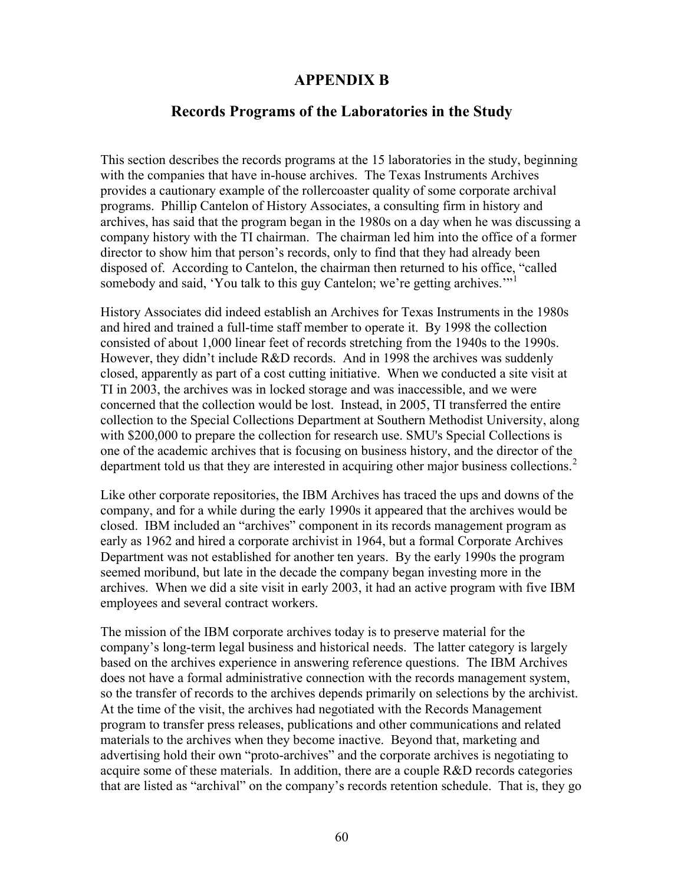# APPENDIX B

## Records Programs of the Laboratories in the Study

This section describes the records programs at the 15 laboratories in the study, beginning with the companies that have in-house archives. The Texas Instruments Archives provides a cautionary example of the rollercoaster quality of some corporate archival programs. Phillip Cantelon of History Associates, a consulting firm in history and archives, has said that the program began in the 1980s on a day when he was discussing a company history with the TI chairman. The chairman led him into the office of a former director to show him that person's records, only to find that they had already been disposed of. According to Cantelon, the chairman then returned to his office, "called somebody and said, 'You talk to this guy Cantelon; we're getting archives.'"[1]

History Associates did indeed establish an Archives for Texas Instruments in the 1980s and hired and trained a full-time staff member to operate it. By 1998 the collection consisted of about 1,000 linear feet of records stretching from the 1940s to the 1990s. However, they didn't include R&D records. And in 1998 the archives was suddenly closed, apparently as part of a cost cutting initiative. When we conducted a site visit at TI in 2003, the archives was in locked storage and was inaccessible, and we were concerned that the collection would be lost. Instead, in 2005, TI transferred the entire collection to the Special Collections Department at Southern Methodist University, along with $200,000 to prepare the collection for research use. SMU's Special Collections is one of the academic archives that is focusing on business history, and the director of the department told us that they are interested in acquiring other major business collections.[2]

Like other corporate repositories, the IBM Archives has traced the ups and downs of the company, and for a while during the early 1990s it appeared that the archives would be closed. IBM included an "archives" component in its records management program as early as 1962 and hired a corporate archivist in 1964, but a formal Corporate Archives Department was not established for another ten years. By the early 1990s the program seemed moribund, but late in the decade the company began investing more in the archives. When we did a site visit in early 2003, it had an active program with five IBM employees and several contract workers.

The mission of the IBM corporate archives today is to preserve material for the company's long-term legal business and historical needs. The latter category is largely based on the archives experience in answering reference questions. The IBM Archives does not have a formal administrative connection with the records management system, so the transfer of records to the archives depends primarily on selections by the archivist. At the time of the visit, the archives had negotiated with the Records Management program to transfer press releases, publications and other communications and related materials to the archives when they become inactive. Beyond that, marketing and advertising hold their own "proto-archives" and the corporate archives is negotiating to acquire some of these materials. In addition, there are a couple R&D records categories that are listed as "archival" on the company's records retention schedule. That is, they go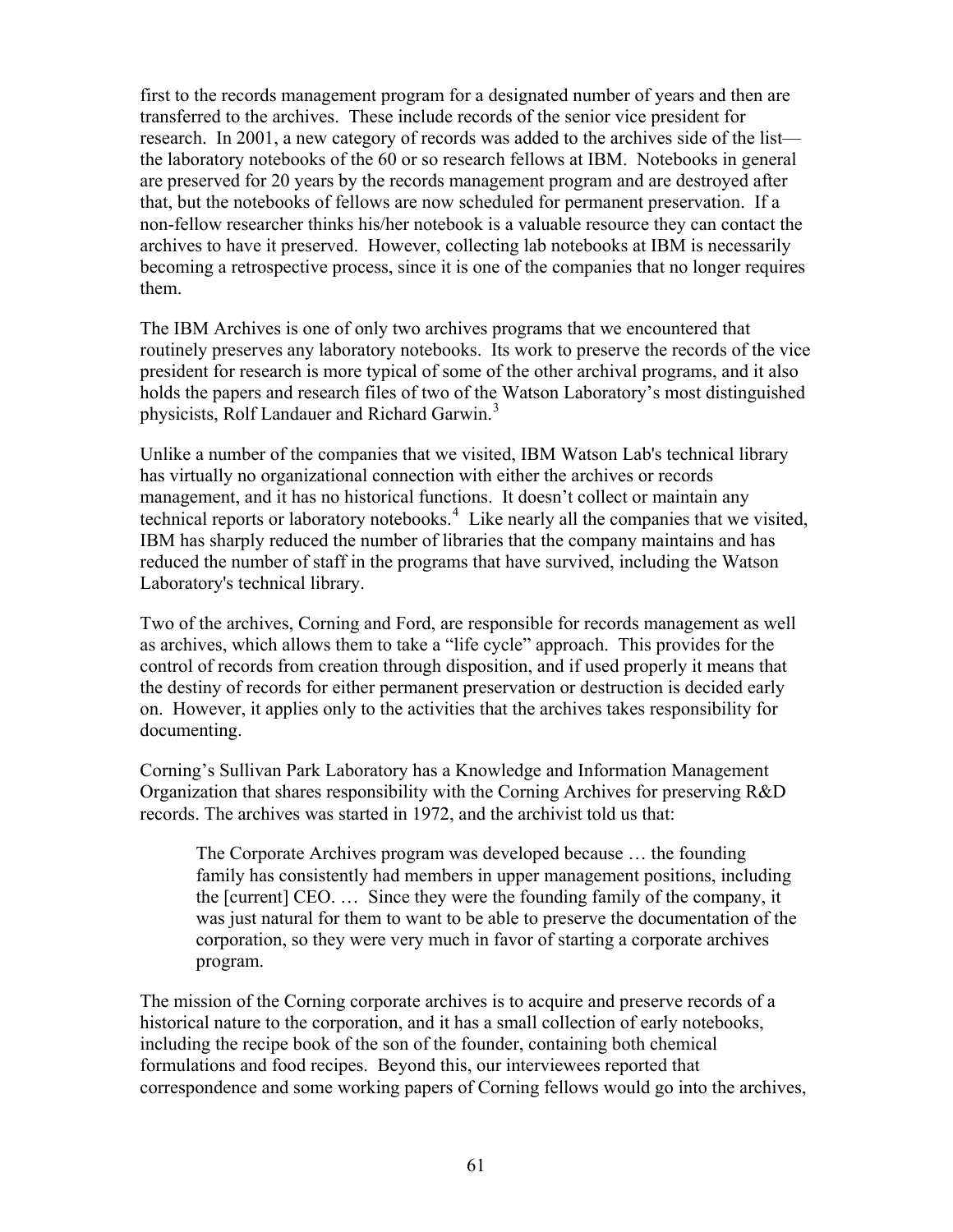first to the records management program for a designated number of years and then are transferred to the archives. These include records of the senior vice president for research. In 2001, a new category of records was added to the archives side of the list—the laboratory notebooks of the 60 or so research fellows at IBM. Notebooks in general are preserved for 20 years by the records management program and are destroyed after that, but the notebooks of fellows are now scheduled for permanent preservation. If a non-fellow researcher thinks his/her notebook is a valuable resource they can contact the archives to have it preserved. However, collecting lab notebooks at IBM is necessarily becoming a retrospective process, since it is one of the companies that no longer requires them.

The IBM Archives is one of only two archives programs that we encountered that routinely preserves any laboratory notebooks. Its work to preserve the records of the vice president for research is more typical of some of the other archival programs, and it also holds the papers and research files of two of the Watson Laboratory's most distinguished physicists, Rolf Landauer and Richard Garwin.[3]

Unlike a number of the companies that we visited, IBM Watson Lab's technical library has virtually no organizational connection with either the archives or records management, and it has no historical functions. It doesn't collect or maintain any technical reports or laboratory notebooks.[4] Like nearly all the companies that we visited, IBM has sharply reduced the number of libraries that the company maintains and has reduced the number of staff in the programs that have survived, including the Watson Laboratory's technical library.

Two of the archives, Corning and Ford, are responsible for records management as well as archives, which allows them to take a "life cycle" approach. This provides for the control of records from creation through disposition, and if used properly it means that the destiny of records for either permanent preservation or destruction is decided early on. However, it applies only to the activities that the archives takes responsibility for documenting.

Corning's Sullivan Park Laboratory has a Knowledge and Information Management Organization that shares responsibility with the Corning Archives for preserving R&D records. The archives was started in 1972, and the archivist told us that:

> The Corporate Archives program was developed because … the founding family has consistently had members in upper management positions, including the [current] CEO. … Since they were the founding family of the company, it was just natural for them to want to be able to preserve the documentation of the corporation, so they were very much in favor of starting a corporate archives program.

The mission of the Corning corporate archives is to acquire and preserve records of a historical nature to the corporation, and it has a small collection of early notebooks, including the recipe book of the son of the founder, containing both chemical formulations and food recipes. Beyond this, our interviewees reported that correspondence and some working papers of Corning fellows would go into the archives,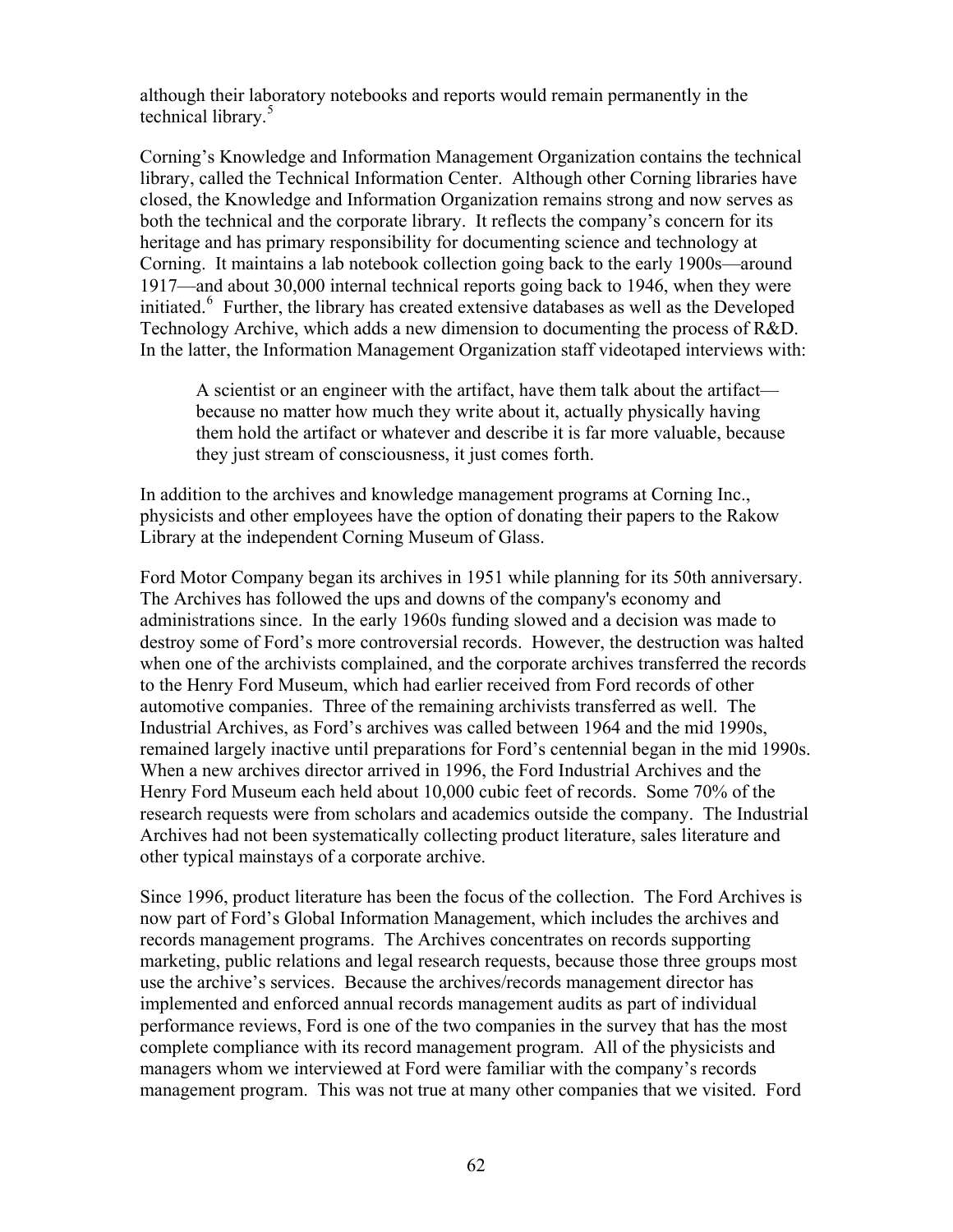although their laboratory notebooks and reports would remain permanently in the technical library.[5]

Corning's Knowledge and Information Management Organization contains the technical library, called the Technical Information Center. Although other Corning libraries have closed, the Knowledge and Information Organization remains strong and now serves as both the technical and the corporate library. It reflects the company's concern for its heritage and has primary responsibility for documenting science and technology at Corning. It maintains a lab notebook collection going back to the early 1900s—around 1917—and about 30,000 internal technical reports going back to 1946, when they were initiated.[6] Further, the library has created extensive databases as well as the Developed Technology Archive, which adds a new dimension to documenting the process of R&D. In the latter, the Information Management Organization staff videotaped interviews with:

> A scientist or an engineer with the artifact, have them talk about the artifact—because no matter how much they write about it, actually physically having them hold the artifact or whatever and describe it is far more valuable, because they just stream of consciousness, it just comes forth.

In addition to the archives and knowledge management programs at Corning Inc., physicists and other employees have the option of donating their papers to the Rakow Library at the independent Corning Museum of Glass.

Ford Motor Company began its archives in 1951 while planning for its 50th anniversary. The Archives has followed the ups and downs of the company's economy and administrations since. In the early 1960s funding slowed and a decision was made to destroy some of Ford's more controversial records. However, the destruction was halted when one of the archivists complained, and the corporate archives transferred the records to the Henry Ford Museum, which had earlier received from Ford records of other automotive companies. Three of the remaining archivists transferred as well. The Industrial Archives, as Ford's archives was called between 1964 and the mid 1990s, remained largely inactive until preparations for Ford's centennial began in the mid 1990s. When a new archives director arrived in 1996, the Ford Industrial Archives and the Henry Ford Museum each held about 10,000 cubic feet of records. Some 70% of the research requests were from scholars and academics outside the company. The Industrial Archives had not been systematically collecting product literature, sales literature and other typical mainstays of a corporate archive.

Since 1996, product literature has been the focus of the collection. The Ford Archives is now part of Ford's Global Information Management, which includes the archives and records management programs. The Archives concentrates on records supporting marketing, public relations and legal research requests, because those three groups most use the archive's services. Because the archives/records management director has implemented and enforced annual records management audits as part of individual performance reviews, Ford is one of the two companies in the survey that has the most complete compliance with its record management program. All of the physicists and managers whom we interviewed at Ford were familiar with the company's records management program. This was not true at many other companies that we visited. Ford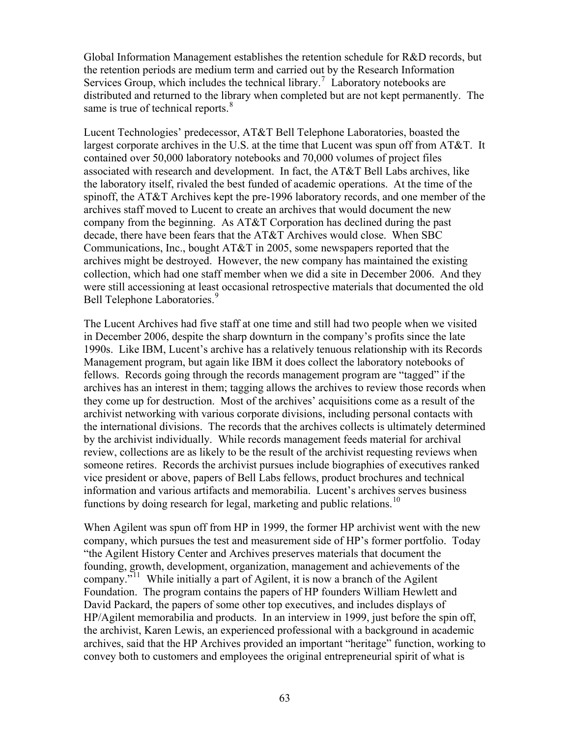Global Information Management establishes the retention schedule for R&D records, but the retention periods are medium term and carried out by the Research Information Services Group, which includes the technical library.[7] Laboratory notebooks are distributed and returned to the library when completed but are not kept permanently. The same is true of technical reports.[8]

Lucent Technologies' predecessor, AT&T Bell Telephone Laboratories, boasted the largest corporate archives in the U.S. at the time that Lucent was spun off from AT&T. It contained over 50,000 laboratory notebooks and 70,000 volumes of project files associated with research and development. In fact, the AT&T Bell Labs archives, like the laboratory itself, rivaled the best funded of academic operations. At the time of the spinoff, the AT&T Archives kept the pre-1996 laboratory records, and one member of the archives staff moved to Lucent to create an archives that would document the new company from the beginning. As AT&T Corporation has declined during the past decade, there have been fears that the AT&T Archives would close. When SBC Communications, Inc., bought AT&T in 2005, some newspapers reported that the archives might be destroyed. However, the new company has maintained the existing collection, which had one staff member when we did a site in December 2006. And they were still accessioning at least occasional retrospective materials that documented the old Bell Telephone Laboratories.[9]

The Lucent Archives had five staff at one time and still had two people when we visited in December 2006, despite the sharp downturn in the company's profits since the late 1990s. Like IBM, Lucent's archive has a relatively tenuous relationship with its Records Management program, but again like IBM it does collect the laboratory notebooks of fellows. Records going through the records management program are "tagged" if the archives has an interest in them; tagging allows the archives to review those records when they come up for destruction. Most of the archives' acquisitions come as a result of the archivist networking with various corporate divisions, including personal contacts with the international divisions. The records that the archives collects is ultimately determined by the archivist individually. While records management feeds material for archival review, collections are as likely to be the result of the archivist requesting reviews when someone retires. Records the archivist pursues include biographies of executives ranked vice president or above, papers of Bell Labs fellows, product brochures and technical information and various artifacts and memorabilia. Lucent's archives serves business functions by doing research for legal, marketing and public relations.[10]

When Agilent was spun off from HP in 1999, the former HP archivist went with the new company, which pursues the test and measurement side of HP's former portfolio. Today "the Agilent History Center and Archives preserves materials that document the founding, growth, development, organization, management and achievements of the company."[11] While initially a part of Agilent, it is now a branch of the Agilent Foundation. The program contains the papers of HP founders William Hewlett and David Packard, the papers of some other top executives, and includes displays of HP/Agilent memorabilia and products. In an interview in 1999, just before the spin off, the archivist, Karen Lewis, an experienced professional with a background in academic archives, said that the HP Archives provided an important "heritage" function, working to convey both to customers and employees the original entrepreneurial spirit of what is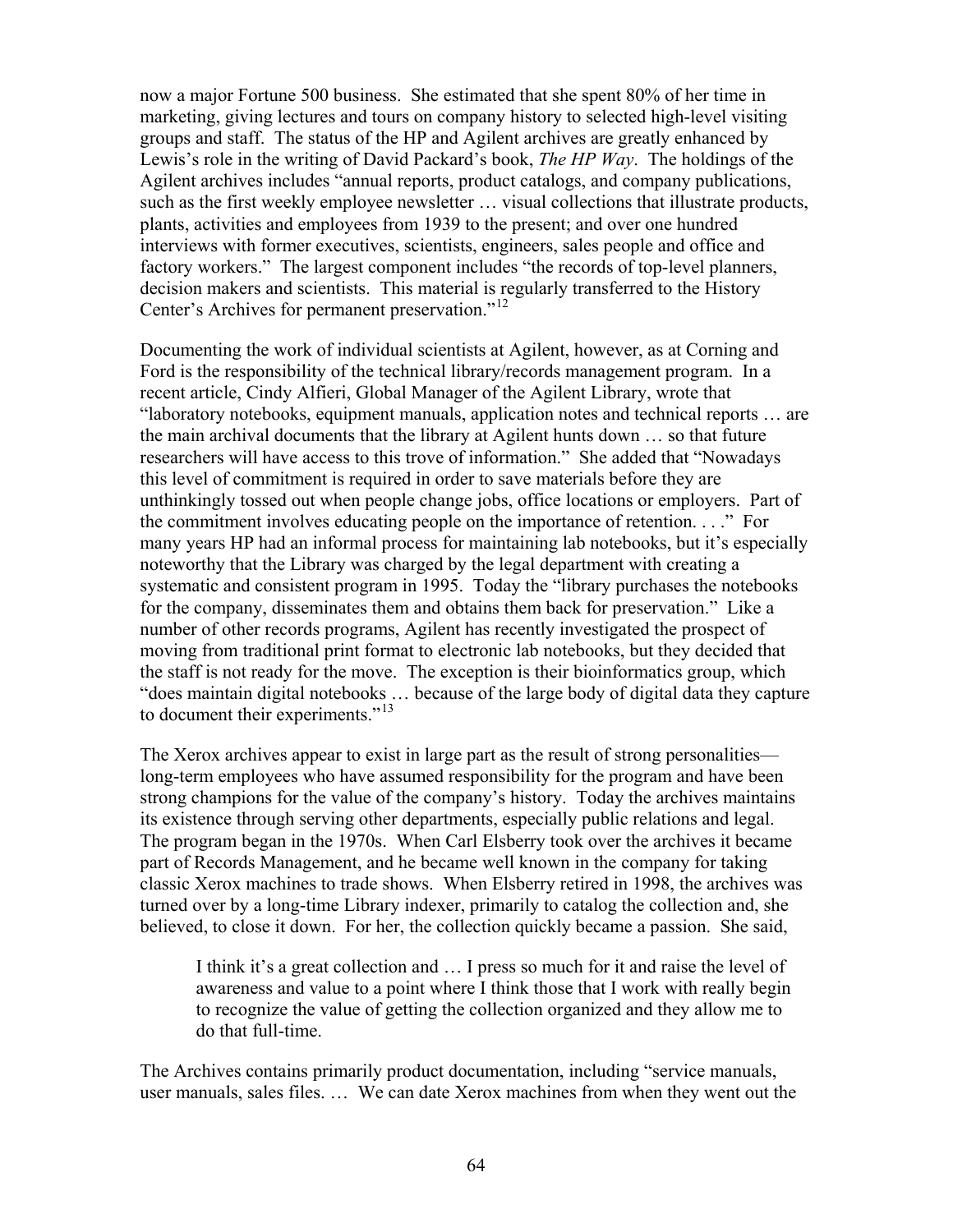now a major Fortune 500 business. She estimated that she spent 80% of her time in marketing, giving lectures and tours on company history to selected high-level visiting groups and staff. The status of the HP and Agilent archives are greatly enhanced by Lewis's role in the writing of David Packard's book, *The HP Way*. The holdings of the Agilent archives includes "annual reports, product catalogs, and company publications, such as the first weekly employee newsletter … visual collections that illustrate products, plants, activities and employees from 1939 to the present; and over one hundred interviews with former executives, scientists, engineers, sales people and office and factory workers." The largest component includes "the records of top-level planners, decision makers and scientists. This material is regularly transferred to the History Center's Archives for permanent preservation."[12]

Documenting the work of individual scientists at Agilent, however, as at Corning and Ford is the responsibility of the technical library/records management program. In a recent article, Cindy Alfieri, Global Manager of the Agilent Library, wrote that "laboratory notebooks, equipment manuals, application notes and technical reports … are the main archival documents that the library at Agilent hunts down … so that future researchers will have access to this trove of information." She added that "Nowadays this level of commitment is required in order to save materials before they are unthinkingly tossed out when people change jobs, office locations or employers. Part of the commitment involves educating people on the importance of retention. . . ." For many years HP had an informal process for maintaining lab notebooks, but it's especially noteworthy that the Library was charged by the legal department with creating a systematic and consistent program in 1995. Today the "library purchases the notebooks for the company, disseminates them and obtains them back for preservation." Like a number of other records programs, Agilent has recently investigated the prospect of moving from traditional print format to electronic lab notebooks, but they decided that the staff is not ready for the move. The exception is their bioinformatics group, which "does maintain digital notebooks … because of the large body of digital data they capture to document their experiments."[13]

The Xerox archives appear to exist in large part as the result of strong personalities—long-term employees who have assumed responsibility for the program and have been strong champions for the value of the company's history. Today the archives maintains its existence through serving other departments, especially public relations and legal. The program began in the 1970s. When Carl Elsberry took over the archives it became part of Records Management, and he became well known in the company for taking classic Xerox machines to trade shows. When Elsberry retired in 1998, the archives was turned over by a long-time Library indexer, primarily to catalog the collection and, she believed, to close it down. For her, the collection quickly became a passion. She said,

> I think it's a great collection and … I press so much for it and raise the level of awareness and value to a point where I think those that I work with really begin to recognize the value of getting the collection organized and they allow me to do that full-time.

The Archives contains primarily product documentation, including "service manuals, user manuals, sales files. … We can date Xerox machines from when they went out the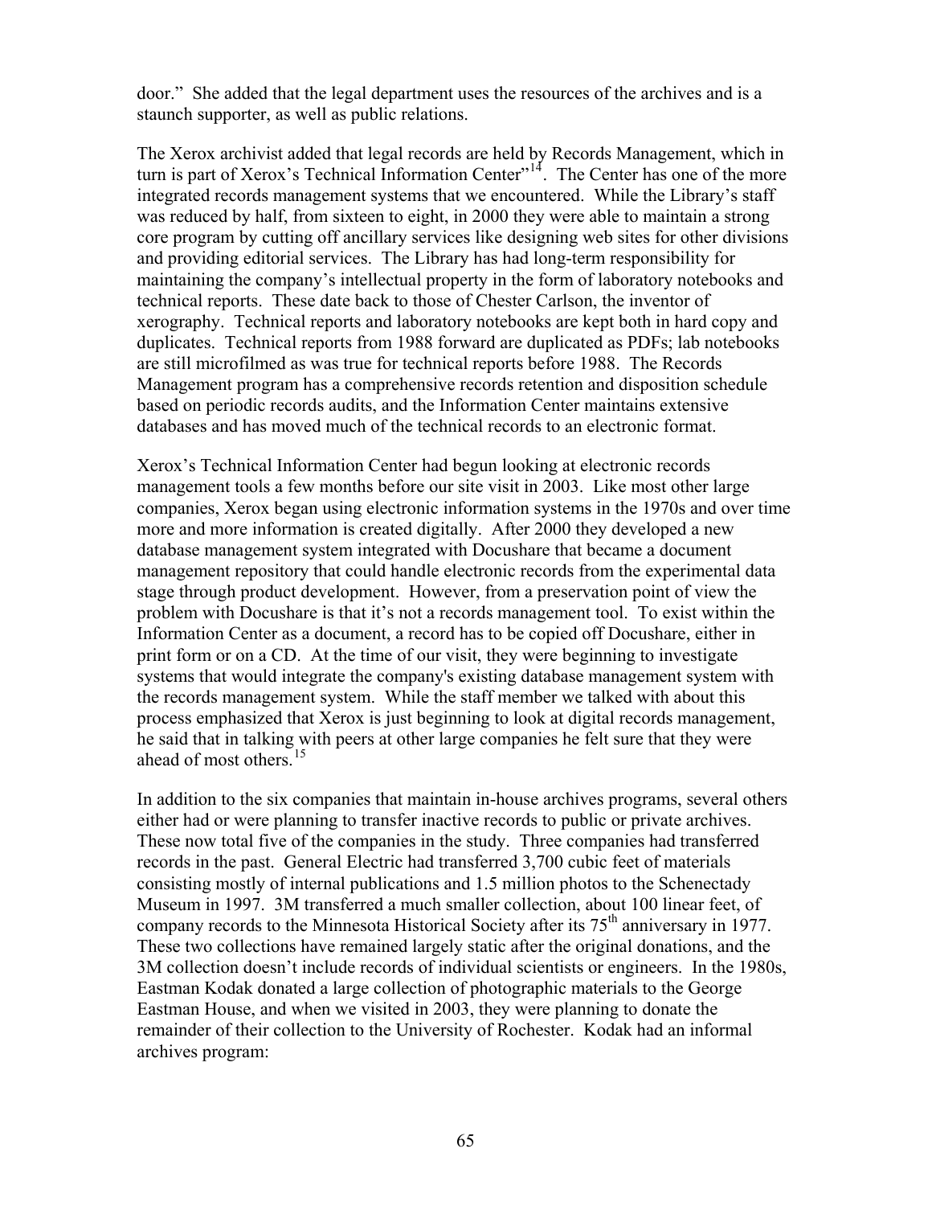door." She added that the legal department uses the resources of the archives and is a staunch supporter, as well as public relations.

The Xerox archivist added that legal records are held by Records Management, which in turn is part of Xerox's Technical Information Center"[14]. The Center has one of the more integrated records management systems that we encountered. While the Library's staff was reduced by half, from sixteen to eight, in 2000 they were able to maintain a strong core program by cutting off ancillary services like designing web sites for other divisions and providing editorial services. The Library has had long-term responsibility for maintaining the company's intellectual property in the form of laboratory notebooks and technical reports. These date back to those of Chester Carlson, the inventor of xerography. Technical reports and laboratory notebooks are kept both in hard copy and duplicates. Technical reports from 1988 forward are duplicated as PDFs; lab notebooks are still microfilmed as was true for technical reports before 1988. The Records Management program has a comprehensive records retention and disposition schedule based on periodic records audits, and the Information Center maintains extensive databases and has moved much of the technical records to an electronic format.

Xerox's Technical Information Center had begun looking at electronic records management tools a few months before our site visit in 2003. Like most other large companies, Xerox began using electronic information systems in the 1970s and over time more and more information is created digitally. After 2000 they developed a new database management system integrated with Docushare that became a document management repository that could handle electronic records from the experimental data stage through product development. However, from a preservation point of view the problem with Docushare is that it's not a records management tool. To exist within the Information Center as a document, a record has to be copied off Docushare, either in print form or on a CD. At the time of our visit, they were beginning to investigate systems that would integrate the company's existing database management system with the records management system. While the staff member we talked with about this process emphasized that Xerox is just beginning to look at digital records management, he said that in talking with peers at other large companies he felt sure that they were ahead of most others.[15]

In addition to the six companies that maintain in-house archives programs, several others either had or were planning to transfer inactive records to public or private archives. These now total five of the companies in the study. Three companies had transferred records in the past. General Electric had transferred 3,700 cubic feet of materials consisting mostly of internal publications and 1.5 million photos to the Schenectady Museum in 1997. 3M transferred a much smaller collection, about 100 linear feet, of company records to the Minnesota Historical Society after its 75th anniversary in 1977. These two collections have remained largely static after the original donations, and the 3M collection doesn't include records of individual scientists or engineers. In the 1980s, Eastman Kodak donated a large collection of photographic materials to the George Eastman House, and when we visited in 2003, they were planning to donate the remainder of their collection to the University of Rochester. Kodak had an informal archives program: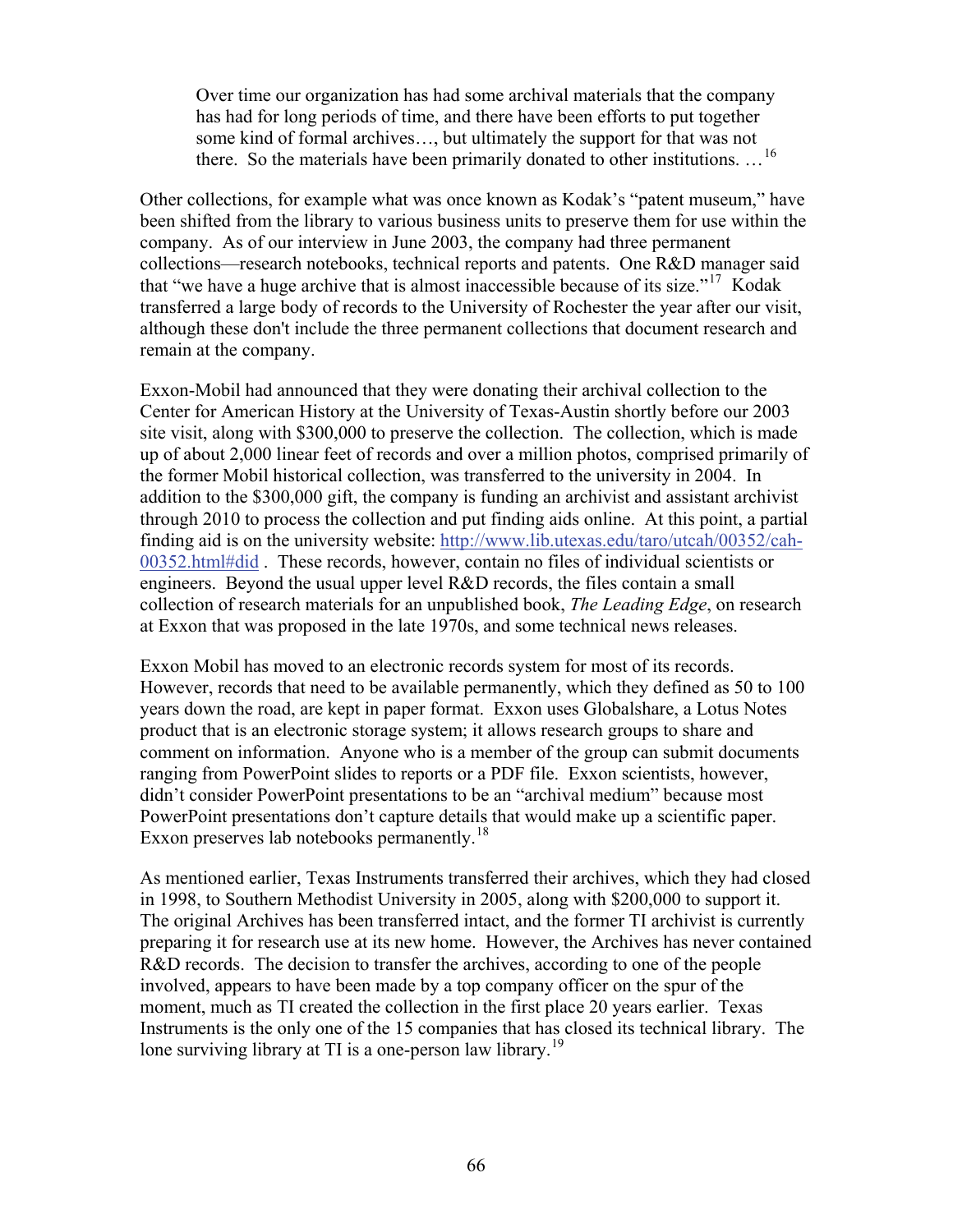> Over time our organization has had some archival materials that the company has had for long periods of time, and there have been efforts to put together some kind of formal archives…, but ultimately the support for that was not there. So the materials have been primarily donated to other institutions. …[16]

Other collections, for example what was once known as Kodak's "patent museum," have been shifted from the library to various business units to preserve them for use within the company. As of our interview in June 2003, the company had three permanent collections—research notebooks, technical reports and patents. One R&D manager said that "we have a huge archive that is almost inaccessible because of its size."[17] Kodak transferred a large body of records to the University of Rochester the year after our visit, although these don't include the three permanent collections that document research and remain at the company.

Exxon-Mobil had announced that they were donating their archival collection to the Center for American History at the University of Texas-Austin shortly before our 2003 site visit, along with $300,000 to preserve the collection. The collection, which is made up of about 2,000 linear feet of records and over a million photos, comprised primarily of the former Mobil historical collection, was transferred to the university in 2004. In addition to the $300,000 gift, the company is funding an archivist and assistant archivist through 2010 to process the collection and put finding aids online. At this point, a partial finding aid is on the university website: http://www.lib.utexas.edu/taro/utcah/00352/cah-00352.html#did . These records, however, contain no files of individual scientists or engineers. Beyond the usual upper level R&D records, the files contain a small collection of research materials for an unpublished book, *The Leading Edge*, on research at Exxon that was proposed in the late 1970s, and some technical news releases.

Exxon Mobil has moved to an electronic records system for most of its records. However, records that need to be available permanently, which they defined as 50 to 100 years down the road, are kept in paper format. Exxon uses Globalshare, a Lotus Notes product that is an electronic storage system; it allows research groups to share and comment on information. Anyone who is a member of the group can submit documents ranging from PowerPoint slides to reports or a PDF file. Exxon scientists, however, didn't consider PowerPoint presentations to be an "archival medium" because most PowerPoint presentations don't capture details that would make up a scientific paper. Exxon preserves lab notebooks permanently.[18]

As mentioned earlier, Texas Instruments transferred their archives, which they had closed in 1998, to Southern Methodist University in 2005, along with $200,000 to support it. The original Archives has been transferred intact, and the former TI archivist is currently preparing it for research use at its new home. However, the Archives has never contained R&D records. The decision to transfer the archives, according to one of the people involved, appears to have been made by a top company officer on the spur of the moment, much as TI created the collection in the first place 20 years earlier. Texas Instruments is the only one of the 15 companies that has closed its technical library. The lone surviving library at TI is a one-person law library.[19]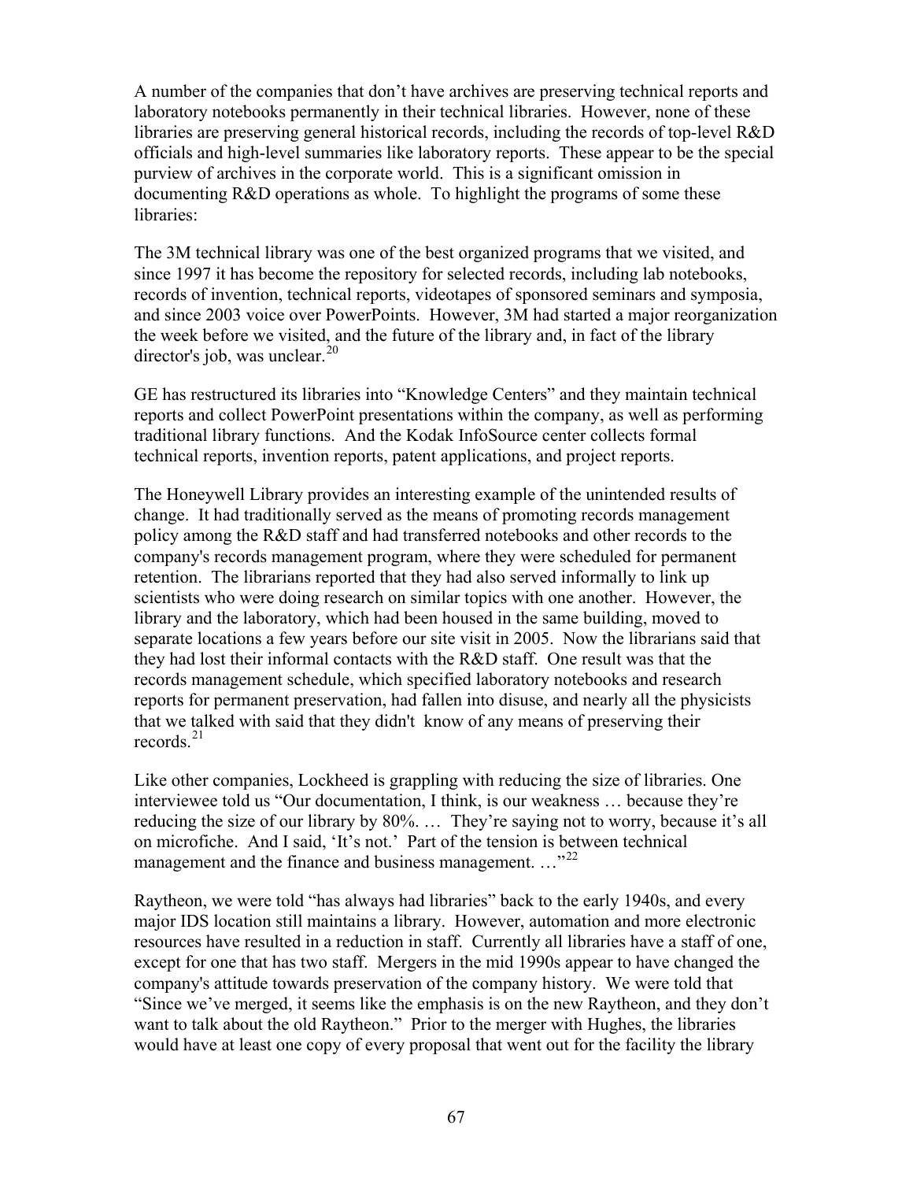A number of the companies that don't have archives are preserving technical reports and laboratory notebooks permanently in their technical libraries. However, none of these libraries are preserving general historical records, including the records of top-level R&D officials and high-level summaries like laboratory reports. These appear to be the special purview of archives in the corporate world. This is a significant omission in documenting R&D operations as whole. To highlight the programs of some these libraries:

The 3M technical library was one of the best organized programs that we visited, and since 1997 it has become the repository for selected records, including lab notebooks, records of invention, technical reports, videotapes of sponsored seminars and symposia, and since 2003 voice over PowerPoints. However, 3M had started a major reorganization the week before we visited, and the future of the library and, in fact of the library director's job, was unclear.[20]

GE has restructured its libraries into "Knowledge Centers" and they maintain technical reports and collect PowerPoint presentations within the company, as well as performing traditional library functions. And the Kodak InfoSource center collects formal technical reports, invention reports, patent applications, and project reports.

The Honeywell Library provides an interesting example of the unintended results of change. It had traditionally served as the means of promoting records management policy among the R&D staff and had transferred notebooks and other records to the company's records management program, where they were scheduled for permanent retention. The librarians reported that they had also served informally to link up scientists who were doing research on similar topics with one another. However, the library and the laboratory, which had been housed in the same building, moved to separate locations a few years before our site visit in 2005. Now the librarians said that they had lost their informal contacts with the R&D staff. One result was that the records management schedule, which specified laboratory notebooks and research reports for permanent preservation, had fallen into disuse, and nearly all the physicists that we talked with said that they didn't know of any means of preserving their records.[21]

Like other companies, Lockheed is grappling with reducing the size of libraries. One interviewee told us "Our documentation, I think, is our weakness … because they're reducing the size of our library by 80%. … They're saying not to worry, because it's all on microfiche. And I said, 'It's not.' Part of the tension is between technical management and the finance and business management. …"[22]

Raytheon, we were told "has always had libraries" back to the early 1940s, and every major IDS location still maintains a library. However, automation and more electronic resources have resulted in a reduction in staff. Currently all libraries have a staff of one, except for one that has two staff. Mergers in the mid 1990s appear to have changed the company's attitude towards preservation of the company history. We were told that "Since we've merged, it seems like the emphasis is on the new Raytheon, and they don't want to talk about the old Raytheon." Prior to the merger with Hughes, the libraries would have at least one copy of every proposal that went out for the facility the library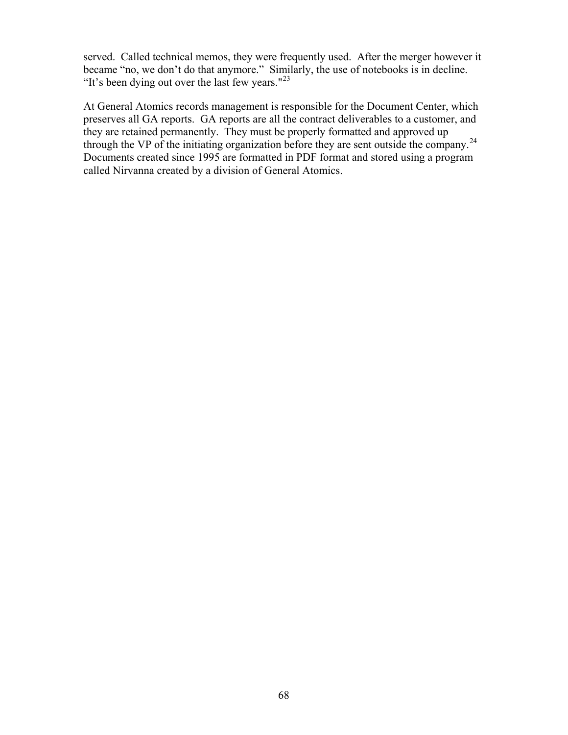served. Called technical memos, they were frequently used. After the merger however it became "no, we don't do that anymore." Similarly, the use of notebooks is in decline. "It's been dying out over the last few years."[23]

At General Atomics records management is responsible for the Document Center, which preserves all GA reports. GA reports are all the contract deliverables to a customer, and they are retained permanently. They must be properly formatted and approved up through the VP of the initiating organization before they are sent outside the company.[24] Documents created since 1995 are formatted in PDF format and stored using a program called Nirvanna created by a division of General Atomics.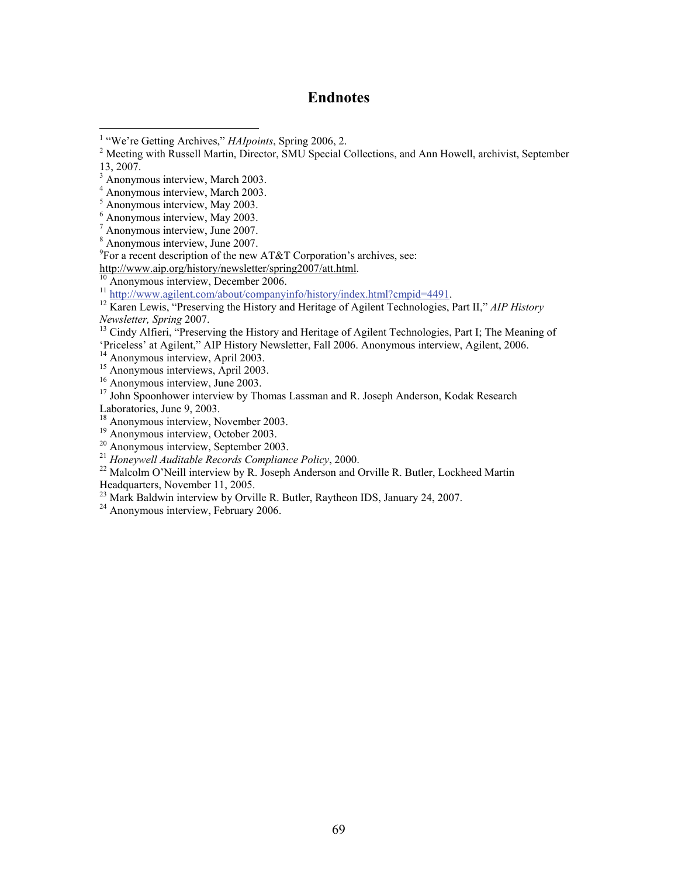# Endnotes

[1] "We're Getting Archives," *HAIpoints*, Spring 2006, 2.

[2] Meeting with Russell Martin, Director, SMU Special Collections, and Ann Howell, archivist, September 13, 2007.

[3] Anonymous interview, March 2003.

[4] Anonymous interview, March 2003.

[5] Anonymous interview, May 2003.

[6] Anonymous interview, May 2003.

[7] Anonymous interview, June 2007.

[8] Anonymous interview, June 2007.

[9] For a recent description of the new AT&T Corporation's archives, see: http://www.aip.org/history/newsletter/spring2007/att.html.

[10] Anonymous interview, December 2006.

[11] http://www.agilent.com/about/companyinfo/history/index.html?cmpid=4491.

[12] Karen Lewis, "Preserving the History and Heritage of Agilent Technologies, Part II," *AIP History Newsletter, Spring* 2007.

[13] Cindy Alfieri, "Preserving the History and Heritage of Agilent Technologies, Part I; The Meaning of 'Priceless' at Agilent," AIP History Newsletter, Fall 2006. Anonymous interview, Agilent, 2006.

[14] Anonymous interview, April 2003.

[15] Anonymous interviews, April 2003.

[16] Anonymous interview, June 2003.

[17] John Spoonhower interview by Thomas Lassman and R. Joseph Anderson, Kodak Research Laboratories, June 9, 2003.

[18] Anonymous interview, November 2003.

[19] Anonymous interview, October 2003.

[20] Anonymous interview, September 2003.

[21] *Honeywell Auditable Records Compliance Policy*, 2000.

[22] Malcolm O'Neill interview by R. Joseph Anderson and Orville R. Butler, Lockheed Martin Headquarters, November 11, 2005.

[23] Mark Baldwin interview by Orville R. Butler, Raytheon IDS, January 24, 2007.

[24] Anonymous interview, February 2006.